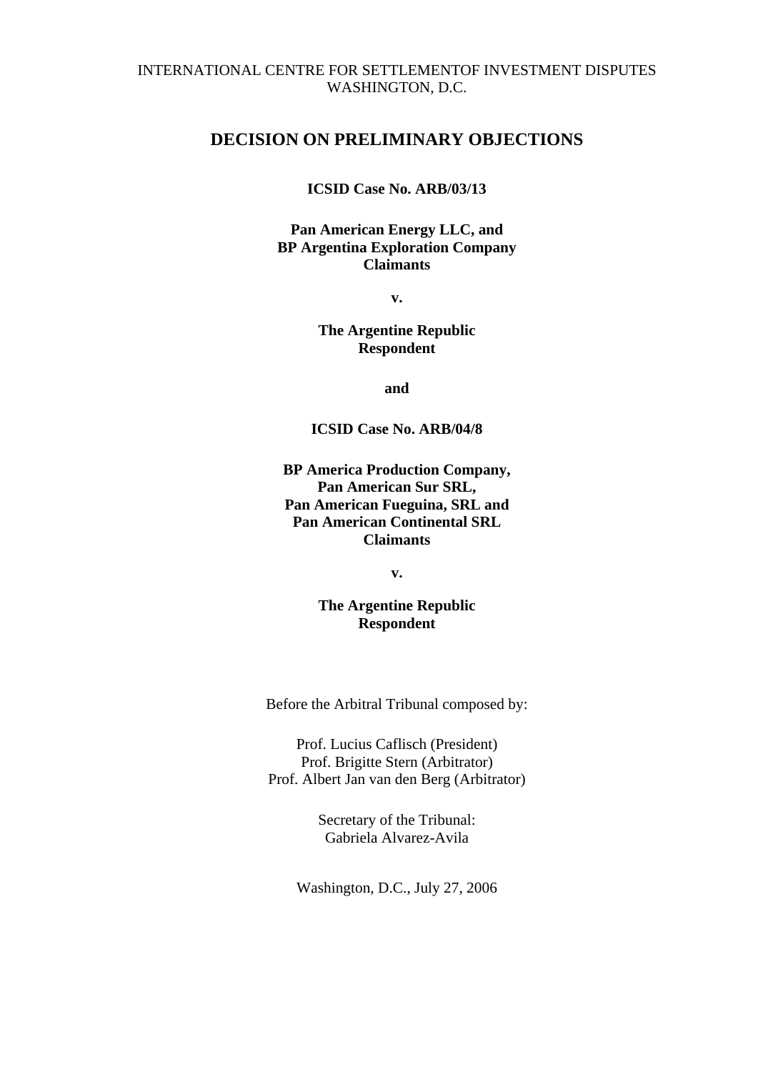INTERNATIONAL CENTRE FOR SETTLEMENTOF INVESTMENT DISPUTES
WASHINGTON, D.C.

# DECISION ON PRELIMINARY OBJECTIONS

**ICSID Case No. ARB/03/13**

**Pan American Energy LLC, and**
**BP Argentina Exploration Company**
**Claimants**

**v.**

**The Argentine Republic**
**Respondent**

**and**

**ICSID Case No. ARB/04/8**

**BP America Production Company,**
**Pan American Sur SRL,**
**Pan American Fueguina, SRL and**
**Pan American Continental SRL**
**Claimants**

**v.**

**The Argentine Republic**
**Respondent**

Before the Arbitral Tribunal composed by:

Prof. Lucius Caflisch (President)
Prof. Brigitte Stern (Arbitrator)
Prof. Albert Jan van den Berg (Arbitrator)

Secretary of the Tribunal:
Gabriela Alvarez-Avila

Washington, D.C., July 27, 2006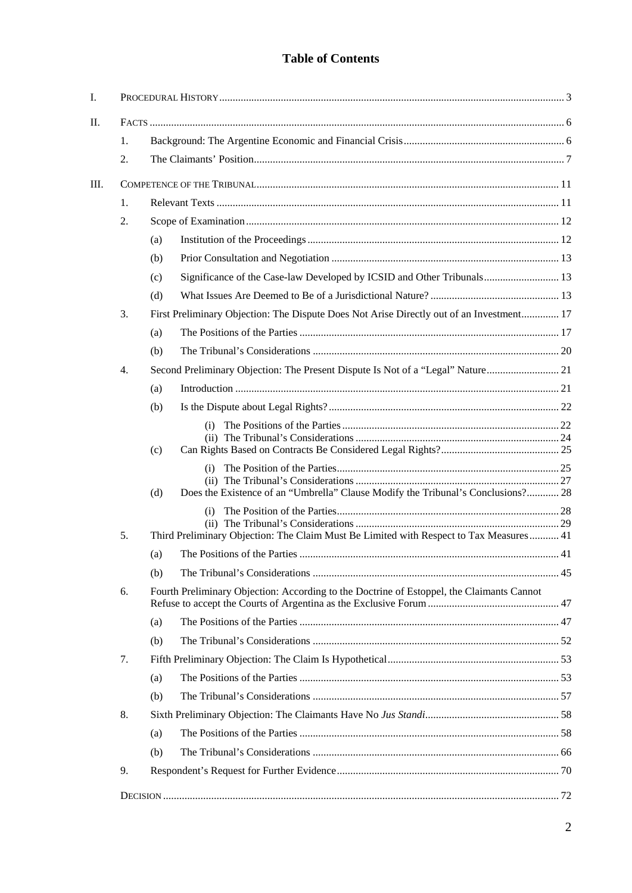# Table of Contents

I. PROCEDURAL HISTORY ..... 3

II. FACTS ..... 6

- 1. Background: The Argentine Economic and Financial Crisis ..... 6
- 2. The Claimants' Position ..... 7

III. COMPETENCE OF THE TRIBUNAL ..... 11

- 1. Relevant Texts ..... 11
- 2. Scope of Examination ..... 12
  - (a) Institution of the Proceedings ..... 12
  - (b) Prior Consultation and Negotiation ..... 13
  - (c) Significance of the Case-law Developed by ICSID and Other Tribunals ..... 13
  - (d) What Issues Are Deemed to Be of a Jurisdictional Nature? ..... 13
- 3. First Preliminary Objection: The Dispute Does Not Arise Directly out of an Investment ..... 17
  - (a) The Positions of the Parties ..... 17
  - (b) The Tribunal's Considerations ..... 20
- 4. Second Preliminary Objection: The Present Dispute Is Not of a "Legal" Nature ..... 21
  - (a) Introduction ..... 21
  - (b) Is the Dispute about Legal Rights? ..... 22
    - (i) The Positions of the Parties ..... 22
    - (ii) The Tribunal's Considerations ..... 24
  - (c) Can Rights Based on Contracts Be Considered Legal Rights? ..... 25
    - (i) The Position of the Parties ..... 25
    - (ii) The Tribunal's Considerations ..... 27
  - (d) Does the Existence of an "Umbrella" Clause Modify the Tribunal's Conclusions? ..... 28
    - (i) The Position of the Parties ..... 28
    - (ii) The Tribunal's Considerations ..... 29
- 5. Third Preliminary Objection: The Claim Must Be Limited with Respect to Tax Measures ..... 41
  - (a) The Positions of the Parties ..... 41
  - (b) The Tribunal's Considerations ..... 45
- 6. Fourth Preliminary Objection: According to the Doctrine of Estoppel, the Claimants Cannot Refuse to accept the Courts of Argentina as the Exclusive Forum ..... 47
  - (a) The Positions of the Parties ..... 47
  - (b) The Tribunal's Considerations ..... 52
- 7. Fifth Preliminary Objection: The Claim Is Hypothetical ..... 53
  - (a) The Positions of the Parties ..... 53
  - (b) The Tribunal's Considerations ..... 57
- 8. Sixth Preliminary Objection: The Claimants Have No *Jus Standi* ..... 58
  - (a) The Positions of the Parties ..... 58
  - (b) The Tribunal's Considerations ..... 66
- 9. Respondent's Request for Further Evidence ..... 70

DECISION ..... 72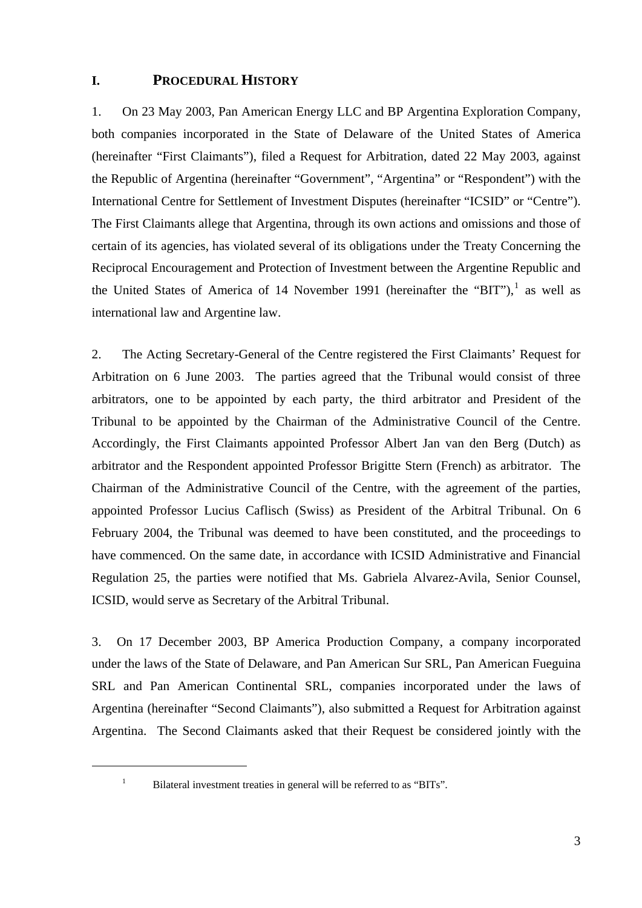## I. PROCEDURAL HISTORY

1. On 23 May 2003, Pan American Energy LLC and BP Argentina Exploration Company, both companies incorporated in the State of Delaware of the United States of America (hereinafter "First Claimants"), filed a Request for Arbitration, dated 22 May 2003, against the Republic of Argentina (hereinafter "Government", "Argentina" or "Respondent") with the International Centre for Settlement of Investment Disputes (hereinafter "ICSID" or "Centre"). The First Claimants allege that Argentina, through its own actions and omissions and those of certain of its agencies, has violated several of its obligations under the Treaty Concerning the Reciprocal Encouragement and Protection of Investment between the Argentine Republic and the United States of America of 14 November 1991 (hereinafter the "BIT"),[1] as well as international law and Argentine law.

2. The Acting Secretary-General of the Centre registered the First Claimants' Request for Arbitration on 6 June 2003. The parties agreed that the Tribunal would consist of three arbitrators, one to be appointed by each party, the third arbitrator and President of the Tribunal to be appointed by the Chairman of the Administrative Council of the Centre. Accordingly, the First Claimants appointed Professor Albert Jan van den Berg (Dutch) as arbitrator and the Respondent appointed Professor Brigitte Stern (French) as arbitrator. The Chairman of the Administrative Council of the Centre, with the agreement of the parties, appointed Professor Lucius Caflisch (Swiss) as President of the Arbitral Tribunal. On 6 February 2004, the Tribunal was deemed to have been constituted, and the proceedings to have commenced. On the same date, in accordance with ICSID Administrative and Financial Regulation 25, the parties were notified that Ms. Gabriela Alvarez-Avila, Senior Counsel, ICSID, would serve as Secretary of the Arbitral Tribunal.

3. On 17 December 2003, BP America Production Company, a company incorporated under the laws of the State of Delaware, and Pan American Sur SRL, Pan American Fueguina SRL and Pan American Continental SRL, companies incorporated under the laws of Argentina (hereinafter "Second Claimants"), also submitted a Request for Arbitration against Argentina. The Second Claimants asked that their Request be considered jointly with the

[1] Bilateral investment treaties in general will be referred to as "BITs".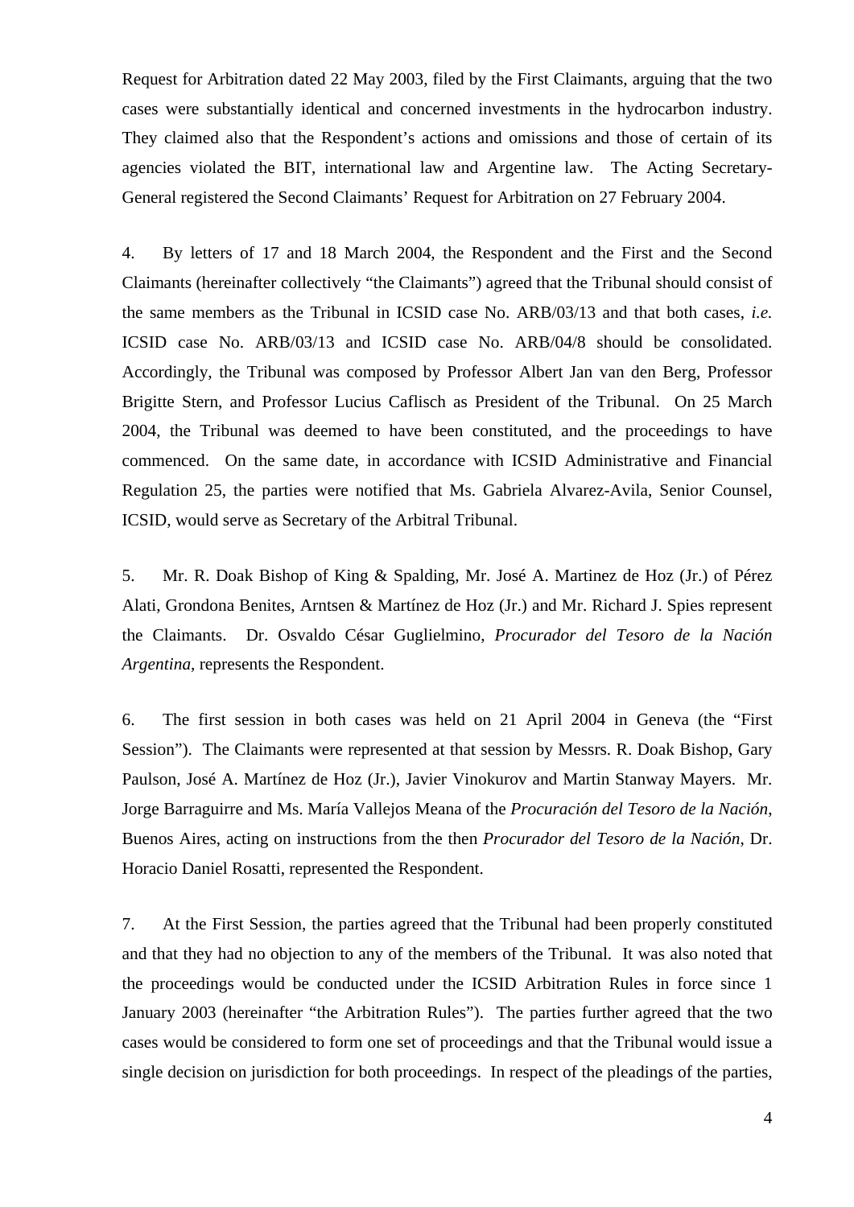Request for Arbitration dated 22 May 2003, filed by the First Claimants, arguing that the two cases were substantially identical and concerned investments in the hydrocarbon industry. They claimed also that the Respondent's actions and omissions and those of certain of its agencies violated the BIT, international law and Argentine law. The Acting Secretary-General registered the Second Claimants' Request for Arbitration on 27 February 2004.

4. By letters of 17 and 18 March 2004, the Respondent and the First and the Second Claimants (hereinafter collectively "the Claimants") agreed that the Tribunal should consist of the same members as the Tribunal in ICSID case No. ARB/03/13 and that both cases, *i.e.* ICSID case No. ARB/03/13 and ICSID case No. ARB/04/8 should be consolidated. Accordingly, the Tribunal was composed by Professor Albert Jan van den Berg, Professor Brigitte Stern, and Professor Lucius Caflisch as President of the Tribunal. On 25 March 2004, the Tribunal was deemed to have been constituted, and the proceedings to have commenced. On the same date, in accordance with ICSID Administrative and Financial Regulation 25, the parties were notified that Ms. Gabriela Alvarez-Avila, Senior Counsel, ICSID, would serve as Secretary of the Arbitral Tribunal.

5. Mr. R. Doak Bishop of King & Spalding, Mr. José A. Martinez de Hoz (Jr.) of Pérez Alati, Grondona Benites, Arntsen & Martínez de Hoz (Jr.) and Mr. Richard J. Spies represent the Claimants. Dr. Osvaldo César Guglielmino, *Procurador del Tesoro de la Nación Argentina*, represents the Respondent.

6. The first session in both cases was held on 21 April 2004 in Geneva (the "First Session"). The Claimants were represented at that session by Messrs. R. Doak Bishop, Gary Paulson, José A. Martínez de Hoz (Jr.), Javier Vinokurov and Martin Stanway Mayers. Mr. Jorge Barraguirre and Ms. María Vallejos Meana of the *Procuración del Tesoro de la Nación*, Buenos Aires, acting on instructions from the then *Procurador del Tesoro de la Nación*, Dr. Horacio Daniel Rosatti, represented the Respondent.

7. At the First Session, the parties agreed that the Tribunal had been properly constituted and that they had no objection to any of the members of the Tribunal. It was also noted that the proceedings would be conducted under the ICSID Arbitration Rules in force since 1 January 2003 (hereinafter "the Arbitration Rules"). The parties further agreed that the two cases would be considered to form one set of proceedings and that the Tribunal would issue a single decision on jurisdiction for both proceedings. In respect of the pleadings of the parties,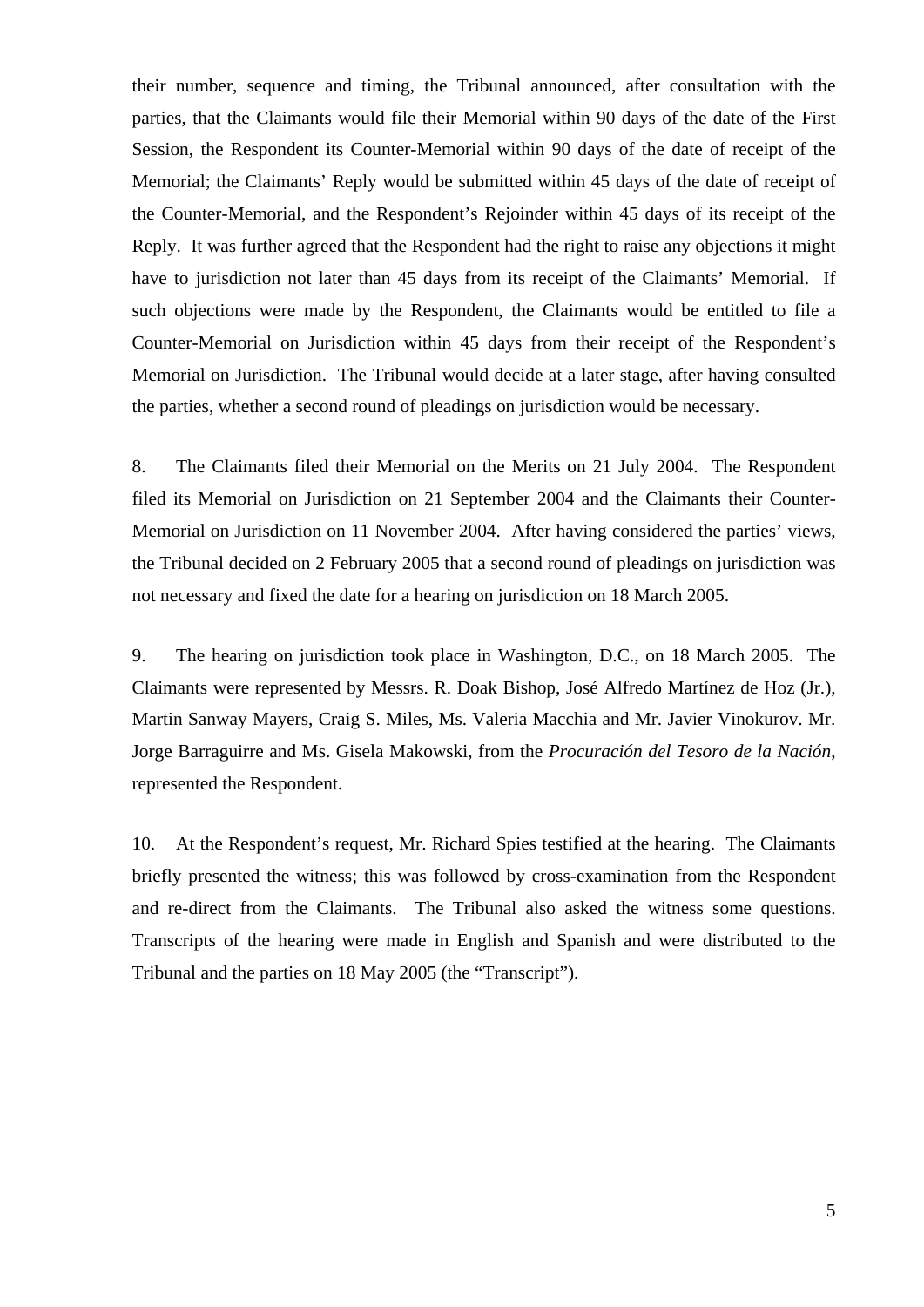their number, sequence and timing, the Tribunal announced, after consultation with the parties, that the Claimants would file their Memorial within 90 days of the date of the First Session, the Respondent its Counter-Memorial within 90 days of the date of receipt of the Memorial; the Claimants' Reply would be submitted within 45 days of the date of receipt of the Counter-Memorial, and the Respondent's Rejoinder within 45 days of its receipt of the Reply. It was further agreed that the Respondent had the right to raise any objections it might have to jurisdiction not later than 45 days from its receipt of the Claimants' Memorial. If such objections were made by the Respondent, the Claimants would be entitled to file a Counter-Memorial on Jurisdiction within 45 days from their receipt of the Respondent's Memorial on Jurisdiction. The Tribunal would decide at a later stage, after having consulted the parties, whether a second round of pleadings on jurisdiction would be necessary.

8. The Claimants filed their Memorial on the Merits on 21 July 2004. The Respondent filed its Memorial on Jurisdiction on 21 September 2004 and the Claimants their Counter-Memorial on Jurisdiction on 11 November 2004. After having considered the parties' views, the Tribunal decided on 2 February 2005 that a second round of pleadings on jurisdiction was not necessary and fixed the date for a hearing on jurisdiction on 18 March 2005.

9. The hearing on jurisdiction took place in Washington, D.C., on 18 March 2005. The Claimants were represented by Messrs. R. Doak Bishop, José Alfredo Martínez de Hoz (Jr.), Martin Sanway Mayers, Craig S. Miles, Ms. Valeria Macchia and Mr. Javier Vinokurov. Mr. Jorge Barraguirre and Ms. Gisela Makowski, from the *Procuración del Tesoro de la Nación*, represented the Respondent.

10. At the Respondent's request, Mr. Richard Spies testified at the hearing. The Claimants briefly presented the witness; this was followed by cross-examination from the Respondent and re-direct from the Claimants. The Tribunal also asked the witness some questions. Transcripts of the hearing were made in English and Spanish and were distributed to the Tribunal and the parties on 18 May 2005 (the "Transcript").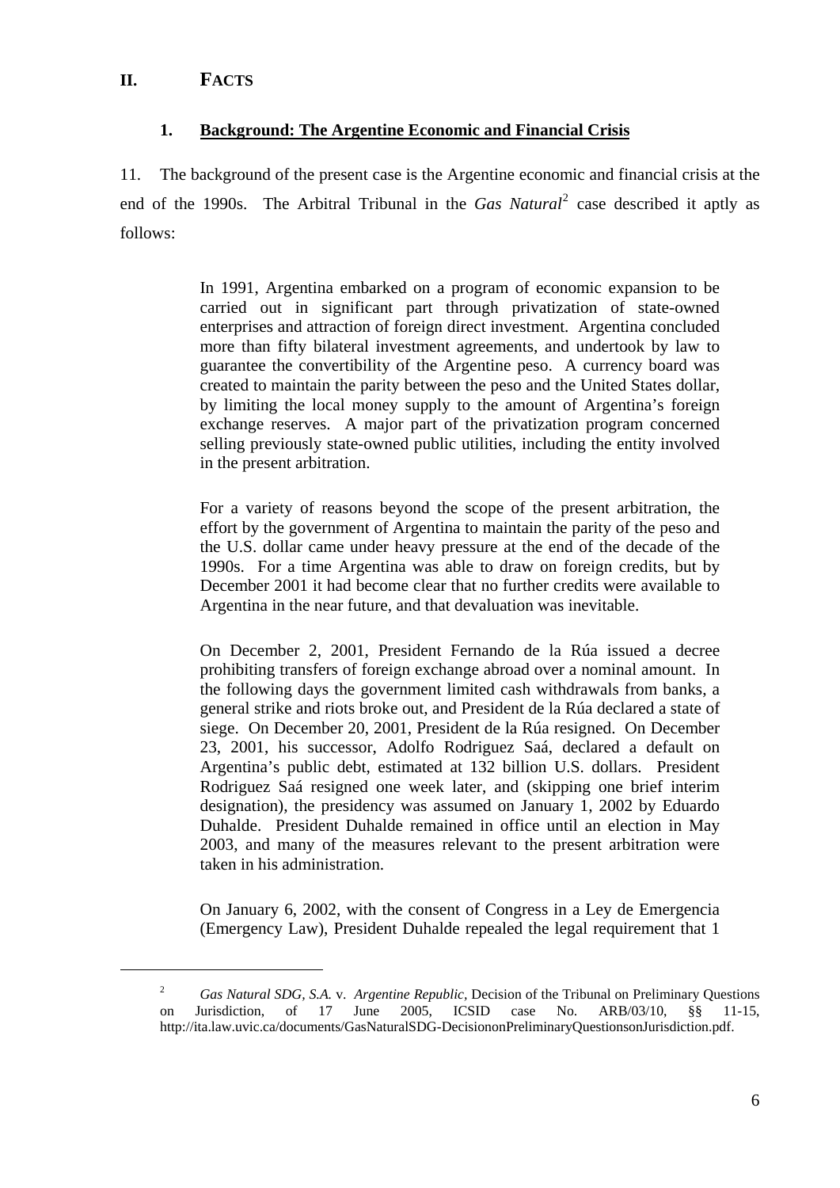## II. FACTS

### 1. Background: The Argentine Economic and Financial Crisis

11. The background of the present case is the Argentine economic and financial crisis at the end of the 1990s. The Arbitral Tribunal in the *Gas Natural*[2] case described it aptly as follows:

> In 1991, Argentina embarked on a program of economic expansion to be carried out in significant part through privatization of state-owned enterprises and attraction of foreign direct investment. Argentina concluded more than fifty bilateral investment agreements, and undertook by law to guarantee the convertibility of the Argentine peso. A currency board was created to maintain the parity between the peso and the United States dollar, by limiting the local money supply to the amount of Argentina's foreign exchange reserves. A major part of the privatization program concerned selling previously state-owned public utilities, including the entity involved in the present arbitration.
>
> For a variety of reasons beyond the scope of the present arbitration, the effort by the government of Argentina to maintain the parity of the peso and the U.S. dollar came under heavy pressure at the end of the decade of the 1990s. For a time Argentina was able to draw on foreign credits, but by December 2001 it had become clear that no further credits were available to Argentina in the near future, and that devaluation was inevitable.
>
> On December 2, 2001, President Fernando de la Rúa issued a decree prohibiting transfers of foreign exchange abroad over a nominal amount. In the following days the government limited cash withdrawals from banks, a general strike and riots broke out, and President de la Rúa declared a state of siege. On December 20, 2001, President de la Rúa resigned. On December 23, 2001, his successor, Adolfo Rodriguez Saá, declared a default on Argentina's public debt, estimated at 132 billion U.S. dollars. President Rodriguez Saá resigned one week later, and (skipping one brief interim designation), the presidency was assumed on January 1, 2002 by Eduardo Duhalde. President Duhalde remained in office until an election in May 2003, and many of the measures relevant to the present arbitration were taken in his administration.
>
> On January 6, 2002, with the consent of Congress in a Ley de Emergencia (Emergency Law), President Duhalde repealed the legal requirement that 1

---

[2] *Gas Natural SDG, S.A.* v. *Argentine Republic*, Decision of the Tribunal on Preliminary Questions on Jurisdiction, of 17 June 2005, ICSID case No. ARB/03/10, §§ 11-15, http://ita.law.uvic.ca/documents/GasNaturalSDG-DecisiononPreliminaryQuestionsonJurisdiction.pdf.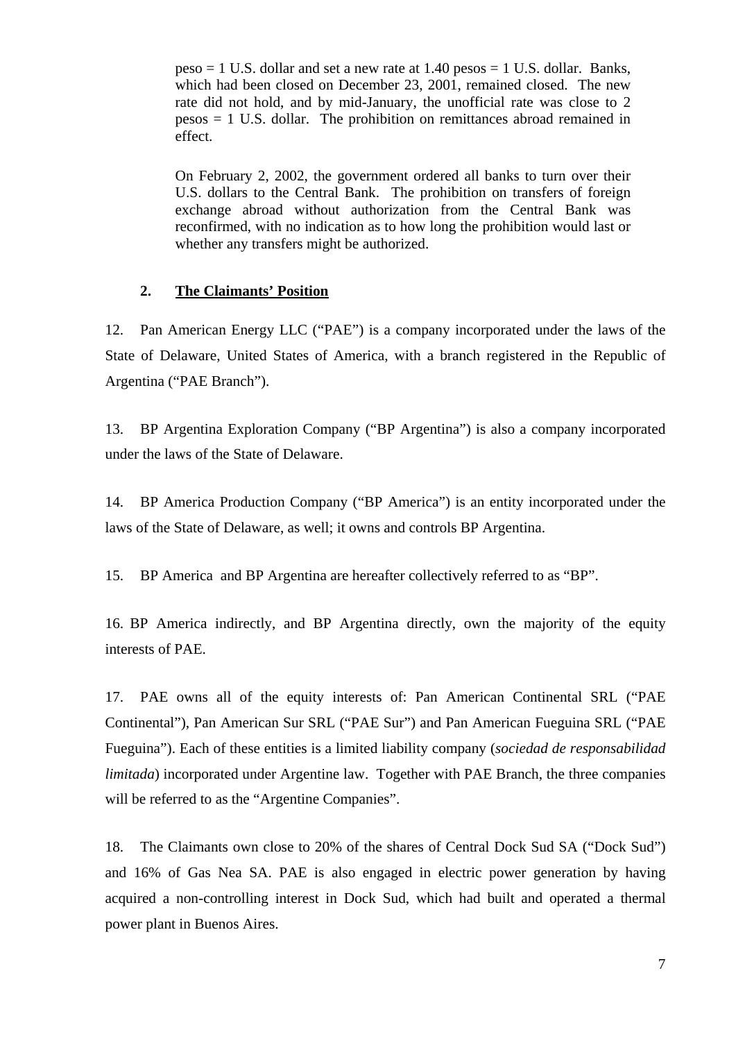peso = 1 U.S. dollar and set a new rate at 1.40 pesos = 1 U.S. dollar. Banks, which had been closed on December 23, 2001, remained closed. The new rate did not hold, and by mid-January, the unofficial rate was close to 2 pesos = 1 U.S. dollar. The prohibition on remittances abroad remained in effect.

On February 2, 2002, the government ordered all banks to turn over their U.S. dollars to the Central Bank. The prohibition on transfers of foreign exchange abroad without authorization from the Central Bank was reconfirmed, with no indication as to how long the prohibition would last or whether any transfers might be authorized.

### 2. The Claimants' Position

12. Pan American Energy LLC ("PAE") is a company incorporated under the laws of the State of Delaware, United States of America, with a branch registered in the Republic of Argentina ("PAE Branch").

13. BP Argentina Exploration Company ("BP Argentina") is also a company incorporated under the laws of the State of Delaware.

14. BP America Production Company ("BP America") is an entity incorporated under the laws of the State of Delaware, as well; it owns and controls BP Argentina.

15. BP America and BP Argentina are hereafter collectively referred to as "BP".

16. BP America indirectly, and BP Argentina directly, own the majority of the equity interests of PAE.

17. PAE owns all of the equity interests of: Pan American Continental SRL ("PAE Continental"), Pan American Sur SRL ("PAE Sur") and Pan American Fueguina SRL ("PAE Fueguina"). Each of these entities is a limited liability company (*sociedad de responsabilidad limitada*) incorporated under Argentine law. Together with PAE Branch, the three companies will be referred to as the "Argentine Companies".

18. The Claimants own close to 20% of the shares of Central Dock Sud SA ("Dock Sud") and 16% of Gas Nea SA. PAE is also engaged in electric power generation by having acquired a non-controlling interest in Dock Sud, which had built and operated a thermal power plant in Buenos Aires.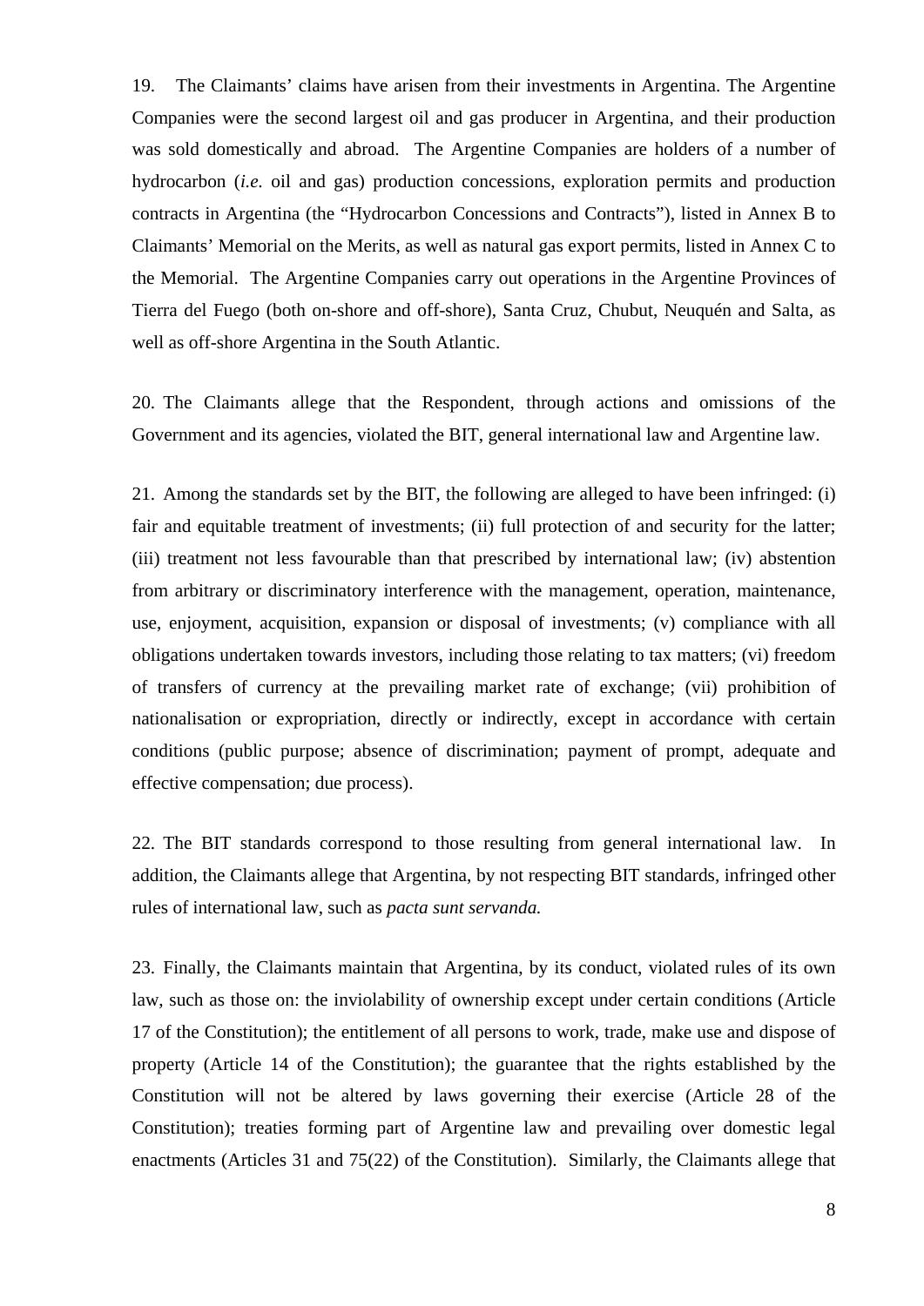19. The Claimants' claims have arisen from their investments in Argentina. The Argentine Companies were the second largest oil and gas producer in Argentina, and their production was sold domestically and abroad. The Argentine Companies are holders of a number of hydrocarbon (*i.e.* oil and gas) production concessions, exploration permits and production contracts in Argentina (the "Hydrocarbon Concessions and Contracts"), listed in Annex B to Claimants' Memorial on the Merits, as well as natural gas export permits, listed in Annex C to the Memorial. The Argentine Companies carry out operations in the Argentine Provinces of Tierra del Fuego (both on-shore and off-shore), Santa Cruz, Chubut, Neuquén and Salta, as well as off-shore Argentina in the South Atlantic.

20. The Claimants allege that the Respondent, through actions and omissions of the Government and its agencies, violated the BIT, general international law and Argentine law.

21. Among the standards set by the BIT, the following are alleged to have been infringed: (i) fair and equitable treatment of investments; (ii) full protection of and security for the latter; (iii) treatment not less favourable than that prescribed by international law; (iv) abstention from arbitrary or discriminatory interference with the management, operation, maintenance, use, enjoyment, acquisition, expansion or disposal of investments; (v) compliance with all obligations undertaken towards investors, including those relating to tax matters; (vi) freedom of transfers of currency at the prevailing market rate of exchange; (vii) prohibition of nationalisation or expropriation, directly or indirectly, except in accordance with certain conditions (public purpose; absence of discrimination; payment of prompt, adequate and effective compensation; due process).

22. The BIT standards correspond to those resulting from general international law. In addition, the Claimants allege that Argentina, by not respecting BIT standards, infringed other rules of international law, such as *pacta sunt servanda.*

23. Finally, the Claimants maintain that Argentina, by its conduct, violated rules of its own law, such as those on: the inviolability of ownership except under certain conditions (Article 17 of the Constitution); the entitlement of all persons to work, trade, make use and dispose of property (Article 14 of the Constitution); the guarantee that the rights established by the Constitution will not be altered by laws governing their exercise (Article 28 of the Constitution); treaties forming part of Argentine law and prevailing over domestic legal enactments (Articles 31 and 75(22) of the Constitution). Similarly, the Claimants allege that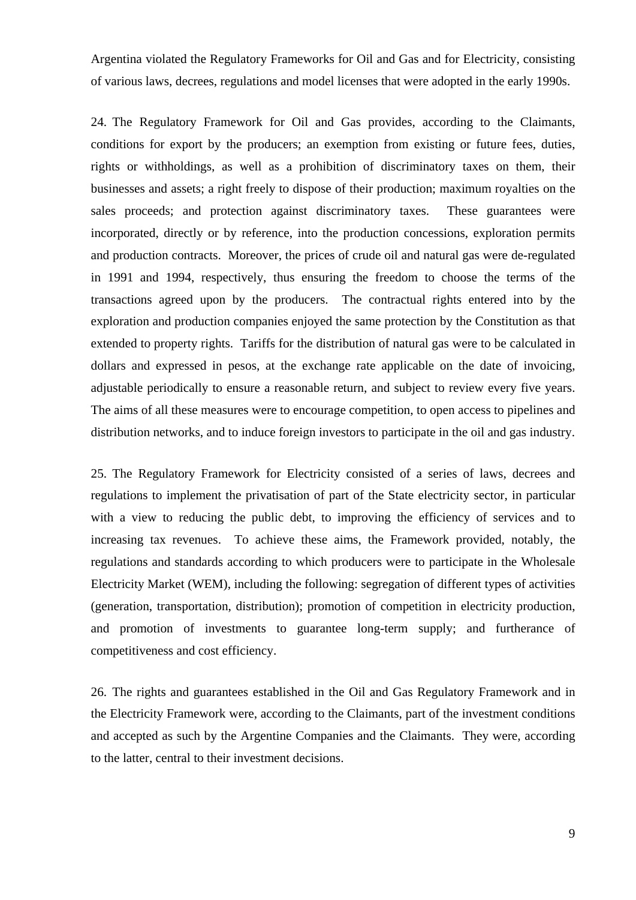Argentina violated the Regulatory Frameworks for Oil and Gas and for Electricity, consisting of various laws, decrees, regulations and model licenses that were adopted in the early 1990s.

24. The Regulatory Framework for Oil and Gas provides, according to the Claimants, conditions for export by the producers; an exemption from existing or future fees, duties, rights or withholdings, as well as a prohibition of discriminatory taxes on them, their businesses and assets; a right freely to dispose of their production; maximum royalties on the sales proceeds; and protection against discriminatory taxes. These guarantees were incorporated, directly or by reference, into the production concessions, exploration permits and production contracts. Moreover, the prices of crude oil and natural gas were de-regulated in 1991 and 1994, respectively, thus ensuring the freedom to choose the terms of the transactions agreed upon by the producers. The contractual rights entered into by the exploration and production companies enjoyed the same protection by the Constitution as that extended to property rights. Tariffs for the distribution of natural gas were to be calculated in dollars and expressed in pesos, at the exchange rate applicable on the date of invoicing, adjustable periodically to ensure a reasonable return, and subject to review every five years. The aims of all these measures were to encourage competition, to open access to pipelines and distribution networks, and to induce foreign investors to participate in the oil and gas industry.

25. The Regulatory Framework for Electricity consisted of a series of laws, decrees and regulations to implement the privatisation of part of the State electricity sector, in particular with a view to reducing the public debt, to improving the efficiency of services and to increasing tax revenues. To achieve these aims, the Framework provided, notably, the regulations and standards according to which producers were to participate in the Wholesale Electricity Market (WEM), including the following: segregation of different types of activities (generation, transportation, distribution); promotion of competition in electricity production, and promotion of investments to guarantee long-term supply; and furtherance of competitiveness and cost efficiency.

26. The rights and guarantees established in the Oil and Gas Regulatory Framework and in the Electricity Framework were, according to the Claimants, part of the investment conditions and accepted as such by the Argentine Companies and the Claimants. They were, according to the latter, central to their investment decisions.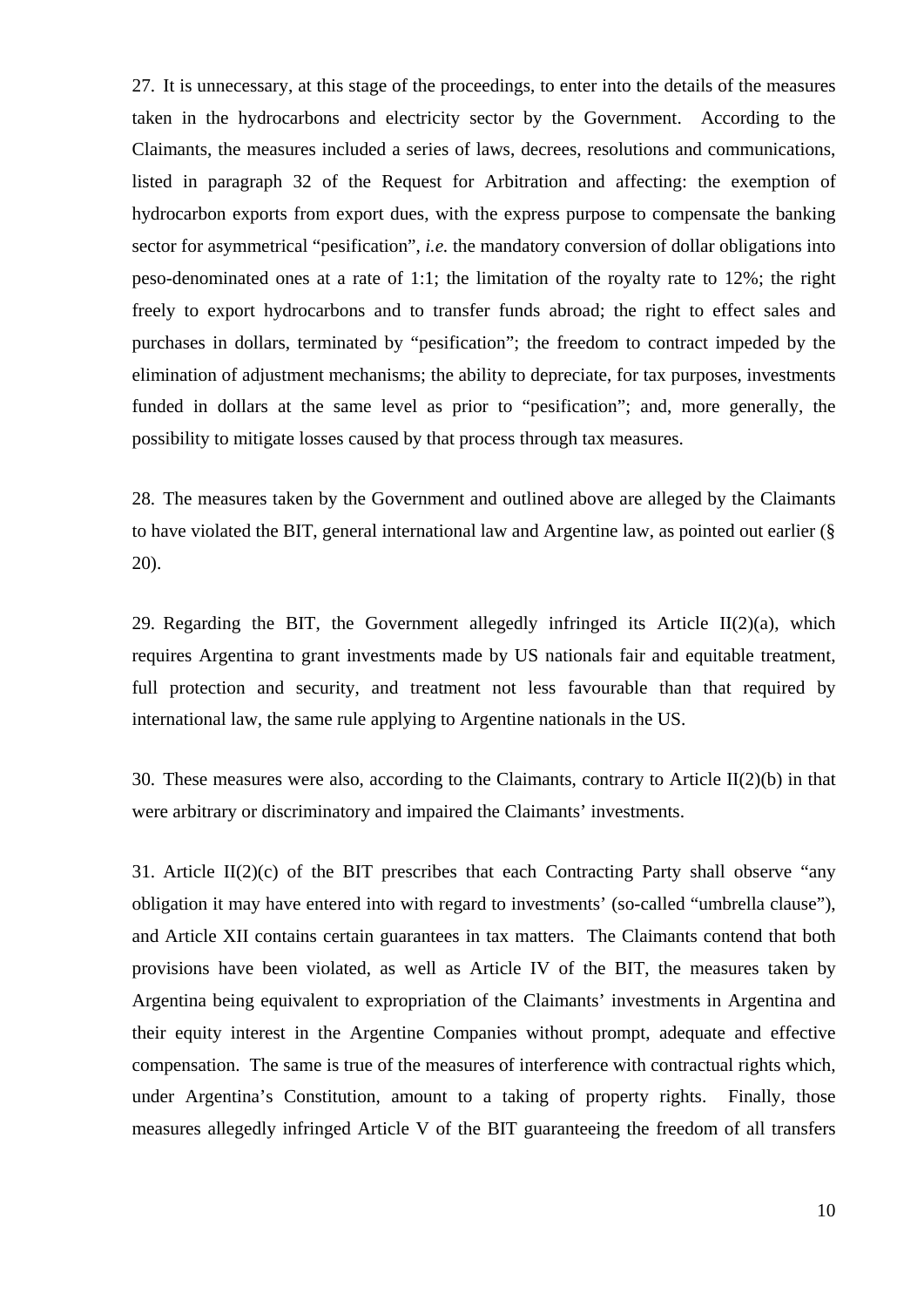27. It is unnecessary, at this stage of the proceedings, to enter into the details of the measures taken in the hydrocarbons and electricity sector by the Government. According to the Claimants, the measures included a series of laws, decrees, resolutions and communications, listed in paragraph 32 of the Request for Arbitration and affecting: the exemption of hydrocarbon exports from export dues, with the express purpose to compensate the banking sector for asymmetrical "pesification", *i.e.* the mandatory conversion of dollar obligations into peso-denominated ones at a rate of 1:1; the limitation of the royalty rate to 12%; the right freely to export hydrocarbons and to transfer funds abroad; the right to effect sales and purchases in dollars, terminated by "pesification"; the freedom to contract impeded by the elimination of adjustment mechanisms; the ability to depreciate, for tax purposes, investments funded in dollars at the same level as prior to "pesification"; and, more generally, the possibility to mitigate losses caused by that process through tax measures.

28. The measures taken by the Government and outlined above are alleged by the Claimants to have violated the BIT, general international law and Argentine law, as pointed out earlier (§ 20).

29. Regarding the BIT, the Government allegedly infringed its Article II(2)(a), which requires Argentina to grant investments made by US nationals fair and equitable treatment, full protection and security, and treatment not less favourable than that required by international law, the same rule applying to Argentine nationals in the US.

30. These measures were also, according to the Claimants, contrary to Article II(2)(b) in that were arbitrary or discriminatory and impaired the Claimants' investments.

31. Article II(2)(c) of the BIT prescribes that each Contracting Party shall observe "any obligation it may have entered into with regard to investments' (so-called "umbrella clause"), and Article XII contains certain guarantees in tax matters. The Claimants contend that both provisions have been violated, as well as Article IV of the BIT, the measures taken by Argentina being equivalent to expropriation of the Claimants' investments in Argentina and their equity interest in the Argentine Companies without prompt, adequate and effective compensation. The same is true of the measures of interference with contractual rights which, under Argentina's Constitution, amount to a taking of property rights. Finally, those measures allegedly infringed Article V of the BIT guaranteeing the freedom of all transfers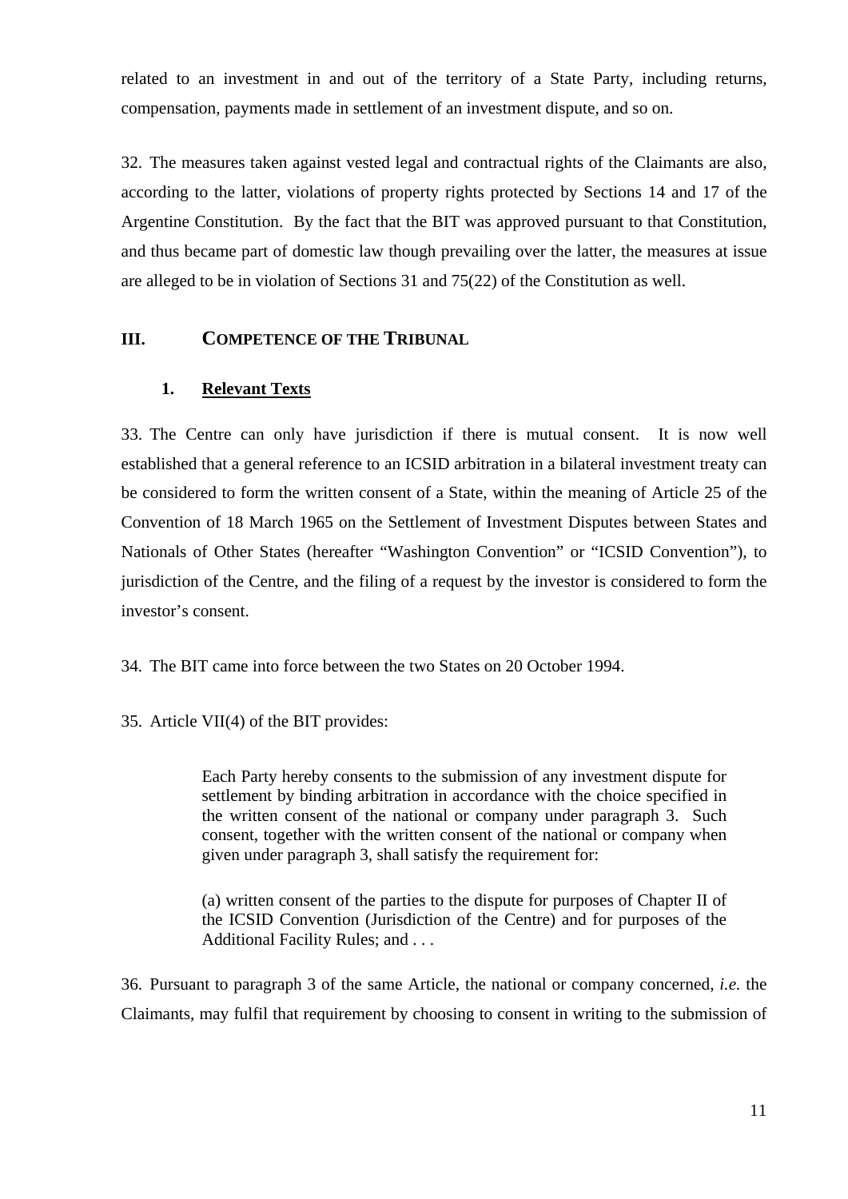related to an investment in and out of the territory of a State Party, including returns, compensation, payments made in settlement of an investment dispute, and so on.

32. The measures taken against vested legal and contractual rights of the Claimants are also, according to the latter, violations of property rights protected by Sections 14 and 17 of the Argentine Constitution. By the fact that the BIT was approved pursuant to that Constitution, and thus became part of domestic law though prevailing over the latter, the measures at issue are alleged to be in violation of Sections 31 and 75(22) of the Constitution as well.

## III. COMPETENCE OF THE TRIBUNAL

### 1. Relevant Texts

33. The Centre can only have jurisdiction if there is mutual consent. It is now well established that a general reference to an ICSID arbitration in a bilateral investment treaty can be considered to form the written consent of a State, within the meaning of Article 25 of the Convention of 18 March 1965 on the Settlement of Investment Disputes between States and Nationals of Other States (hereafter "Washington Convention" or "ICSID Convention"), to jurisdiction of the Centre, and the filing of a request by the investor is considered to form the investor's consent.

34. The BIT came into force between the two States on 20 October 1994.

35. Article VII(4) of the BIT provides:

> Each Party hereby consents to the submission of any investment dispute for settlement by binding arbitration in accordance with the choice specified in the written consent of the national or company under paragraph 3. Such consent, together with the written consent of the national or company when given under paragraph 3, shall satisfy the requirement for:
>
> (a) written consent of the parties to the dispute for purposes of Chapter II of the ICSID Convention (Jurisdiction of the Centre) and for purposes of the Additional Facility Rules; and . . .

36. Pursuant to paragraph 3 of the same Article, the national or company concerned, *i.e.* the Claimants, may fulfil that requirement by choosing to consent in writing to the submission of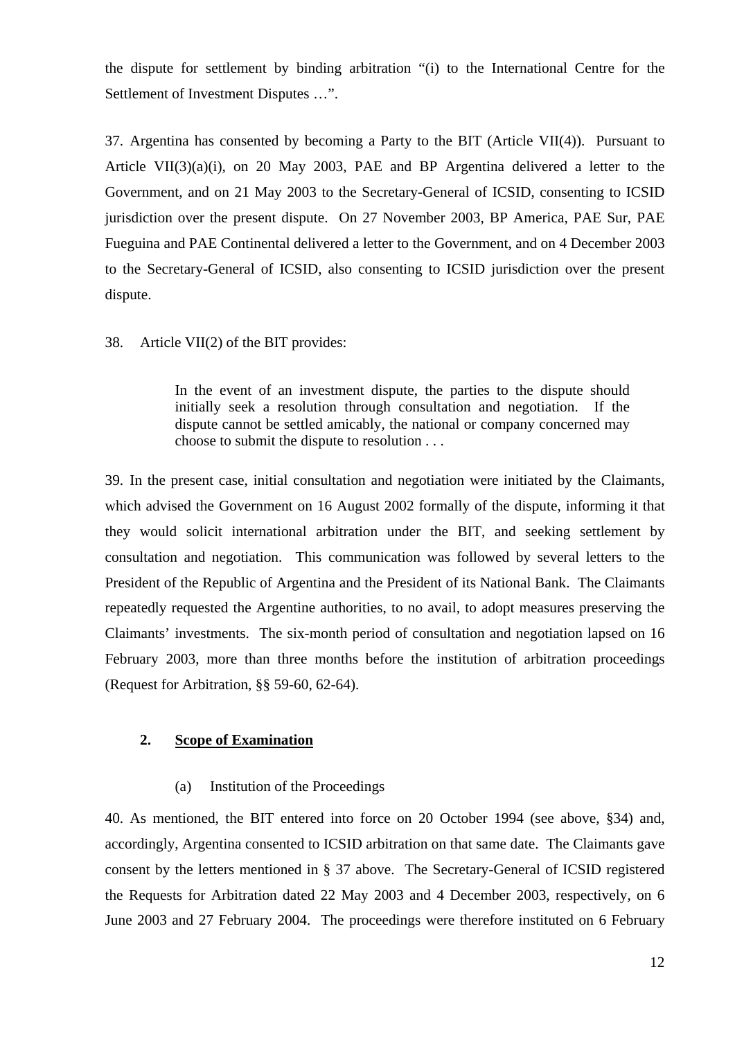the dispute for settlement by binding arbitration "(i) to the International Centre for the Settlement of Investment Disputes …".

37. Argentina has consented by becoming a Party to the BIT (Article VII(4)). Pursuant to Article VII(3)(a)(i), on 20 May 2003, PAE and BP Argentina delivered a letter to the Government, and on 21 May 2003 to the Secretary-General of ICSID, consenting to ICSID jurisdiction over the present dispute. On 27 November 2003, BP America, PAE Sur, PAE Fueguina and PAE Continental delivered a letter to the Government, and on 4 December 2003 to the Secretary-General of ICSID, also consenting to ICSID jurisdiction over the present dispute.

38. Article VII(2) of the BIT provides:

> In the event of an investment dispute, the parties to the dispute should initially seek a resolution through consultation and negotiation. If the dispute cannot be settled amicably, the national or company concerned may choose to submit the dispute to resolution . . .

39. In the present case, initial consultation and negotiation were initiated by the Claimants, which advised the Government on 16 August 2002 formally of the dispute, informing it that they would solicit international arbitration under the BIT, and seeking settlement by consultation and negotiation. This communication was followed by several letters to the President of the Republic of Argentina and the President of its National Bank. The Claimants repeatedly requested the Argentine authorities, to no avail, to adopt measures preserving the Claimants' investments. The six-month period of consultation and negotiation lapsed on 16 February 2003, more than three months before the institution of arbitration proceedings (Request for Arbitration, §§ 59-60, 62-64).

## 2. Scope of Examination

### (a) Institution of the Proceedings

40. As mentioned, the BIT entered into force on 20 October 1994 (see above, §34) and, accordingly, Argentina consented to ICSID arbitration on that same date. The Claimants gave consent by the letters mentioned in § 37 above. The Secretary-General of ICSID registered the Requests for Arbitration dated 22 May 2003 and 4 December 2003, respectively, on 6 June 2003 and 27 February 2004. The proceedings were therefore instituted on 6 February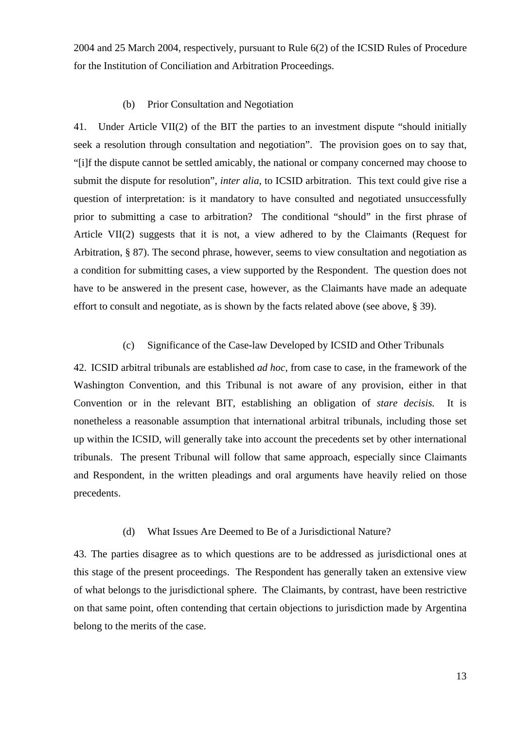2004 and 25 March 2004, respectively, pursuant to Rule 6(2) of the ICSID Rules of Procedure for the Institution of Conciliation and Arbitration Proceedings.

### (b) Prior Consultation and Negotiation

41. Under Article VII(2) of the BIT the parties to an investment dispute "should initially seek a resolution through consultation and negotiation". The provision goes on to say that, "[i]f the dispute cannot be settled amicably, the national or company concerned may choose to submit the dispute for resolution", *inter alia*, to ICSID arbitration. This text could give rise a question of interpretation: is it mandatory to have consulted and negotiated unsuccessfully prior to submitting a case to arbitration? The conditional "should" in the first phrase of Article VII(2) suggests that it is not, a view adhered to by the Claimants (Request for Arbitration, § 87). The second phrase, however, seems to view consultation and negotiation as a condition for submitting cases, a view supported by the Respondent. The question does not have to be answered in the present case, however, as the Claimants have made an adequate effort to consult and negotiate, as is shown by the facts related above (see above, § 39).

### (c) Significance of the Case-law Developed by ICSID and Other Tribunals

42. ICSID arbitral tribunals are established *ad hoc*, from case to case, in the framework of the Washington Convention, and this Tribunal is not aware of any provision, either in that Convention or in the relevant BIT, establishing an obligation of *stare decisis.* It is nonetheless a reasonable assumption that international arbitral tribunals, including those set up within the ICSID, will generally take into account the precedents set by other international tribunals. The present Tribunal will follow that same approach, especially since Claimants and Respondent, in the written pleadings and oral arguments have heavily relied on those precedents.

### (d) What Issues Are Deemed to Be of a Jurisdictional Nature?

43. The parties disagree as to which questions are to be addressed as jurisdictional ones at this stage of the present proceedings. The Respondent has generally taken an extensive view of what belongs to the jurisdictional sphere. The Claimants, by contrast, have been restrictive on that same point, often contending that certain objections to jurisdiction made by Argentina belong to the merits of the case.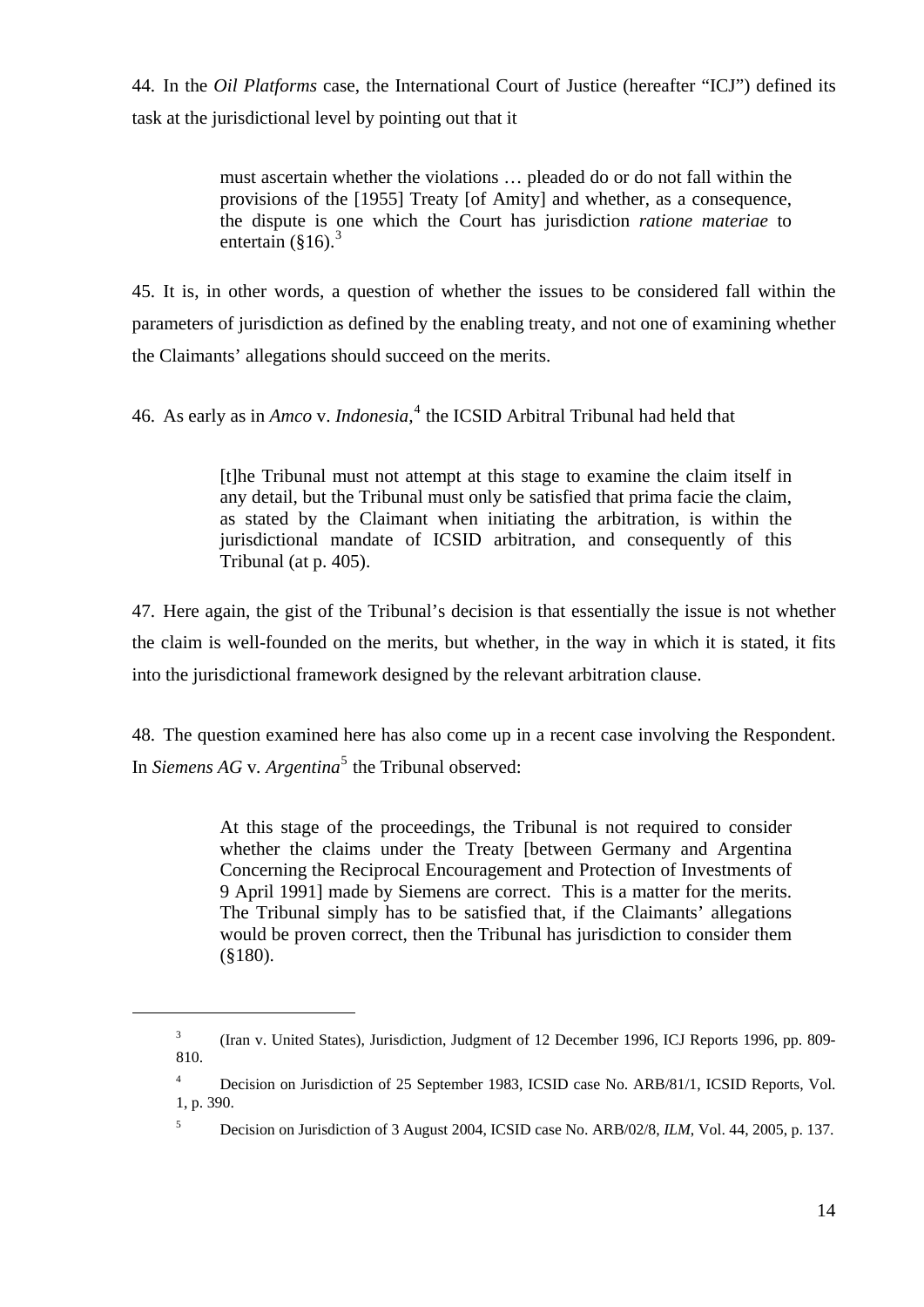44. In the *Oil Platforms* case, the International Court of Justice (hereafter "ICJ") defined its task at the jurisdictional level by pointing out that it

> must ascertain whether the violations … pleaded do or do not fall within the provisions of the [1955] Treaty [of Amity] and whether, as a consequence, the dispute is one which the Court has jurisdiction *ratione materiae* to entertain (§16).[3]

45. It is, in other words, a question of whether the issues to be considered fall within the parameters of jurisdiction as defined by the enabling treaty, and not one of examining whether the Claimants' allegations should succeed on the merits.

46. As early as in *Amco* v. *Indonesia*,[4] the ICSID Arbitral Tribunal had held that

> [t]he Tribunal must not attempt at this stage to examine the claim itself in any detail, but the Tribunal must only be satisfied that prima facie the claim, as stated by the Claimant when initiating the arbitration, is within the jurisdictional mandate of ICSID arbitration, and consequently of this Tribunal (at p. 405).

47. Here again, the gist of the Tribunal's decision is that essentially the issue is not whether the claim is well-founded on the merits, but whether, in the way in which it is stated, it fits into the jurisdictional framework designed by the relevant arbitration clause.

48. The question examined here has also come up in a recent case involving the Respondent. In *Siemens AG* v. *Argentina*[5] the Tribunal observed:

> At this stage of the proceedings, the Tribunal is not required to consider whether the claims under the Treaty [between Germany and Argentina Concerning the Reciprocal Encouragement and Protection of Investments of 9 April 1991] made by Siemens are correct. This is a matter for the merits. The Tribunal simply has to be satisfied that, if the Claimants' allegations would be proven correct, then the Tribunal has jurisdiction to consider them (§180).

---

[3] (Iran v. United States), Jurisdiction, Judgment of 12 December 1996, ICJ Reports 1996, pp. 809-810.

[4] Decision on Jurisdiction of 25 September 1983, ICSID case No. ARB/81/1, ICSID Reports, Vol. 1, p. 390.

[5] Decision on Jurisdiction of 3 August 2004, ICSID case No. ARB/02/8, *ILM*, Vol. 44, 2005, p. 137.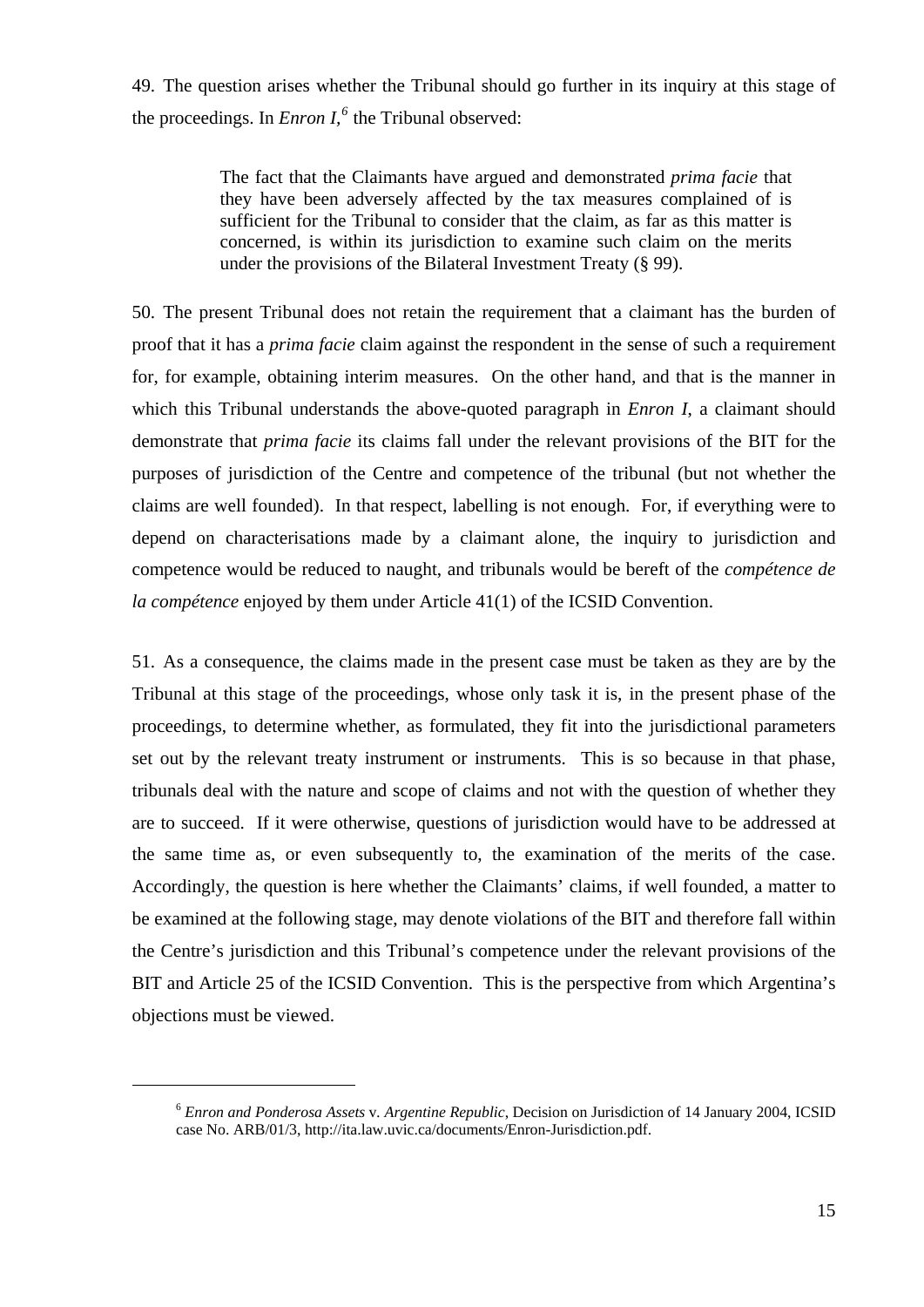49. The question arises whether the Tribunal should go further in its inquiry at this stage of the proceedings. In *Enron I*,[6] the Tribunal observed:

> The fact that the Claimants have argued and demonstrated *prima facie* that they have been adversely affected by the tax measures complained of is sufficient for the Tribunal to consider that the claim, as far as this matter is concerned, is within its jurisdiction to examine such claim on the merits under the provisions of the Bilateral Investment Treaty (§ 99).

50. The present Tribunal does not retain the requirement that a claimant has the burden of proof that it has a *prima facie* claim against the respondent in the sense of such a requirement for, for example, obtaining interim measures. On the other hand, and that is the manner in which this Tribunal understands the above-quoted paragraph in *Enron I*, a claimant should demonstrate that *prima facie* its claims fall under the relevant provisions of the BIT for the purposes of jurisdiction of the Centre and competence of the tribunal (but not whether the claims are well founded). In that respect, labelling is not enough. For, if everything were to depend on characterisations made by a claimant alone, the inquiry to jurisdiction and competence would be reduced to naught, and tribunals would be bereft of the *compétence de la compétence* enjoyed by them under Article 41(1) of the ICSID Convention.

51. As a consequence, the claims made in the present case must be taken as they are by the Tribunal at this stage of the proceedings, whose only task it is, in the present phase of the proceedings, to determine whether, as formulated, they fit into the jurisdictional parameters set out by the relevant treaty instrument or instruments. This is so because in that phase, tribunals deal with the nature and scope of claims and not with the question of whether they are to succeed. If it were otherwise, questions of jurisdiction would have to be addressed at the same time as, or even subsequently to, the examination of the merits of the case. Accordingly, the question is here whether the Claimants' claims, if well founded, a matter to be examined at the following stage, may denote violations of the BIT and therefore fall within the Centre's jurisdiction and this Tribunal's competence under the relevant provisions of the BIT and Article 25 of the ICSID Convention. This is the perspective from which Argentina's objections must be viewed.

---

[6] *Enron and Ponderosa Assets* v. *Argentine Republic*, Decision on Jurisdiction of 14 January 2004, ICSID case No. ARB/01/3, http://ita.law.uvic.ca/documents/Enron-Jurisdiction.pdf.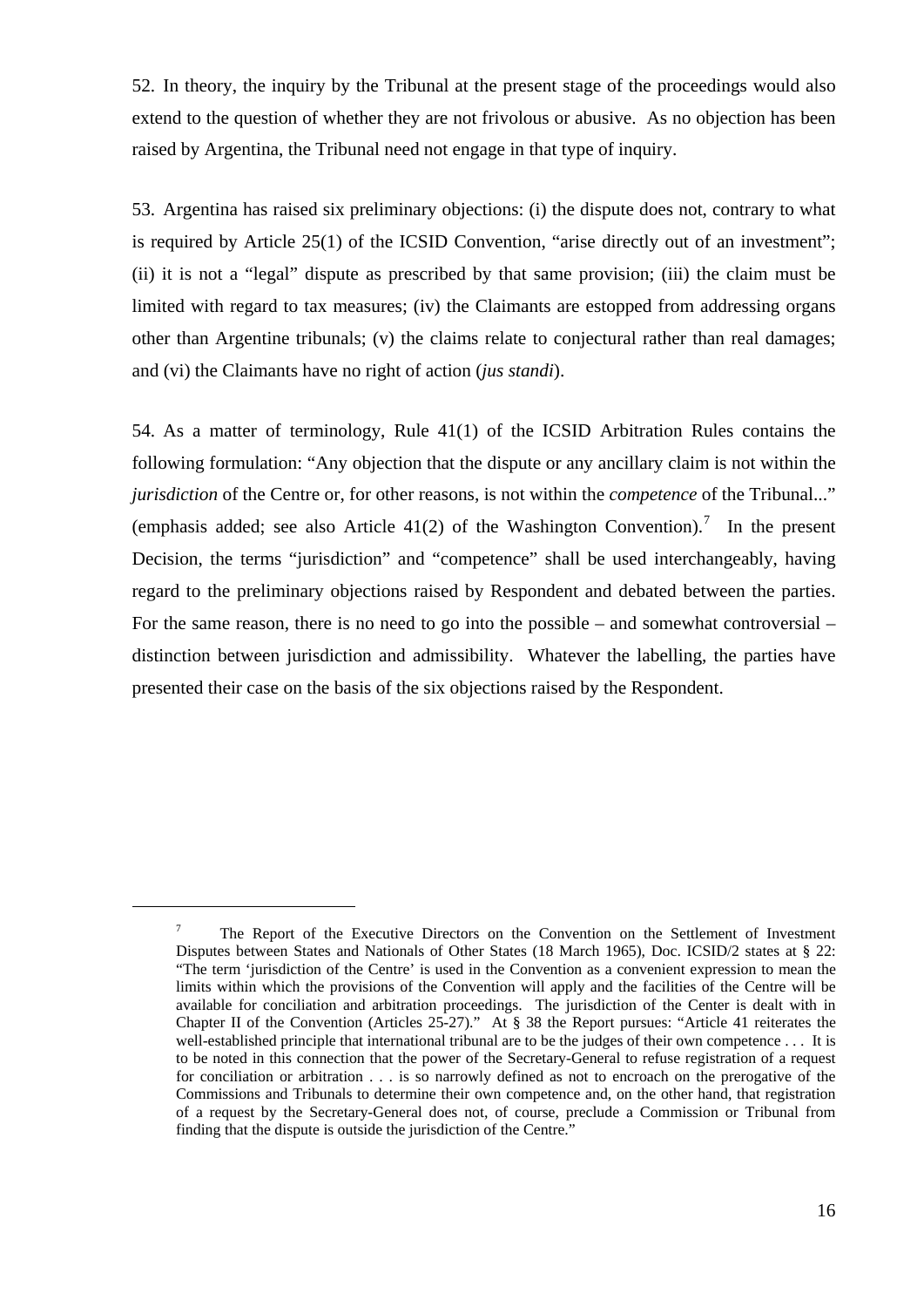52. In theory, the inquiry by the Tribunal at the present stage of the proceedings would also extend to the question of whether they are not frivolous or abusive. As no objection has been raised by Argentina, the Tribunal need not engage in that type of inquiry.

53. Argentina has raised six preliminary objections: (i) the dispute does not, contrary to what is required by Article 25(1) of the ICSID Convention, "arise directly out of an investment"; (ii) it is not a "legal" dispute as prescribed by that same provision; (iii) the claim must be limited with regard to tax measures; (iv) the Claimants are estopped from addressing organs other than Argentine tribunals; (v) the claims relate to conjectural rather than real damages; and (vi) the Claimants have no right of action (*jus standi*).

54. As a matter of terminology, Rule 41(1) of the ICSID Arbitration Rules contains the following formulation: "Any objection that the dispute or any ancillary claim is not within the *jurisdiction* of the Centre or, for other reasons, is not within the *competence* of the Tribunal..." (emphasis added; see also Article 41(2) of the Washington Convention).[7] In the present Decision, the terms "jurisdiction" and "competence" shall be used interchangeably, having regard to the preliminary objections raised by Respondent and debated between the parties. For the same reason, there is no need to go into the possible – and somewhat controversial – distinction between jurisdiction and admissibility. Whatever the labelling, the parties have presented their case on the basis of the six objections raised by the Respondent.

---

[7] The Report of the Executive Directors on the Convention on the Settlement of Investment Disputes between States and Nationals of Other States (18 March 1965), Doc. ICSID/2 states at § 22: "The term 'jurisdiction of the Centre' is used in the Convention as a convenient expression to mean the limits within which the provisions of the Convention will apply and the facilities of the Centre will be available for conciliation and arbitration proceedings. The jurisdiction of the Center is dealt with in Chapter II of the Convention (Articles 25-27)." At § 38 the Report pursues: "Article 41 reiterates the well-established principle that international tribunal are to be the judges of their own competence . . . It is to be noted in this connection that the power of the Secretary-General to refuse registration of a request for conciliation or arbitration . . . is so narrowly defined as not to encroach on the prerogative of the Commissions and Tribunals to determine their own competence and, on the other hand, that registration of a request by the Secretary-General does not, of course, preclude a Commission or Tribunal from finding that the dispute is outside the jurisdiction of the Centre."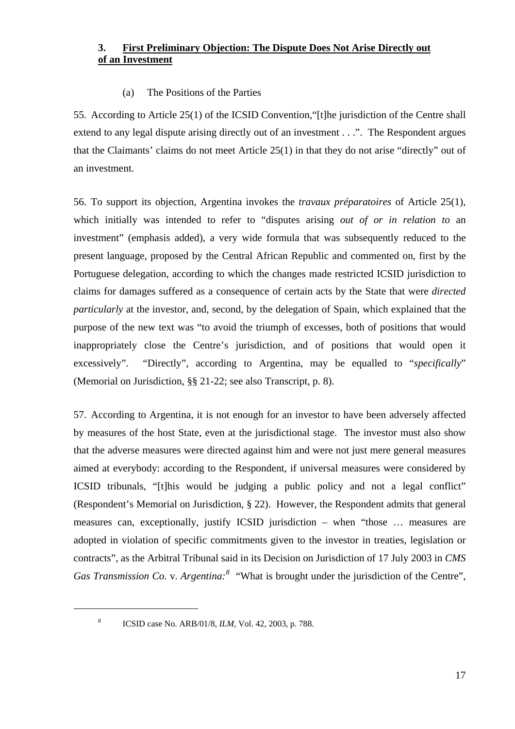### 3. <u>First Preliminary Objection: The Dispute Does Not Arise Directly out of an Investment</u>

(a) The Positions of the Parties

55. According to Article 25(1) of the ICSID Convention,"[t]he jurisdiction of the Centre shall extend to any legal dispute arising directly out of an investment . . .". The Respondent argues that the Claimants' claims do not meet Article 25(1) in that they do not arise "directly" out of an investment.

56. To support its objection, Argentina invokes the *travaux préparatoires* of Article 25(1), which initially was intended to refer to "disputes arising *out of or in relation to* an investment" (emphasis added), a very wide formula that was subsequently reduced to the present language, proposed by the Central African Republic and commented on, first by the Portuguese delegation, according to which the changes made restricted ICSID jurisdiction to claims for damages suffered as a consequence of certain acts by the State that were *directed particularly* at the investor, and, second, by the delegation of Spain, which explained that the purpose of the new text was "to avoid the triumph of excesses, both of positions that would inappropriately close the Centre's jurisdiction, and of positions that would open it excessively". "Directly", according to Argentina, may be equalled to "*specifically*" (Memorial on Jurisdiction, §§ 21-22; see also Transcript, p. 8).

57. According to Argentina, it is not enough for an investor to have been adversely affected by measures of the host State, even at the jurisdictional stage. The investor must also show that the adverse measures were directed against him and were not just mere general measures aimed at everybody: according to the Respondent, if universal measures were considered by ICSID tribunals, "[t]his would be judging a public policy and not a legal conflict" (Respondent's Memorial on Jurisdiction, § 22). However, the Respondent admits that general measures can, exceptionally, justify ICSID jurisdiction – when "those … measures are adopted in violation of specific commitments given to the investor in treaties, legislation or contracts", as the Arbitral Tribunal said in its Decision on Jurisdiction of 17 July 2003 in *CMS Gas Transmission Co.* v. *Argentina:*[8] "What is brought under the jurisdiction of the Centre",

[8] ICSID case No. ARB/01/8, *ILM*, Vol. 42, 2003, p. 788.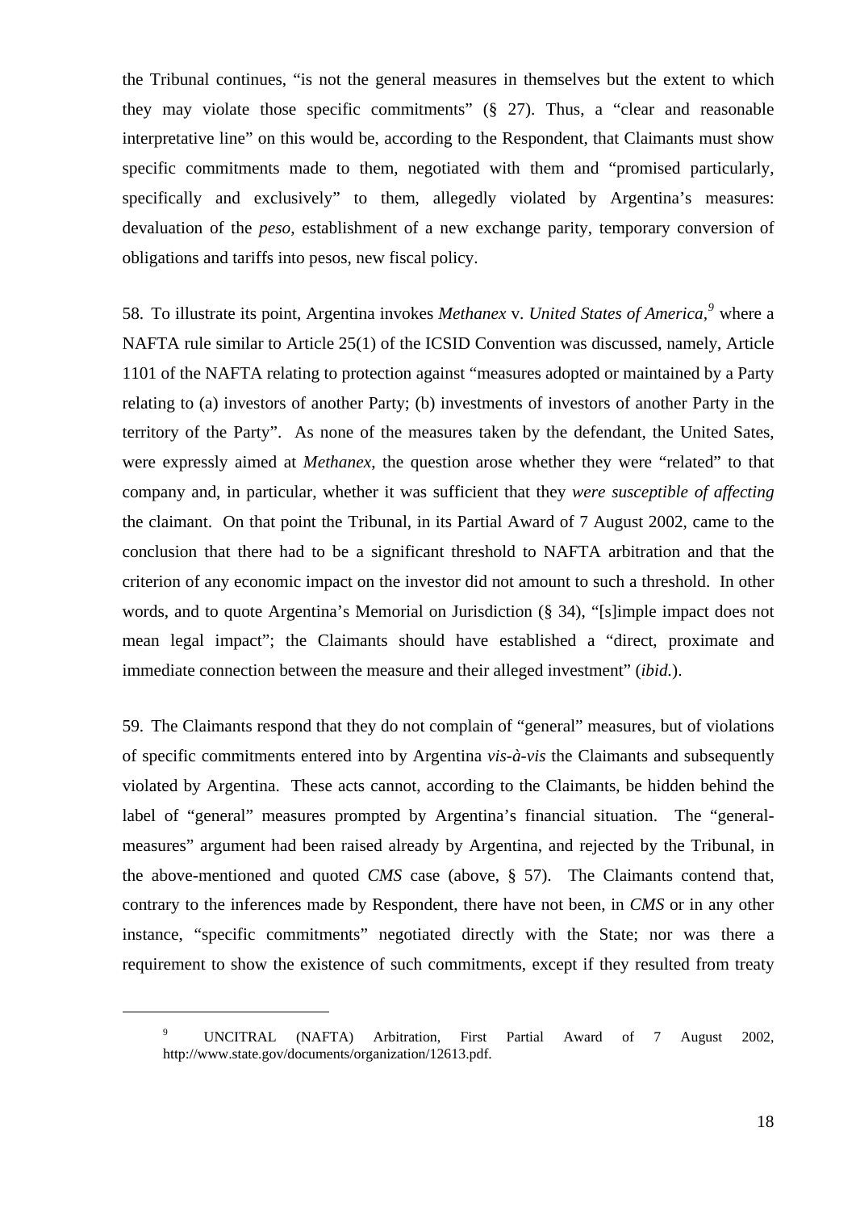the Tribunal continues, "is not the general measures in themselves but the extent to which they may violate those specific commitments" (§ 27). Thus, a "clear and reasonable interpretative line" on this would be, according to the Respondent, that Claimants must show specific commitments made to them, negotiated with them and "promised particularly, specifically and exclusively" to them, allegedly violated by Argentina's measures: devaluation of the *peso*, establishment of a new exchange parity, temporary conversion of obligations and tariffs into pesos, new fiscal policy.

58. To illustrate its point, Argentina invokes *Methanex* v. *United States of America*,[9] where a NAFTA rule similar to Article 25(1) of the ICSID Convention was discussed, namely, Article 1101 of the NAFTA relating to protection against "measures adopted or maintained by a Party relating to (a) investors of another Party; (b) investments of investors of another Party in the territory of the Party". As none of the measures taken by the defendant, the United Sates, were expressly aimed at *Methanex*, the question arose whether they were "related" to that company and, in particular, whether it was sufficient that they *were susceptible of affecting* the claimant. On that point the Tribunal, in its Partial Award of 7 August 2002, came to the conclusion that there had to be a significant threshold to NAFTA arbitration and that the criterion of any economic impact on the investor did not amount to such a threshold. In other words, and to quote Argentina's Memorial on Jurisdiction (§ 34), "[s]imple impact does not mean legal impact"; the Claimants should have established a "direct, proximate and immediate connection between the measure and their alleged investment" (*ibid.*).

59. The Claimants respond that they do not complain of "general" measures, but of violations of specific commitments entered into by Argentina *vis-à-vis* the Claimants and subsequently violated by Argentina. These acts cannot, according to the Claimants, be hidden behind the label of "general" measures prompted by Argentina's financial situation. The "general-measures" argument had been raised already by Argentina, and rejected by the Tribunal, in the above-mentioned and quoted *CMS* case (above, § 57). The Claimants contend that, contrary to the inferences made by Respondent, there have not been, in *CMS* or in any other instance, "specific commitments" negotiated directly with the State; nor was there a requirement to show the existence of such commitments, except if they resulted from treaty

---

[9] UNCITRAL (NAFTA) Arbitration, First Partial Award of 7 August 2002, http://www.state.gov/documents/organization/12613.pdf.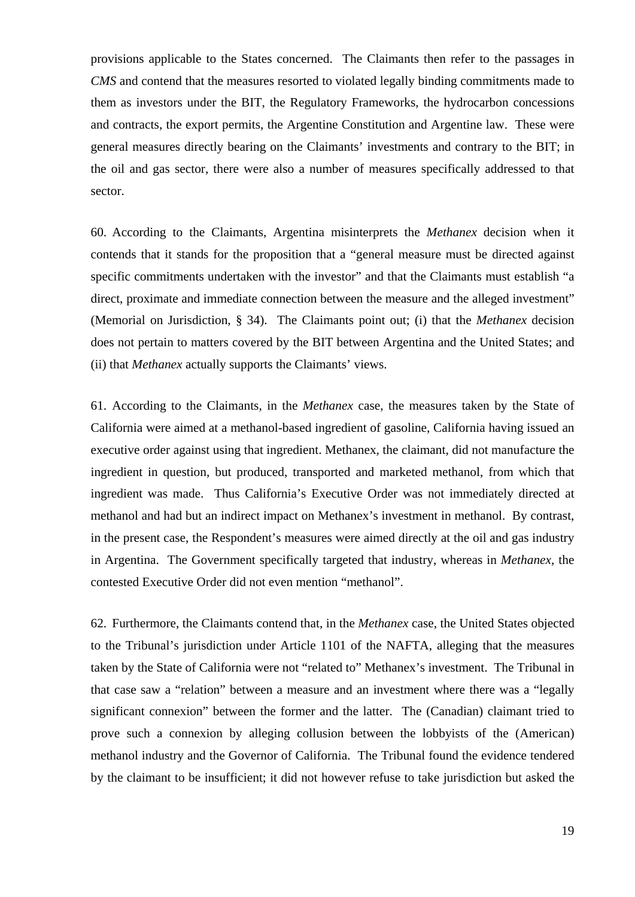provisions applicable to the States concerned. The Claimants then refer to the passages in *CMS* and contend that the measures resorted to violated legally binding commitments made to them as investors under the BIT, the Regulatory Frameworks, the hydrocarbon concessions and contracts, the export permits, the Argentine Constitution and Argentine law. These were general measures directly bearing on the Claimants' investments and contrary to the BIT; in the oil and gas sector, there were also a number of measures specifically addressed to that sector.

60. According to the Claimants, Argentina misinterprets the *Methanex* decision when it contends that it stands for the proposition that a "general measure must be directed against specific commitments undertaken with the investor" and that the Claimants must establish "a direct, proximate and immediate connection between the measure and the alleged investment" (Memorial on Jurisdiction, § 34). The Claimants point out; (i) that the *Methanex* decision does not pertain to matters covered by the BIT between Argentina and the United States; and (ii) that *Methanex* actually supports the Claimants' views.

61. According to the Claimants, in the *Methanex* case, the measures taken by the State of California were aimed at a methanol-based ingredient of gasoline, California having issued an executive order against using that ingredient. Methanex, the claimant, did not manufacture the ingredient in question, but produced, transported and marketed methanol, from which that ingredient was made. Thus California's Executive Order was not immediately directed at methanol and had but an indirect impact on Methanex's investment in methanol. By contrast, in the present case, the Respondent's measures were aimed directly at the oil and gas industry in Argentina. The Government specifically targeted that industry, whereas in *Methanex,* the contested Executive Order did not even mention "methanol".

62. Furthermore, the Claimants contend that, in the *Methanex* case, the United States objected to the Tribunal's jurisdiction under Article 1101 of the NAFTA, alleging that the measures taken by the State of California were not "related to" Methanex's investment. The Tribunal in that case saw a "relation" between a measure and an investment where there was a "legally significant connexion" between the former and the latter. The (Canadian) claimant tried to prove such a connexion by alleging collusion between the lobbyists of the (American) methanol industry and the Governor of California. The Tribunal found the evidence tendered by the claimant to be insufficient; it did not however refuse to take jurisdiction but asked the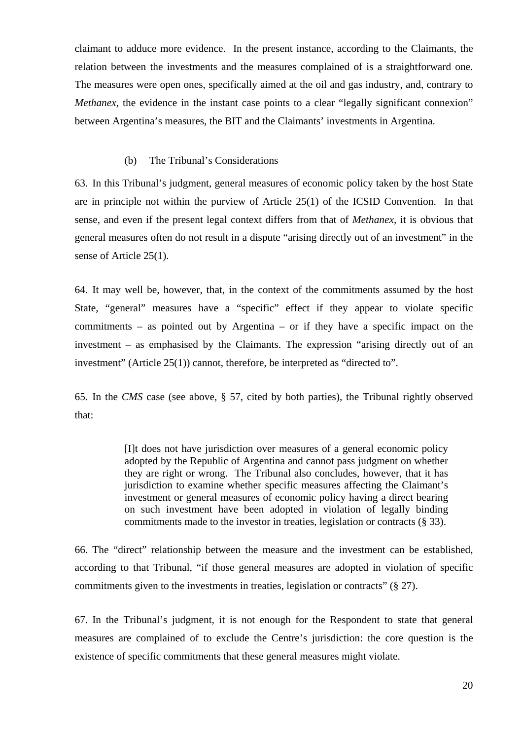claimant to adduce more evidence. In the present instance, according to the Claimants, the relation between the investments and the measures complained of is a straightforward one. The measures were open ones, specifically aimed at the oil and gas industry, and, contrary to *Methanex*, the evidence in the instant case points to a clear "legally significant connexion" between Argentina's measures, the BIT and the Claimants' investments in Argentina.

(b) The Tribunal's Considerations

63. In this Tribunal's judgment, general measures of economic policy taken by the host State are in principle not within the purview of Article 25(1) of the ICSID Convention. In that sense, and even if the present legal context differs from that of *Methanex*, it is obvious that general measures often do not result in a dispute "arising directly out of an investment" in the sense of Article 25(1).

64. It may well be, however, that, in the context of the commitments assumed by the host State, "general" measures have a "specific" effect if they appear to violate specific commitments – as pointed out by Argentina – or if they have a specific impact on the investment – as emphasised by the Claimants. The expression "arising directly out of an investment" (Article 25(1)) cannot, therefore, be interpreted as "directed to".

65. In the *CMS* case (see above, § 57, cited by both parties), the Tribunal rightly observed that:

> [I]t does not have jurisdiction over measures of a general economic policy adopted by the Republic of Argentina and cannot pass judgment on whether they are right or wrong. The Tribunal also concludes, however, that it has jurisdiction to examine whether specific measures affecting the Claimant's investment or general measures of economic policy having a direct bearing on such investment have been adopted in violation of legally binding commitments made to the investor in treaties, legislation or contracts (§ 33).

66. The "direct" relationship between the measure and the investment can be established, according to that Tribunal, "if those general measures are adopted in violation of specific commitments given to the investments in treaties, legislation or contracts" (§ 27).

67. In the Tribunal's judgment, it is not enough for the Respondent to state that general measures are complained of to exclude the Centre's jurisdiction: the core question is the existence of specific commitments that these general measures might violate.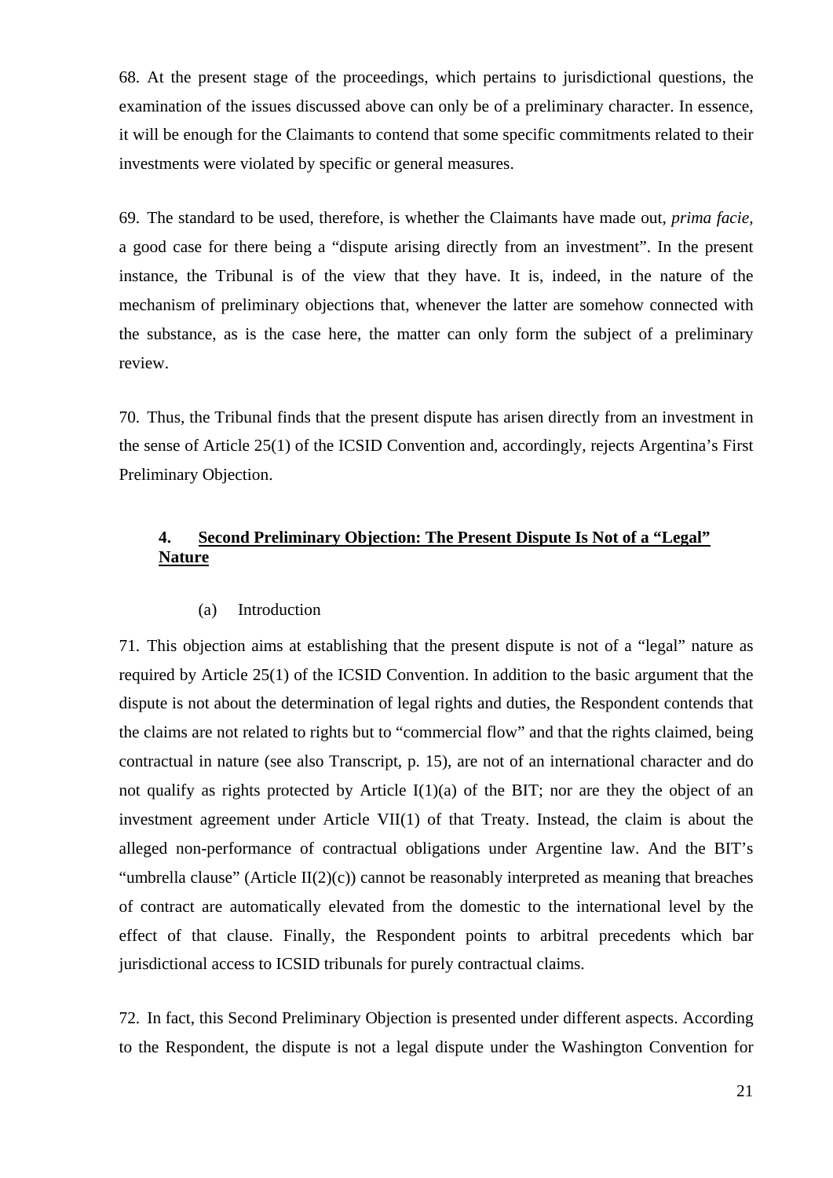68. At the present stage of the proceedings, which pertains to jurisdictional questions, the examination of the issues discussed above can only be of a preliminary character. In essence, it will be enough for the Claimants to contend that some specific commitments related to their investments were violated by specific or general measures.

69. The standard to be used, therefore, is whether the Claimants have made out, *prima facie*, a good case for there being a "dispute arising directly from an investment". In the present instance, the Tribunal is of the view that they have. It is, indeed, in the nature of the mechanism of preliminary objections that, whenever the latter are somehow connected with the substance, as is the case here, the matter can only form the subject of a preliminary review.

70. Thus, the Tribunal finds that the present dispute has arisen directly from an investment in the sense of Article 25(1) of the ICSID Convention and, accordingly, rejects Argentina's First Preliminary Objection.

### 4. Second Preliminary Objection: The Present Dispute Is Not of a "Legal" Nature

(a) Introduction

71. This objection aims at establishing that the present dispute is not of a "legal" nature as required by Article 25(1) of the ICSID Convention. In addition to the basic argument that the dispute is not about the determination of legal rights and duties, the Respondent contends that the claims are not related to rights but to "commercial flow" and that the rights claimed, being contractual in nature (see also Transcript, p. 15), are not of an international character and do not qualify as rights protected by Article I(1)(a) of the BIT; nor are they the object of an investment agreement under Article VII(1) of that Treaty. Instead, the claim is about the alleged non-performance of contractual obligations under Argentine law. And the BIT's "umbrella clause" (Article II(2)(c)) cannot be reasonably interpreted as meaning that breaches of contract are automatically elevated from the domestic to the international level by the effect of that clause. Finally, the Respondent points to arbitral precedents which bar jurisdictional access to ICSID tribunals for purely contractual claims.

72. In fact, this Second Preliminary Objection is presented under different aspects. According to the Respondent, the dispute is not a legal dispute under the Washington Convention for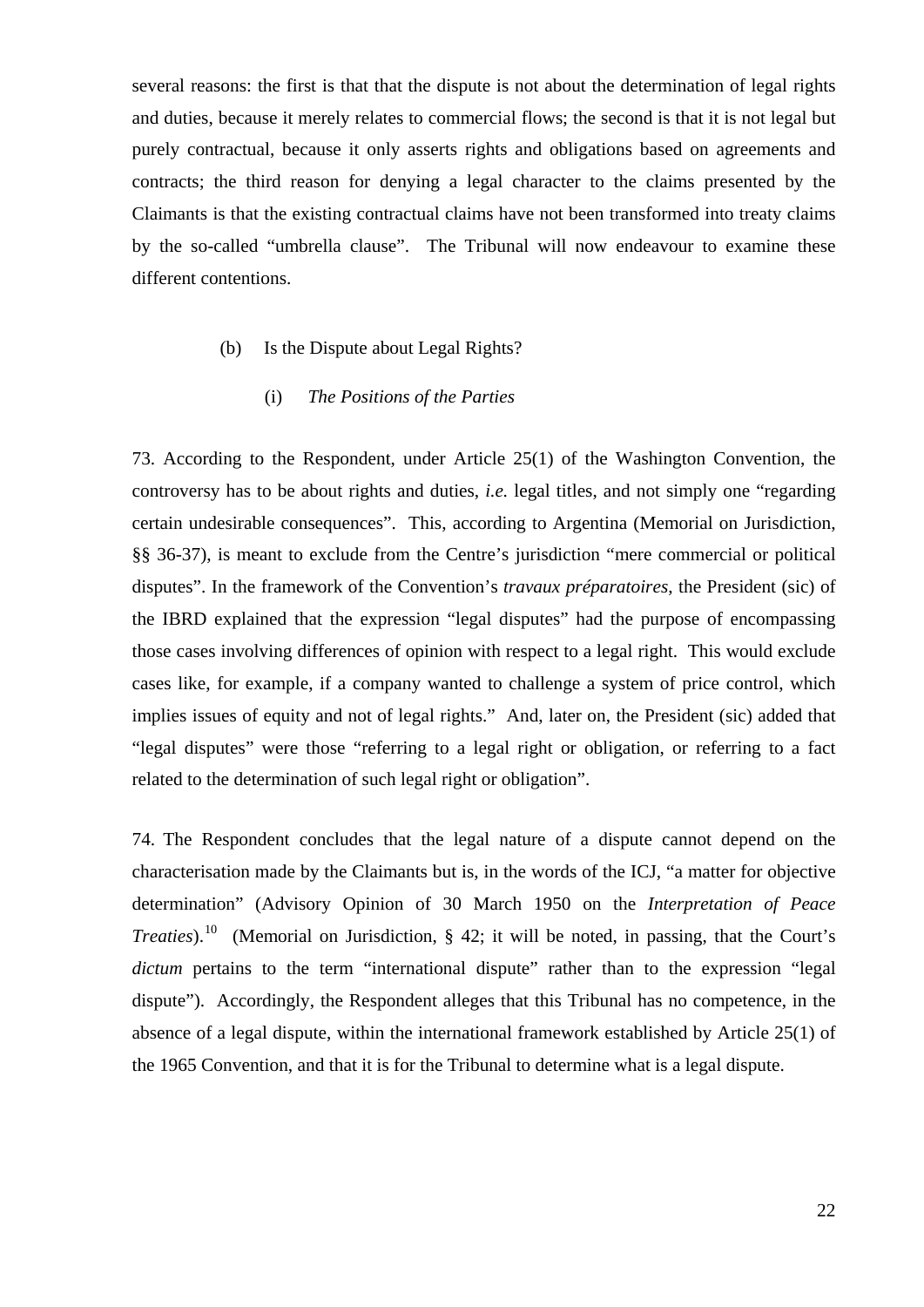several reasons: the first is that that the dispute is not about the determination of legal rights and duties, because it merely relates to commercial flows; the second is that it is not legal but purely contractual, because it only asserts rights and obligations based on agreements and contracts; the third reason for denying a legal character to the claims presented by the Claimants is that the existing contractual claims have not been transformed into treaty claims by the so-called "umbrella clause". The Tribunal will now endeavour to examine these different contentions.

### (b) Is the Dispute about Legal Rights?

#### (i) *The Positions of the Parties*

73. According to the Respondent, under Article 25(1) of the Washington Convention, the controversy has to be about rights and duties, *i.e.* legal titles, and not simply one "regarding certain undesirable consequences". This, according to Argentina (Memorial on Jurisdiction, §§ 36-37), is meant to exclude from the Centre's jurisdiction "mere commercial or political disputes". In the framework of the Convention's *travaux préparatoires*, the President (sic) of the IBRD explained that the expression "legal disputes" had the purpose of encompassing those cases involving differences of opinion with respect to a legal right. This would exclude cases like, for example, if a company wanted to challenge a system of price control, which implies issues of equity and not of legal rights." And, later on, the President (sic) added that "legal disputes" were those "referring to a legal right or obligation, or referring to a fact related to the determination of such legal right or obligation".

74. The Respondent concludes that the legal nature of a dispute cannot depend on the characterisation made by the Claimants but is, in the words of the ICJ, "a matter for objective determination" (Advisory Opinion of 30 March 1950 on the *Interpretation of Peace Treaties*).[10] (Memorial on Jurisdiction, § 42; it will be noted, in passing, that the Court's *dictum* pertains to the term "international dispute" rather than to the expression "legal dispute"). Accordingly, the Respondent alleges that this Tribunal has no competence, in the absence of a legal dispute, within the international framework established by Article 25(1) of the 1965 Convention, and that it is for the Tribunal to determine what is a legal dispute.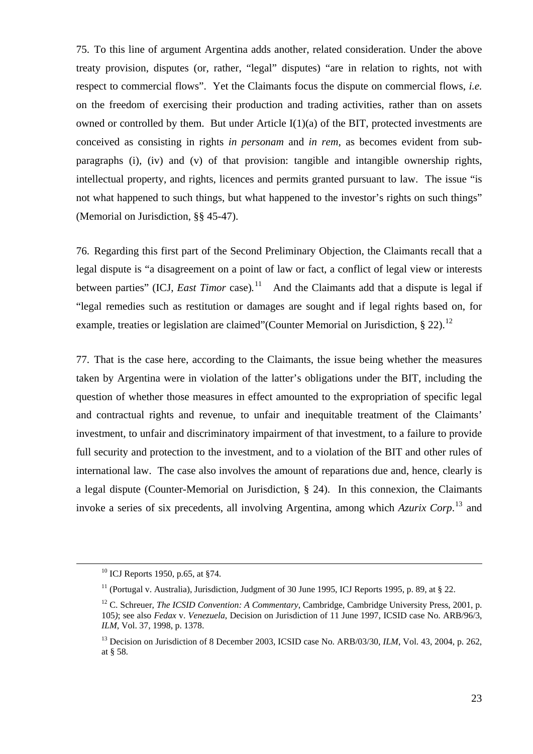75. To this line of argument Argentina adds another, related consideration. Under the above treaty provision, disputes (or, rather, "legal" disputes) "are in relation to rights, not with respect to commercial flows". Yet the Claimants focus the dispute on commercial flows, *i.e.* on the freedom of exercising their production and trading activities, rather than on assets owned or controlled by them. But under Article I(1)(a) of the BIT, protected investments are conceived as consisting in rights *in personam* and *in rem*, as becomes evident from sub-paragraphs (i), (iv) and (v) of that provision: tangible and intangible ownership rights, intellectual property, and rights, licences and permits granted pursuant to law. The issue "is not what happened to such things, but what happened to the investor's rights on such things" (Memorial on Jurisdiction, §§ 45-47).

76. Regarding this first part of the Second Preliminary Objection, the Claimants recall that a legal dispute is "a disagreement on a point of law or fact, a conflict of legal view or interests between parties" (ICJ, *East Timor* case).[11] And the Claimants add that a dispute is legal if "legal remedies such as restitution or damages are sought and if legal rights based on, for example, treaties or legislation are claimed"(Counter Memorial on Jurisdiction, § 22).[12]

77. That is the case here, according to the Claimants, the issue being whether the measures taken by Argentina were in violation of the latter's obligations under the BIT, including the question of whether those measures in effect amounted to the expropriation of specific legal and contractual rights and revenue, to unfair and inequitable treatment of the Claimants' investment, to unfair and discriminatory impairment of that investment, to a failure to provide full security and protection to the investment, and to a violation of the BIT and other rules of international law. The case also involves the amount of reparations due and, hence, clearly is a legal dispute (Counter-Memorial on Jurisdiction, § 24). In this connexion, the Claimants invoke a series of six precedents, all involving Argentina, among which *Azurix Corp*.[13] and

---

[10] ICJ Reports 1950, p.65, at §74.

[11] (Portugal v. Australia), Jurisdiction, Judgment of 30 June 1995, ICJ Reports 1995, p. 89, at § 22.

[12] C. Schreuer, *The ICSID Convention: A Commentary*, Cambridge, Cambridge University Press, 2001, p. 105*)*; see also *Fedax* v. *Venezuela*, Decision on Jurisdiction of 11 June 1997, ICSID case No. ARB/96/3, *ILM*, Vol. 37, 1998, p. 1378.

[13] Decision on Jurisdiction of 8 December 2003, ICSID case No. ARB/03/30, *ILM*, Vol. 43, 2004, p. 262, at § 58.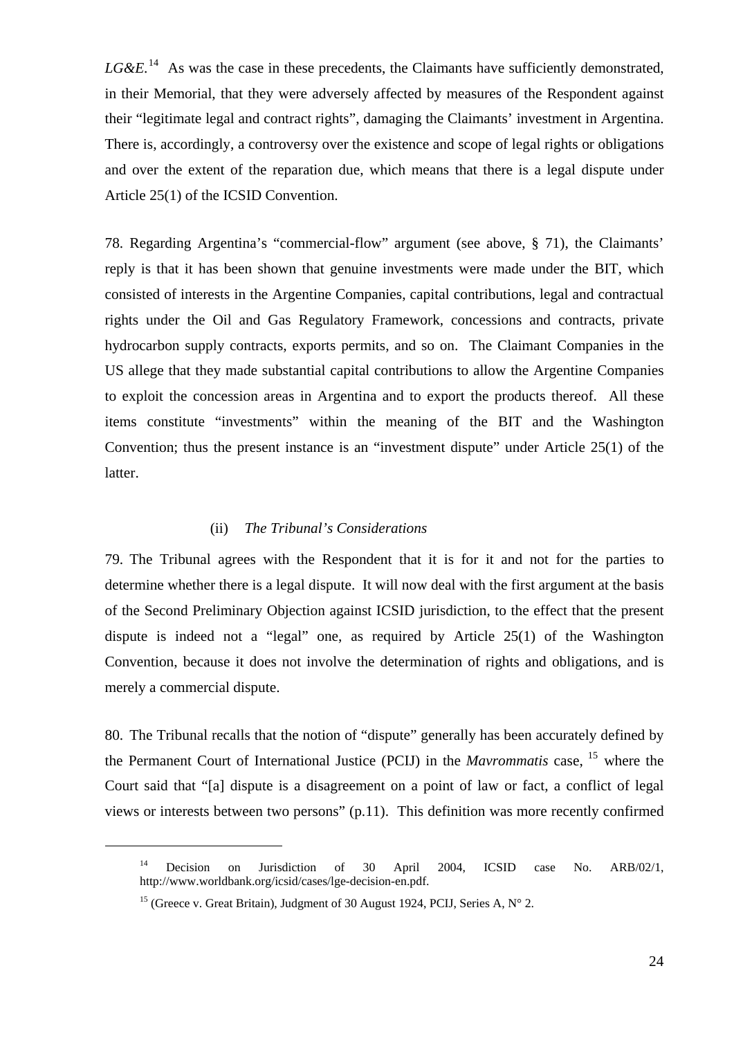*LG&E.*[14] As was the case in these precedents, the Claimants have sufficiently demonstrated, in their Memorial, that they were adversely affected by measures of the Respondent against their "legitimate legal and contract rights", damaging the Claimants' investment in Argentina. There is, accordingly, a controversy over the existence and scope of legal rights or obligations and over the extent of the reparation due, which means that there is a legal dispute under Article 25(1) of the ICSID Convention.

78. Regarding Argentina's "commercial-flow" argument (see above, § 71), the Claimants' reply is that it has been shown that genuine investments were made under the BIT, which consisted of interests in the Argentine Companies, capital contributions, legal and contractual rights under the Oil and Gas Regulatory Framework, concessions and contracts, private hydrocarbon supply contracts, exports permits, and so on. The Claimant Companies in the US allege that they made substantial capital contributions to allow the Argentine Companies to exploit the concession areas in Argentina and to export the products thereof. All these items constitute "investments" within the meaning of the BIT and the Washington Convention; thus the present instance is an "investment dispute" under Article 25(1) of the latter.

(ii) *The Tribunal's Considerations*

79. The Tribunal agrees with the Respondent that it is for it and not for the parties to determine whether there is a legal dispute. It will now deal with the first argument at the basis of the Second Preliminary Objection against ICSID jurisdiction, to the effect that the present dispute is indeed not a "legal" one, as required by Article 25(1) of the Washington Convention, because it does not involve the determination of rights and obligations, and is merely a commercial dispute.

80. The Tribunal recalls that the notion of "dispute" generally has been accurately defined by the Permanent Court of International Justice (PCIJ) in the *Mavrommatis* case, [15] where the Court said that "[a] dispute is a disagreement on a point of law or fact, a conflict of legal views or interests between two persons" (p.11). This definition was more recently confirmed

---

[14] Decision on Jurisdiction of 30 April 2004, ICSID case No. ARB/02/1, http://www.worldbank.org/icsid/cases/lge-decision-en.pdf.

[15] (Greece v. Great Britain), Judgment of 30 August 1924, PCIJ, Series A, N° 2.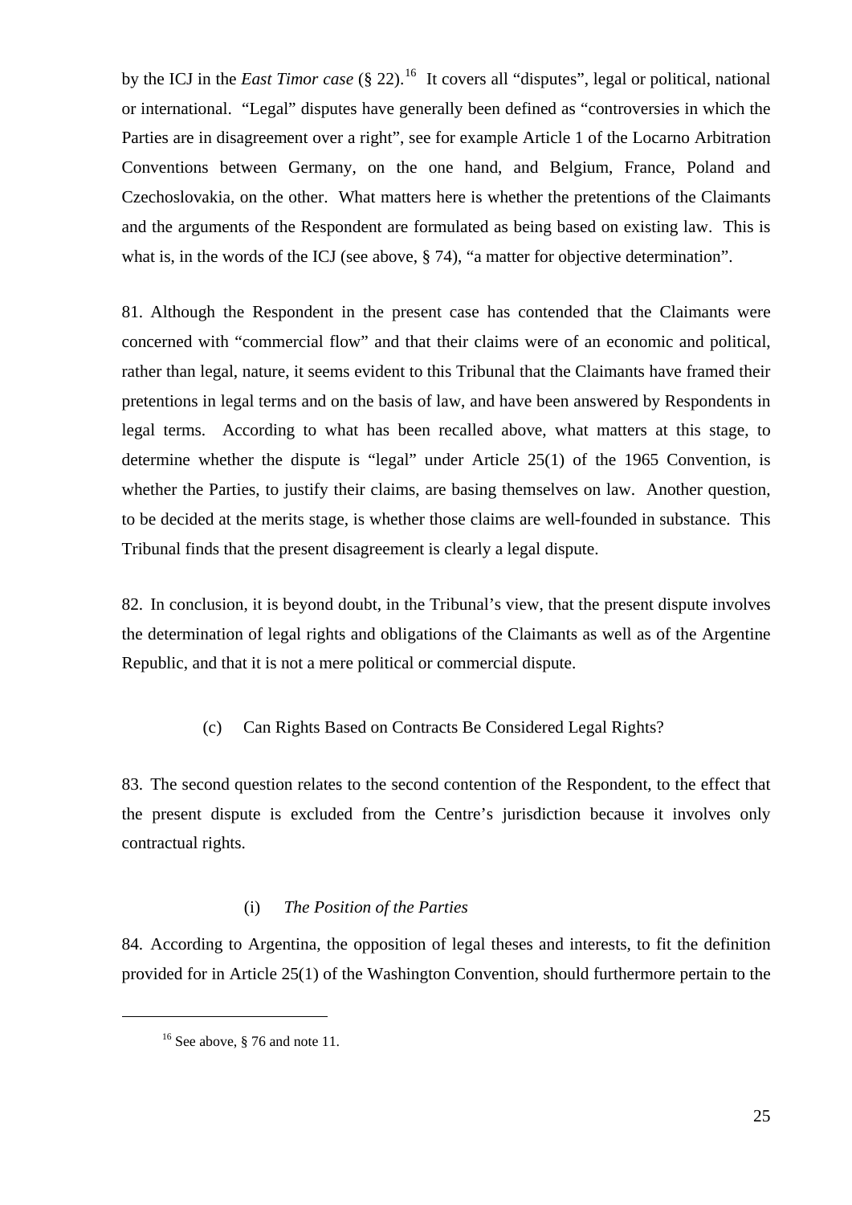by the ICJ in the *East Timor case* (§ 22).[16] It covers all "disputes", legal or political, national or international. "Legal" disputes have generally been defined as "controversies in which the Parties are in disagreement over a right", see for example Article 1 of the Locarno Arbitration Conventions between Germany, on the one hand, and Belgium, France, Poland and Czechoslovakia, on the other. What matters here is whether the pretentions of the Claimants and the arguments of the Respondent are formulated as being based on existing law. This is what is, in the words of the ICJ (see above, § 74), "a matter for objective determination".

81. Although the Respondent in the present case has contended that the Claimants were concerned with "commercial flow" and that their claims were of an economic and political, rather than legal, nature, it seems evident to this Tribunal that the Claimants have framed their pretentions in legal terms and on the basis of law, and have been answered by Respondents in legal terms. According to what has been recalled above, what matters at this stage, to determine whether the dispute is "legal" under Article 25(1) of the 1965 Convention, is whether the Parties, to justify their claims, are basing themselves on law. Another question, to be decided at the merits stage, is whether those claims are well-founded in substance. This Tribunal finds that the present disagreement is clearly a legal dispute.

82. In conclusion, it is beyond doubt, in the Tribunal's view, that the present dispute involves the determination of legal rights and obligations of the Claimants as well as of the Argentine Republic, and that it is not a mere political or commercial dispute.

### (c) Can Rights Based on Contracts Be Considered Legal Rights?

83. The second question relates to the second contention of the Respondent, to the effect that the present dispute is excluded from the Centre's jurisdiction because it involves only contractual rights.

#### (i) *The Position of the Parties*

84. According to Argentina, the opposition of legal theses and interests, to fit the definition provided for in Article 25(1) of the Washington Convention, should furthermore pertain to the

[16] See above, § 76 and note 11.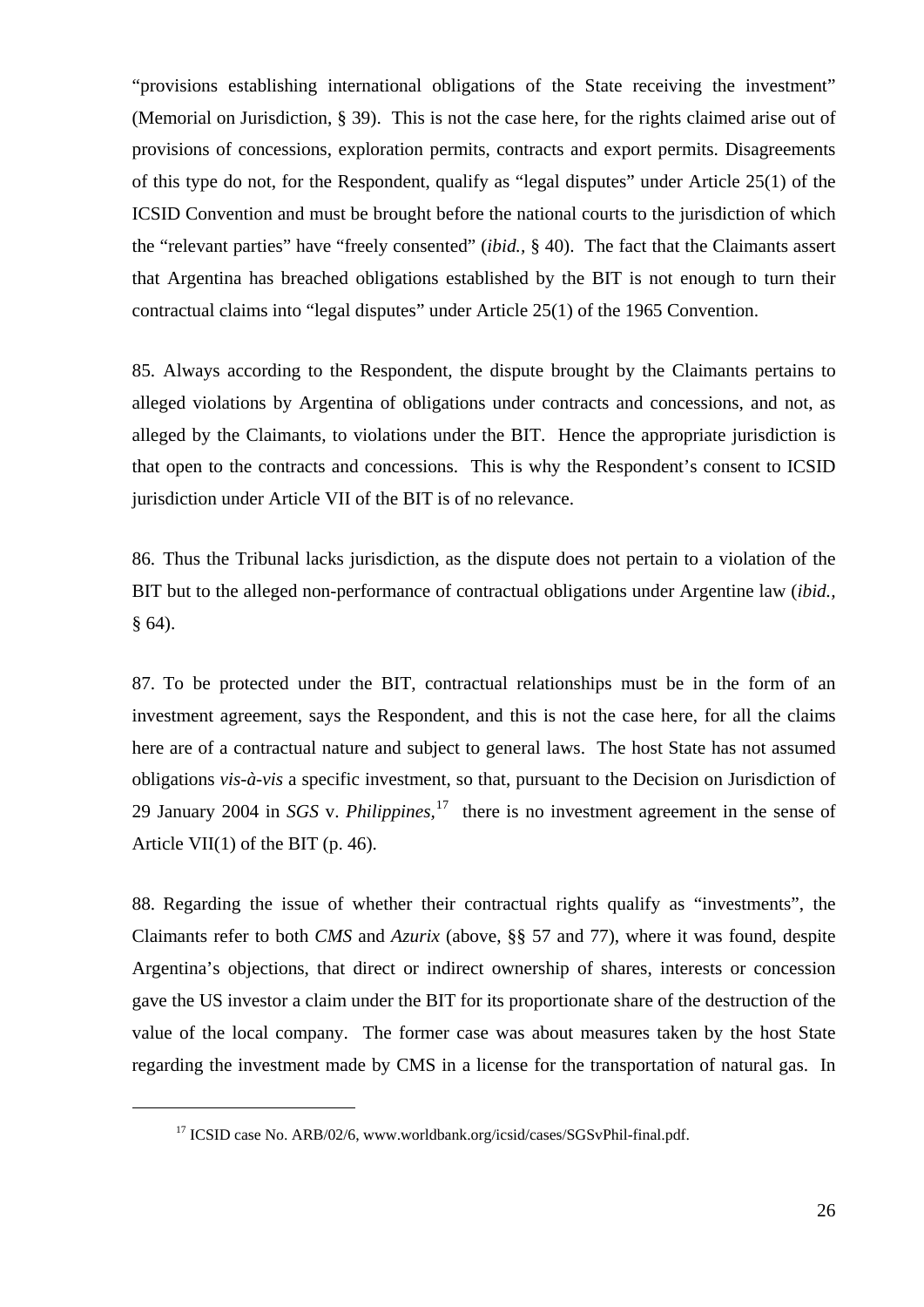"provisions establishing international obligations of the State receiving the investment" (Memorial on Jurisdiction, § 39). This is not the case here, for the rights claimed arise out of provisions of concessions, exploration permits, contracts and export permits. Disagreements of this type do not, for the Respondent, qualify as "legal disputes" under Article 25(1) of the ICSID Convention and must be brought before the national courts to the jurisdiction of which the "relevant parties" have "freely consented" (*ibid.*, § 40). The fact that the Claimants assert that Argentina has breached obligations established by the BIT is not enough to turn their contractual claims into "legal disputes" under Article 25(1) of the 1965 Convention.

85. Always according to the Respondent, the dispute brought by the Claimants pertains to alleged violations by Argentina of obligations under contracts and concessions, and not, as alleged by the Claimants, to violations under the BIT. Hence the appropriate jurisdiction is that open to the contracts and concessions. This is why the Respondent's consent to ICSID jurisdiction under Article VII of the BIT is of no relevance.

86. Thus the Tribunal lacks jurisdiction, as the dispute does not pertain to a violation of the BIT but to the alleged non-performance of contractual obligations under Argentine law (*ibid.*, § 64).

87. To be protected under the BIT, contractual relationships must be in the form of an investment agreement, says the Respondent, and this is not the case here, for all the claims here are of a contractual nature and subject to general laws. The host State has not assumed obligations *vis-à-vis* a specific investment, so that, pursuant to the Decision on Jurisdiction of 29 January 2004 in *SGS* v. *Philippines,*[17] there is no investment agreement in the sense of Article VII(1) of the BIT (p. 46).

88. Regarding the issue of whether their contractual rights qualify as "investments", the Claimants refer to both *CMS* and *Azurix* (above, §§ 57 and 77), where it was found, despite Argentina's objections, that direct or indirect ownership of shares, interests or concession gave the US investor a claim under the BIT for its proportionate share of the destruction of the value of the local company. The former case was about measures taken by the host State regarding the investment made by CMS in a license for the transportation of natural gas. In

[17] ICSID case No. ARB/02/6, www.worldbank.org/icsid/cases/SGSvPhil-final.pdf.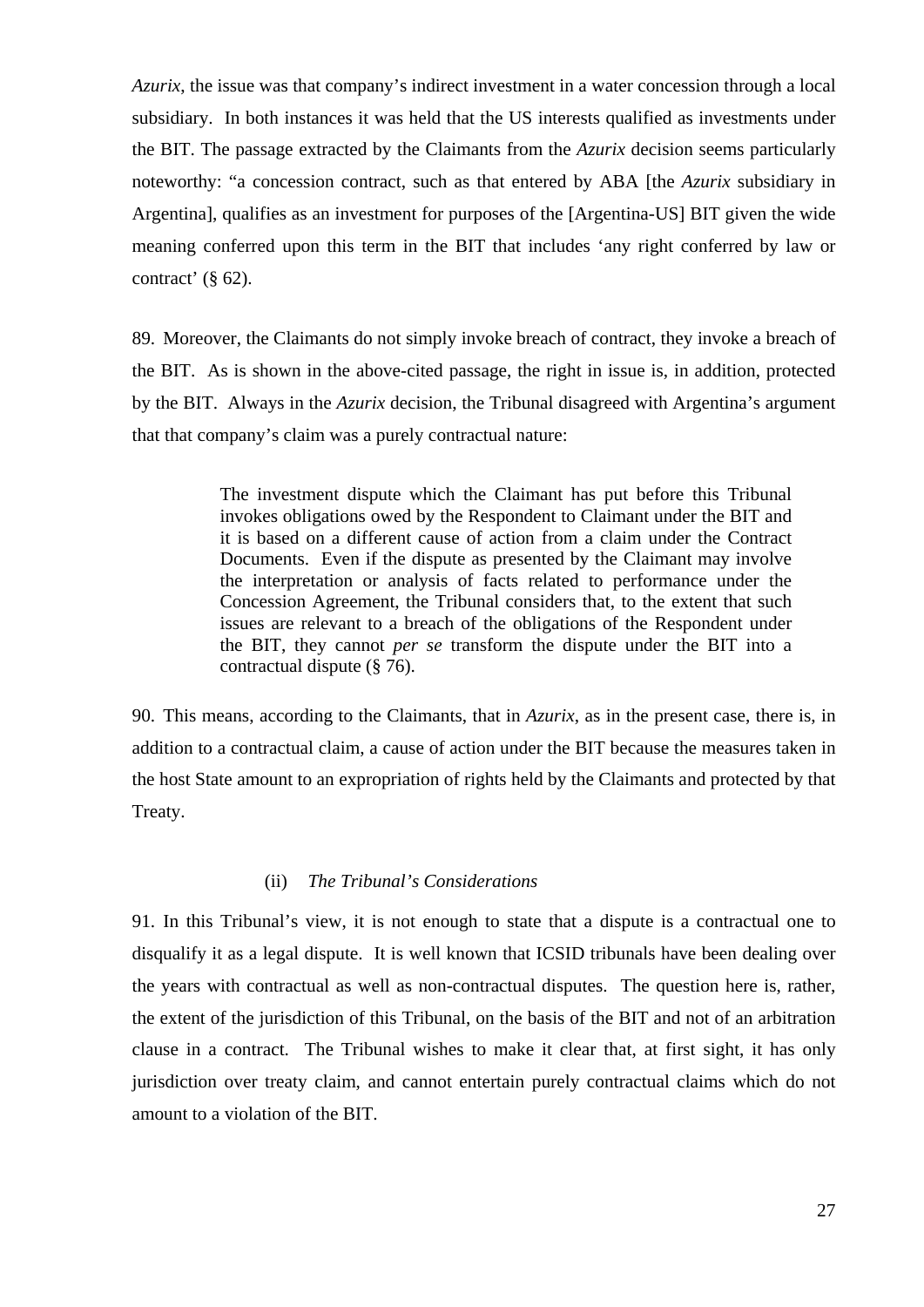*Azurix*, the issue was that company's indirect investment in a water concession through a local subsidiary. In both instances it was held that the US interests qualified as investments under the BIT. The passage extracted by the Claimants from the *Azurix* decision seems particularly noteworthy: "a concession contract, such as that entered by ABA [the *Azurix* subsidiary in Argentina], qualifies as an investment for purposes of the [Argentina-US] BIT given the wide meaning conferred upon this term in the BIT that includes 'any right conferred by law or contract' (§ 62).

89. Moreover, the Claimants do not simply invoke breach of contract, they invoke a breach of the BIT. As is shown in the above-cited passage, the right in issue is, in addition, protected by the BIT. Always in the *Azurix* decision, the Tribunal disagreed with Argentina's argument that that company's claim was a purely contractual nature:

> The investment dispute which the Claimant has put before this Tribunal invokes obligations owed by the Respondent to Claimant under the BIT and it is based on a different cause of action from a claim under the Contract Documents. Even if the dispute as presented by the Claimant may involve the interpretation or analysis of facts related to performance under the Concession Agreement, the Tribunal considers that, to the extent that such issues are relevant to a breach of the obligations of the Respondent under the BIT, they cannot *per se* transform the dispute under the BIT into a contractual dispute (§ 76).

90. This means, according to the Claimants, that in *Azurix*, as in the present case, there is, in addition to a contractual claim, a cause of action under the BIT because the measures taken in the host State amount to an expropriation of rights held by the Claimants and protected by that Treaty.

(ii) *The Tribunal's Considerations*

91. In this Tribunal's view, it is not enough to state that a dispute is a contractual one to disqualify it as a legal dispute. It is well known that ICSID tribunals have been dealing over the years with contractual as well as non-contractual disputes. The question here is, rather, the extent of the jurisdiction of this Tribunal, on the basis of the BIT and not of an arbitration clause in a contract. The Tribunal wishes to make it clear that, at first sight, it has only jurisdiction over treaty claim, and cannot entertain purely contractual claims which do not amount to a violation of the BIT.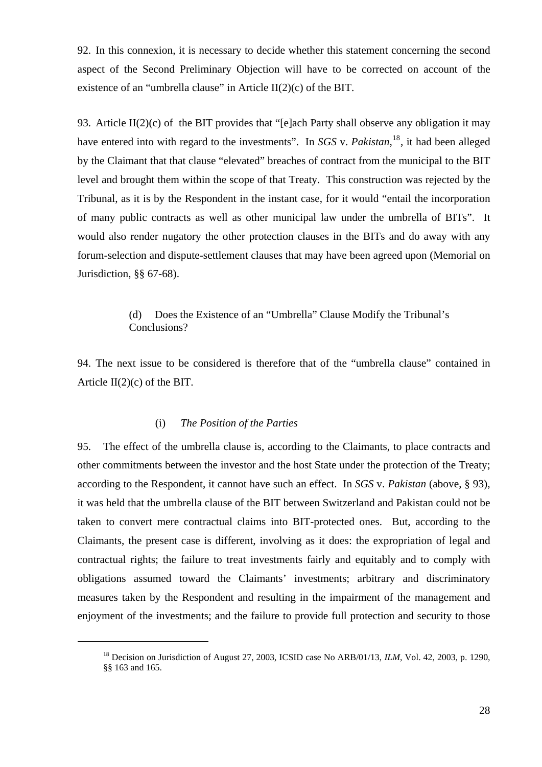92. In this connexion, it is necessary to decide whether this statement concerning the second aspect of the Second Preliminary Objection will have to be corrected on account of the existence of an "umbrella clause" in Article II(2)(c) of the BIT.

93. Article II(2)(c) of the BIT provides that "[e]ach Party shall observe any obligation it may have entered into with regard to the investments". In *SGS* v. *Pakistan*,[18], it had been alleged by the Claimant that that clause "elevated" breaches of contract from the municipal to the BIT level and brought them within the scope of that Treaty. This construction was rejected by the Tribunal, as it is by the Respondent in the instant case, for it would "entail the incorporation of many public contracts as well as other municipal law under the umbrella of BITs". It would also render nugatory the other protection clauses in the BITs and do away with any forum-selection and dispute-settlement clauses that may have been agreed upon (Memorial on Jurisdiction, §§ 67-68).

### (d) Does the Existence of an "Umbrella" Clause Modify the Tribunal's Conclusions?

94. The next issue to be considered is therefore that of the "umbrella clause" contained in Article II(2)(c) of the BIT.

#### (i) *The Position of the Parties*

95. The effect of the umbrella clause is, according to the Claimants, to place contracts and other commitments between the investor and the host State under the protection of the Treaty; according to the Respondent, it cannot have such an effect. In *SGS* v. *Pakistan* (above, § 93), it was held that the umbrella clause of the BIT between Switzerland and Pakistan could not be taken to convert mere contractual claims into BIT-protected ones. But, according to the Claimants, the present case is different, involving as it does: the expropriation of legal and contractual rights; the failure to treat investments fairly and equitably and to comply with obligations assumed toward the Claimants' investments; arbitrary and discriminatory measures taken by the Respondent and resulting in the impairment of the management and enjoyment of the investments; and the failure to provide full protection and security to those

---

[18] Decision on Jurisdiction of August 27, 2003, ICSID case No ARB/01/13, *ILM*, Vol. 42, 2003, p. 1290, §§ 163 and 165.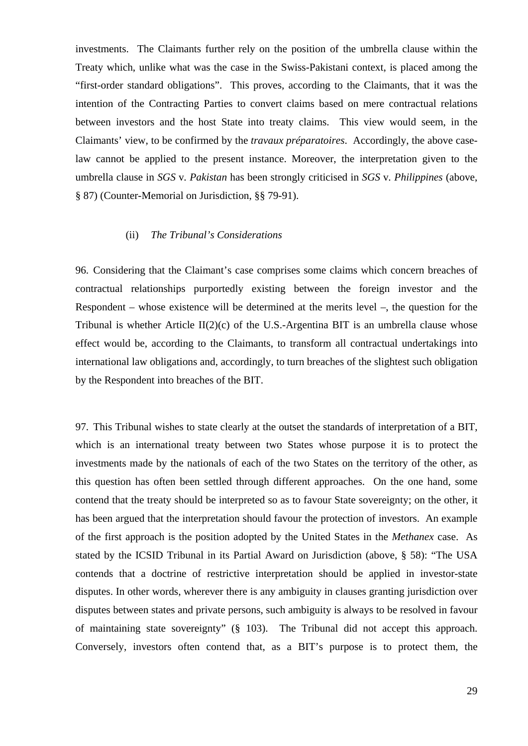investments. The Claimants further rely on the position of the umbrella clause within the Treaty which, unlike what was the case in the Swiss-Pakistani context, is placed among the "first-order standard obligations". This proves, according to the Claimants, that it was the intention of the Contracting Parties to convert claims based on mere contractual relations between investors and the host State into treaty claims. This view would seem, in the Claimants' view, to be confirmed by the *travaux préparatoires*. Accordingly, the above case-law cannot be applied to the present instance. Moreover, the interpretation given to the umbrella clause in *SGS* v. *Pakistan* has been strongly criticised in *SGS* v. *Philippines* (above, § 87) (Counter-Memorial on Jurisdiction, §§ 79-91).

(ii) *The Tribunal's Considerations*

96. Considering that the Claimant's case comprises some claims which concern breaches of contractual relationships purportedly existing between the foreign investor and the Respondent – whose existence will be determined at the merits level –, the question for the Tribunal is whether Article II(2)(c) of the U.S.-Argentina BIT is an umbrella clause whose effect would be, according to the Claimants, to transform all contractual undertakings into international law obligations and, accordingly, to turn breaches of the slightest such obligation by the Respondent into breaches of the BIT.

97. This Tribunal wishes to state clearly at the outset the standards of interpretation of a BIT, which is an international treaty between two States whose purpose it is to protect the investments made by the nationals of each of the two States on the territory of the other, as this question has often been settled through different approaches. On the one hand, some contend that the treaty should be interpreted so as to favour State sovereignty; on the other, it has been argued that the interpretation should favour the protection of investors. An example of the first approach is the position adopted by the United States in the *Methanex* case. As stated by the ICSID Tribunal in its Partial Award on Jurisdiction (above, § 58): "The USA contends that a doctrine of restrictive interpretation should be applied in investor-state disputes. In other words, wherever there is any ambiguity in clauses granting jurisdiction over disputes between states and private persons, such ambiguity is always to be resolved in favour of maintaining state sovereignty" (§ 103). The Tribunal did not accept this approach. Conversely, investors often contend that, as a BIT's purpose is to protect them, the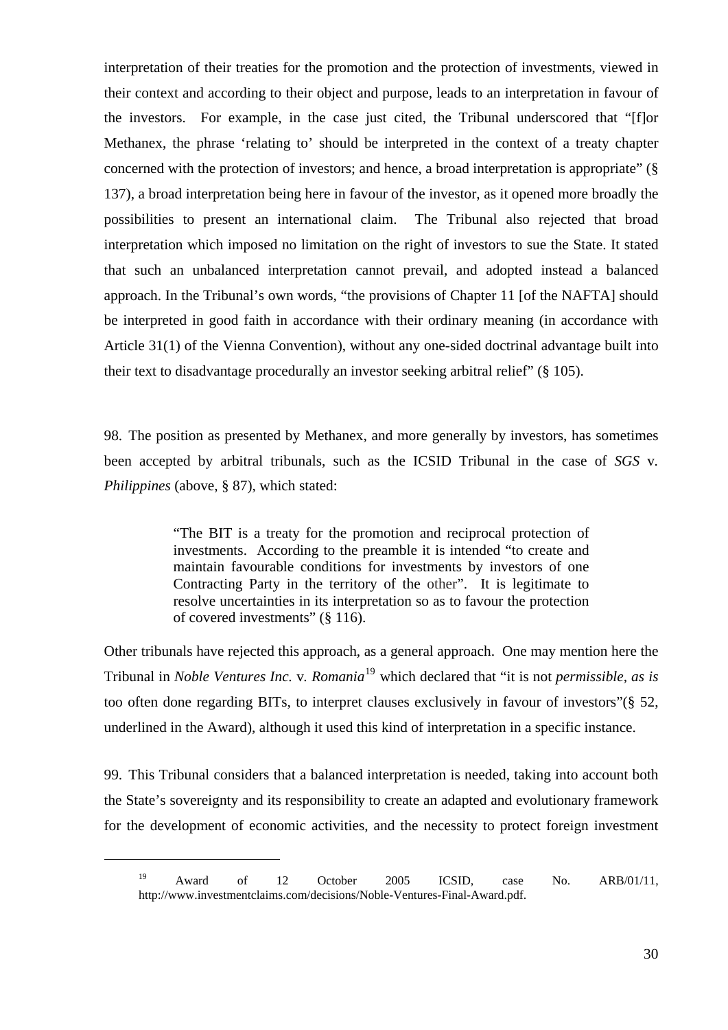interpretation of their treaties for the promotion and the protection of investments, viewed in their context and according to their object and purpose, leads to an interpretation in favour of the investors. For example, in the case just cited, the Tribunal underscored that "[f]or Methanex, the phrase 'relating to' should be interpreted in the context of a treaty chapter concerned with the protection of investors; and hence, a broad interpretation is appropriate" (§ 137), a broad interpretation being here in favour of the investor, as it opened more broadly the possibilities to present an international claim. The Tribunal also rejected that broad interpretation which imposed no limitation on the right of investors to sue the State. It stated that such an unbalanced interpretation cannot prevail, and adopted instead a balanced approach. In the Tribunal's own words, "the provisions of Chapter 11 [of the NAFTA] should be interpreted in good faith in accordance with their ordinary meaning (in accordance with Article 31(1) of the Vienna Convention), without any one-sided doctrinal advantage built into their text to disadvantage procedurally an investor seeking arbitral relief" (§ 105).

98. The position as presented by Methanex, and more generally by investors, has sometimes been accepted by arbitral tribunals, such as the ICSID Tribunal in the case of *SGS* v. *Philippines* (above, § 87), which stated:

> "The BIT is a treaty for the promotion and reciprocal protection of investments. According to the preamble it is intended "to create and maintain favourable conditions for investments by investors of one Contracting Party in the territory of the other". It is legitimate to resolve uncertainties in its interpretation so as to favour the protection of covered investments" (§ 116).

Other tribunals have rejected this approach, as a general approach. One may mention here the Tribunal in *Noble Ventures Inc.* v. *Romania*[19] which declared that "it is not *permissible, as is* too often done regarding BITs, to interpret clauses exclusively in favour of investors"(§ 52, underlined in the Award), although it used this kind of interpretation in a specific instance.

99. This Tribunal considers that a balanced interpretation is needed, taking into account both the State's sovereignty and its responsibility to create an adapted and evolutionary framework for the development of economic activities, and the necessity to protect foreign investment

---

[19] Award of 12 October 2005 ICSID, case No. ARB/01/11, http://www.investmentclaims.com/decisions/Noble-Ventures-Final-Award.pdf.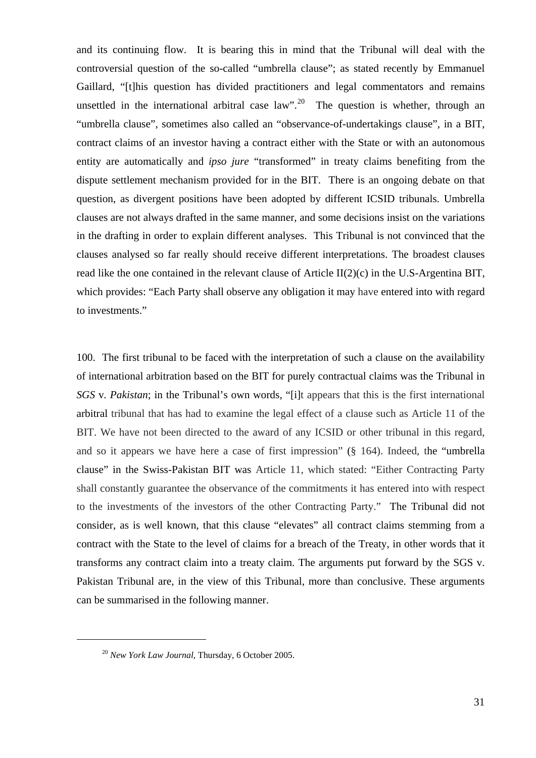and its continuing flow. It is bearing this in mind that the Tribunal will deal with the controversial question of the so-called "umbrella clause"; as stated recently by Emmanuel Gaillard, "[t]his question has divided practitioners and legal commentators and remains unsettled in the international arbitral case law".[20] The question is whether, through an "umbrella clause", sometimes also called an "observance-of-undertakings clause", in a BIT, contract claims of an investor having a contract either with the State or with an autonomous entity are automatically and *ipso jure* "transformed" in treaty claims benefiting from the dispute settlement mechanism provided for in the BIT. There is an ongoing debate on that question, as divergent positions have been adopted by different ICSID tribunals. Umbrella clauses are not always drafted in the same manner, and some decisions insist on the variations in the drafting in order to explain different analyses. This Tribunal is not convinced that the clauses analysed so far really should receive different interpretations. The broadest clauses read like the one contained in the relevant clause of Article II(2)(c) in the U.S-Argentina BIT, which provides: "Each Party shall observe any obligation it may have entered into with regard to investments."

100. The first tribunal to be faced with the interpretation of such a clause on the availability of international arbitration based on the BIT for purely contractual claims was the Tribunal in *SGS* v. *Pakistan*; in the Tribunal's own words, "[i]t appears that this is the first international arbitral tribunal that has had to examine the legal effect of a clause such as Article 11 of the BIT. We have not been directed to the award of any ICSID or other tribunal in this regard, and so it appears we have here a case of first impression" (§ 164). Indeed, the "umbrella clause" in the Swiss-Pakistan BIT was Article 11, which stated: "Either Contracting Party shall constantly guarantee the observance of the commitments it has entered into with respect to the investments of the investors of the other Contracting Party." The Tribunal did not consider, as is well known, that this clause "elevates" all contract claims stemming from a contract with the State to the level of claims for a breach of the Treaty, in other words that it transforms any contract claim into a treaty claim. The arguments put forward by the SGS v. Pakistan Tribunal are, in the view of this Tribunal, more than conclusive. These arguments can be summarised in the following manner.

---

[20] *New York Law Journal*, Thursday, 6 October 2005.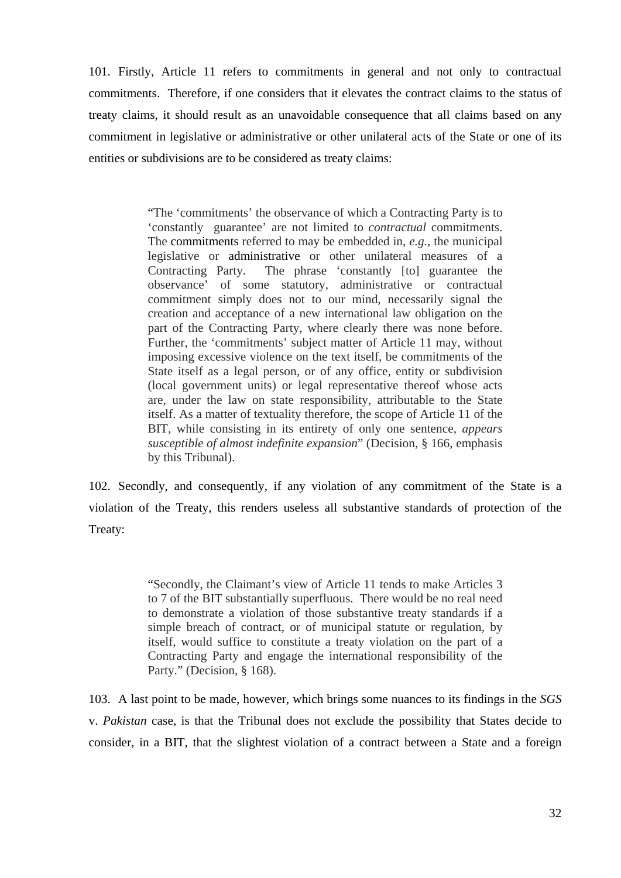101. Firstly, Article 11 refers to commitments in general and not only to contractual commitments. Therefore, if one considers that it elevates the contract claims to the status of treaty claims, it should result as an unavoidable consequence that all claims based on any commitment in legislative or administrative or other unilateral acts of the State or one of its entities or subdivisions are to be considered as treaty claims:

> "The 'commitments' the observance of which a Contracting Party is to 'constantly guarantee' are not limited to *contractual* commitments. The commitments referred to may be embedded in, *e.g.*, the municipal legislative or administrative or other unilateral measures of a Contracting Party. The phrase 'constantly [to] guarantee the observance' of some statutory, administrative or contractual commitment simply does not to our mind, necessarily signal the creation and acceptance of a new international law obligation on the part of the Contracting Party, where clearly there was none before. Further, the 'commitments' subject matter of Article 11 may, without imposing excessive violence on the text itself, be commitments of the State itself as a legal person, or of any office, entity or subdivision (local government units) or legal representative thereof whose acts are, under the law on state responsibility, attributable to the State itself. As a matter of textuality therefore, the scope of Article 11 of the BIT, while consisting in its entirety of only one sentence, *appears susceptible of almost indefinite expansion*" (Decision, § 166, emphasis by this Tribunal).

102. Secondly, and consequently, if any violation of any commitment of the State is a violation of the Treaty, this renders useless all substantive standards of protection of the Treaty:

> "Secondly, the Claimant's view of Article 11 tends to make Articles 3 to 7 of the BIT substantially superfluous. There would be no real need to demonstrate a violation of those substantive treaty standards if a simple breach of contract, or of municipal statute or regulation, by itself, would suffice to constitute a treaty violation on the part of a Contracting Party and engage the international responsibility of the Party." (Decision, § 168).

103. A last point to be made, however, which brings some nuances to its findings in the *SGS* v. *Pakistan* case, is that the Tribunal does not exclude the possibility that States decide to consider, in a BIT, that the slightest violation of a contract between a State and a foreign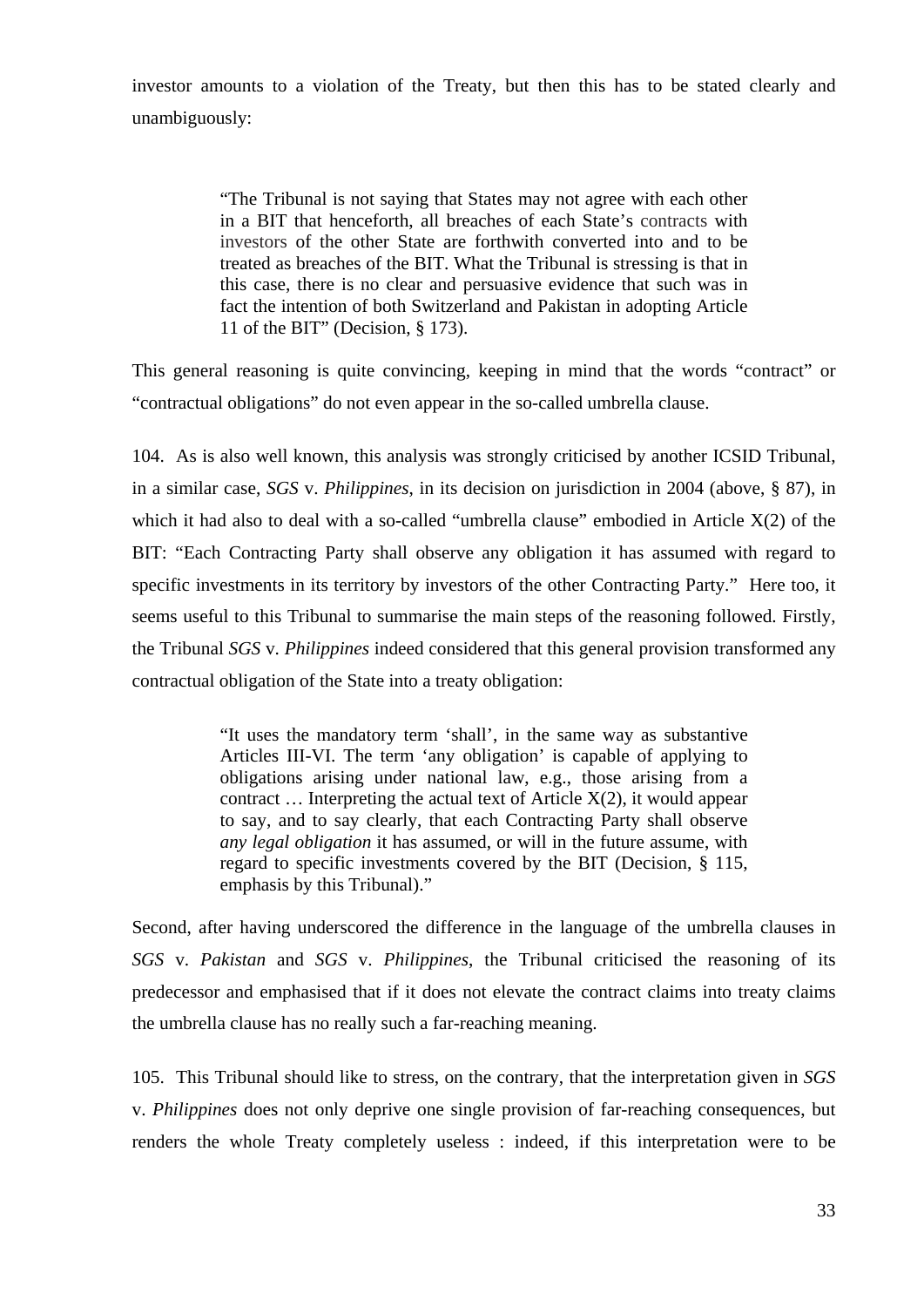investor amounts to a violation of the Treaty, but then this has to be stated clearly and unambiguously:

> "The Tribunal is not saying that States may not agree with each other in a BIT that henceforth, all breaches of each State's contracts with investors of the other State are forthwith converted into and to be treated as breaches of the BIT. What the Tribunal is stressing is that in this case, there is no clear and persuasive evidence that such was in fact the intention of both Switzerland and Pakistan in adopting Article 11 of the BIT" (Decision, § 173).

This general reasoning is quite convincing, keeping in mind that the words "contract" or "contractual obligations" do not even appear in the so-called umbrella clause.

104. As is also well known, this analysis was strongly criticised by another ICSID Tribunal, in a similar case, *SGS* v. *Philippines*, in its decision on jurisdiction in 2004 (above, § 87), in which it had also to deal with a so-called "umbrella clause" embodied in Article X(2) of the BIT: "Each Contracting Party shall observe any obligation it has assumed with regard to specific investments in its territory by investors of the other Contracting Party." Here too, it seems useful to this Tribunal to summarise the main steps of the reasoning followed. Firstly, the Tribunal *SGS* v. *Philippines* indeed considered that this general provision transformed any contractual obligation of the State into a treaty obligation:

> "It uses the mandatory term 'shall', in the same way as substantive Articles III-VI. The term 'any obligation' is capable of applying to obligations arising under national law, e.g., those arising from a contract … Interpreting the actual text of Article X(2), it would appear to say, and to say clearly, that each Contracting Party shall observe *any legal obligation* it has assumed, or will in the future assume, with regard to specific investments covered by the BIT (Decision, § 115, emphasis by this Tribunal)."

Second, after having underscored the difference in the language of the umbrella clauses in *SGS* v. *Pakistan* and *SGS* v. *Philippines*, the Tribunal criticised the reasoning of its predecessor and emphasised that if it does not elevate the contract claims into treaty claims the umbrella clause has no really such a far-reaching meaning.

105. This Tribunal should like to stress, on the contrary, that the interpretation given in *SGS* v. *Philippines* does not only deprive one single provision of far-reaching consequences, but renders the whole Treaty completely useless : indeed, if this interpretation were to be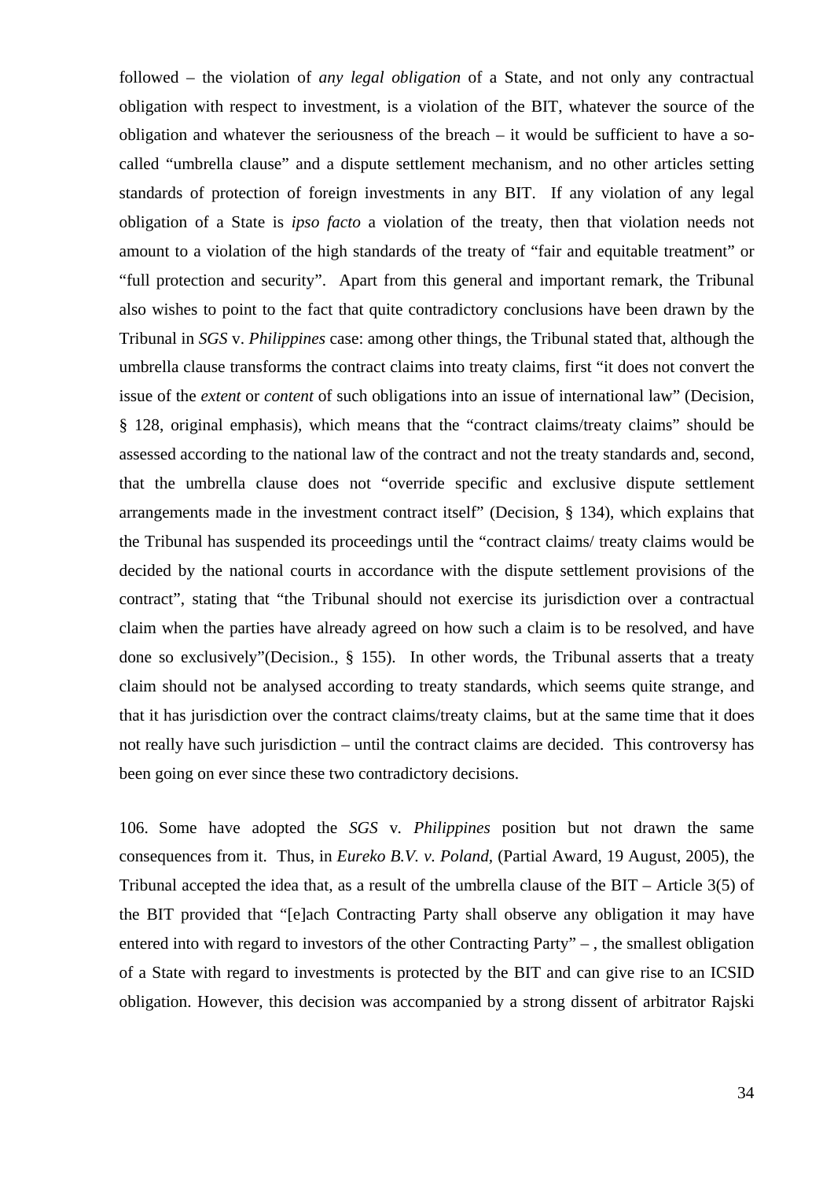followed – the violation of *any legal obligation* of a State, and not only any contractual obligation with respect to investment, is a violation of the BIT, whatever the source of the obligation and whatever the seriousness of the breach – it would be sufficient to have a so-called "umbrella clause" and a dispute settlement mechanism, and no other articles setting standards of protection of foreign investments in any BIT. If any violation of any legal obligation of a State is *ipso facto* a violation of the treaty, then that violation needs not amount to a violation of the high standards of the treaty of "fair and equitable treatment" or "full protection and security". Apart from this general and important remark, the Tribunal also wishes to point to the fact that quite contradictory conclusions have been drawn by the Tribunal in *SGS* v. *Philippines* case: among other things, the Tribunal stated that, although the umbrella clause transforms the contract claims into treaty claims, first "it does not convert the issue of the *extent* or *content* of such obligations into an issue of international law" (Decision, § 128, original emphasis), which means that the "contract claims/treaty claims" should be assessed according to the national law of the contract and not the treaty standards and, second, that the umbrella clause does not "override specific and exclusive dispute settlement arrangements made in the investment contract itself" (Decision, § 134), which explains that the Tribunal has suspended its proceedings until the "contract claims/ treaty claims would be decided by the national courts in accordance with the dispute settlement provisions of the contract", stating that "the Tribunal should not exercise its jurisdiction over a contractual claim when the parties have already agreed on how such a claim is to be resolved, and have done so exclusively"(Decision., § 155). In other words, the Tribunal asserts that a treaty claim should not be analysed according to treaty standards, which seems quite strange, and that it has jurisdiction over the contract claims/treaty claims, but at the same time that it does not really have such jurisdiction – until the contract claims are decided. This controversy has been going on ever since these two contradictory decisions.

106. Some have adopted the *SGS* v. *Philippines* position but not drawn the same consequences from it. Thus, in *Eureko B.V. v. Poland*, (Partial Award, 19 August, 2005), the Tribunal accepted the idea that, as a result of the umbrella clause of the BIT – Article 3(5) of the BIT provided that "[e]ach Contracting Party shall observe any obligation it may have entered into with regard to investors of the other Contracting Party" – , the smallest obligation of a State with regard to investments is protected by the BIT and can give rise to an ICSID obligation. However, this decision was accompanied by a strong dissent of arbitrator Rajski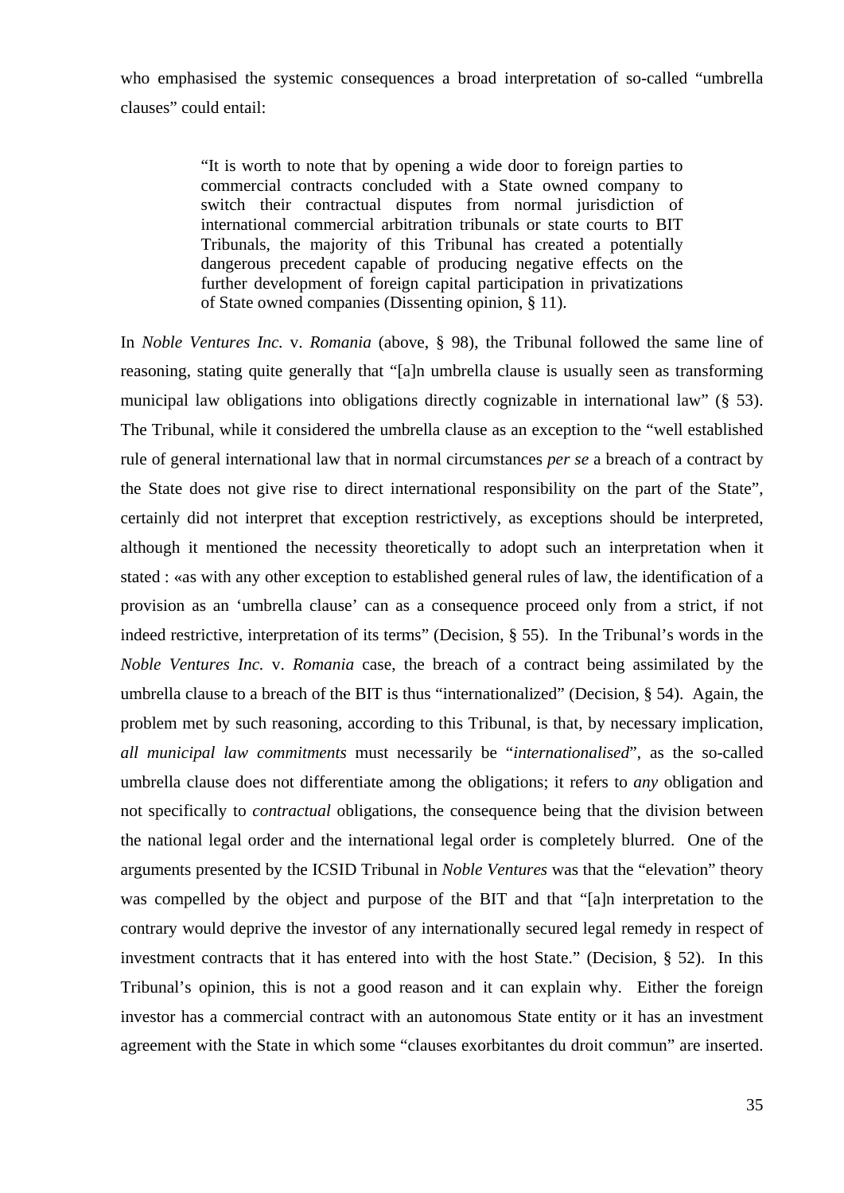who emphasised the systemic consequences a broad interpretation of so-called "umbrella clauses" could entail:

> "It is worth to note that by opening a wide door to foreign parties to commercial contracts concluded with a State owned company to switch their contractual disputes from normal jurisdiction of international commercial arbitration tribunals or state courts to BIT Tribunals, the majority of this Tribunal has created a potentially dangerous precedent capable of producing negative effects on the further development of foreign capital participation in privatizations of State owned companies (Dissenting opinion, § 11).

In *Noble Ventures Inc.* v. *Romania* (above, § 98), the Tribunal followed the same line of reasoning, stating quite generally that "[a]n umbrella clause is usually seen as transforming municipal law obligations into obligations directly cognizable in international law" (§ 53). The Tribunal, while it considered the umbrella clause as an exception to the "well established rule of general international law that in normal circumstances *per se* a breach of a contract by the State does not give rise to direct international responsibility on the part of the State", certainly did not interpret that exception restrictively, as exceptions should be interpreted, although it mentioned the necessity theoretically to adopt such an interpretation when it stated : «as with any other exception to established general rules of law, the identification of a provision as an 'umbrella clause' can as a consequence proceed only from a strict, if not indeed restrictive, interpretation of its terms" (Decision, § 55). In the Tribunal's words in the *Noble Ventures Inc.* v. *Romania* case, the breach of a contract being assimilated by the umbrella clause to a breach of the BIT is thus "internationalized" (Decision, § 54). Again, the problem met by such reasoning, according to this Tribunal, is that, by necessary implication, *all municipal law commitments* must necessarily be "*internationalised*", as the so-called umbrella clause does not differentiate among the obligations; it refers to *any* obligation and not specifically to *contractual* obligations, the consequence being that the division between the national legal order and the international legal order is completely blurred. One of the arguments presented by the ICSID Tribunal in *Noble Ventures* was that the "elevation" theory was compelled by the object and purpose of the BIT and that "[a]n interpretation to the contrary would deprive the investor of any internationally secured legal remedy in respect of investment contracts that it has entered into with the host State." (Decision, § 52). In this Tribunal's opinion, this is not a good reason and it can explain why. Either the foreign investor has a commercial contract with an autonomous State entity or it has an investment agreement with the State in which some "clauses exorbitantes du droit commun" are inserted.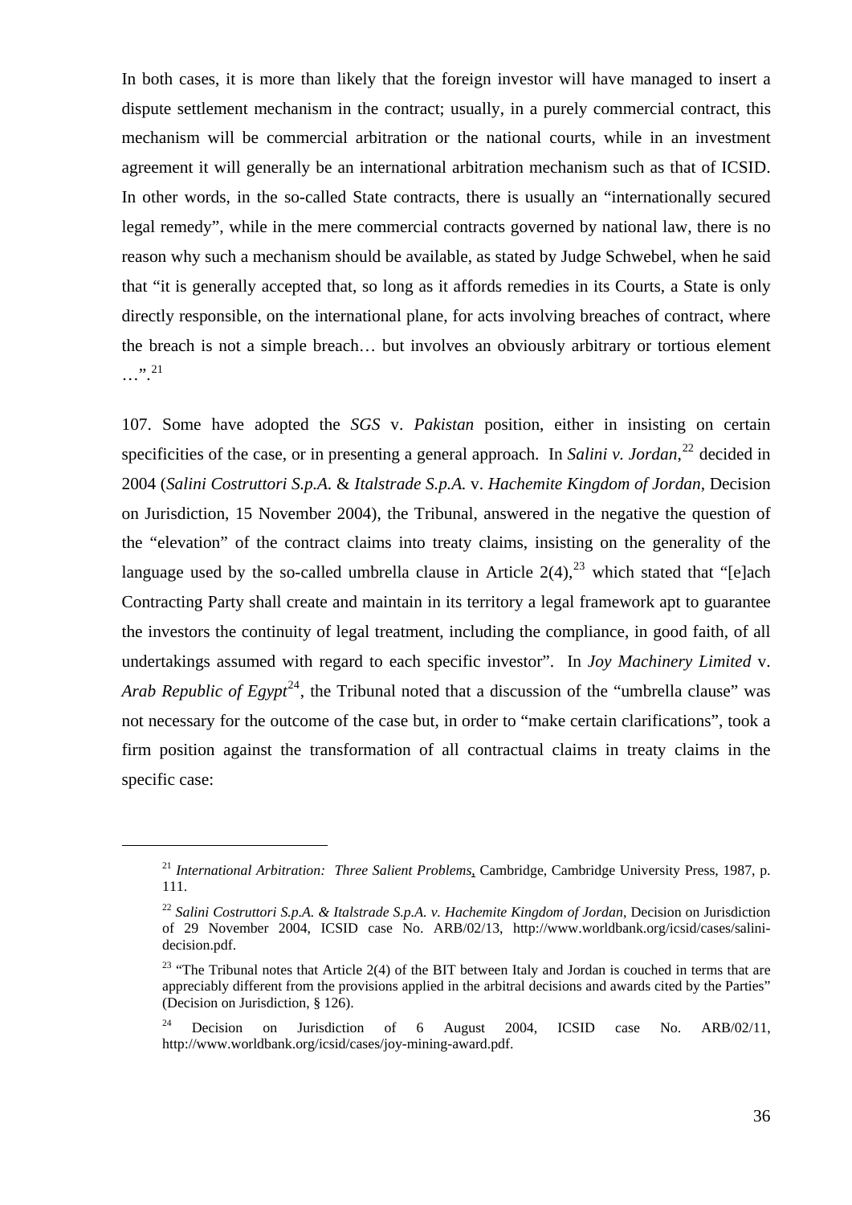In both cases, it is more than likely that the foreign investor will have managed to insert a dispute settlement mechanism in the contract; usually, in a purely commercial contract, this mechanism will be commercial arbitration or the national courts, while in an investment agreement it will generally be an international arbitration mechanism such as that of ICSID. In other words, in the so-called State contracts, there is usually an "internationally secured legal remedy", while in the mere commercial contracts governed by national law, there is no reason why such a mechanism should be available, as stated by Judge Schwebel, when he said that "it is generally accepted that, so long as it affords remedies in its Courts, a State is only directly responsible, on the international plane, for acts involving breaches of contract, where the breach is not a simple breach… but involves an obviously arbitrary or tortious element …".[21]

107. Some have adopted the *SGS* v. *Pakistan* position, either in insisting on certain specificities of the case, or in presenting a general approach. In *Salini v. Jordan*,[22] decided in 2004 (*Salini Costruttori S.p.A.* & *Italstrade S.p.A.* v. *Hachemite Kingdom of Jordan*, Decision on Jurisdiction, 15 November 2004), the Tribunal, answered in the negative the question of the "elevation" of the contract claims into treaty claims, insisting on the generality of the language used by the so-called umbrella clause in Article 2(4),[23] which stated that "[e]ach Contracting Party shall create and maintain in its territory a legal framework apt to guarantee the investors the continuity of legal treatment, including the compliance, in good faith, of all undertakings assumed with regard to each specific investor". In *Joy Machinery Limited* v. *Arab Republic of Egypt*[24], the Tribunal noted that a discussion of the "umbrella clause" was not necessary for the outcome of the case but, in order to "make certain clarifications", took a firm position against the transformation of all contractual claims in treaty claims in the specific case:

---

[21] *International Arbitration: Three Salient Problems*, Cambridge, Cambridge University Press, 1987, p. 111.

[22] *Salini Costruttori S.p.A. & Italstrade S.p.A. v. Hachemite Kingdom of Jordan*, Decision on Jurisdiction of 29 November 2004, ICSID case No. ARB/02/13, http://www.worldbank.org/icsid/cases/salini-decision.pdf.

[23] "The Tribunal notes that Article 2(4) of the BIT between Italy and Jordan is couched in terms that are appreciably different from the provisions applied in the arbitral decisions and awards cited by the Parties" (Decision on Jurisdiction, § 126).

[24] Decision on Jurisdiction of 6 August 2004, ICSID case No. ARB/02/11, http://www.worldbank.org/icsid/cases/joy-mining-award.pdf.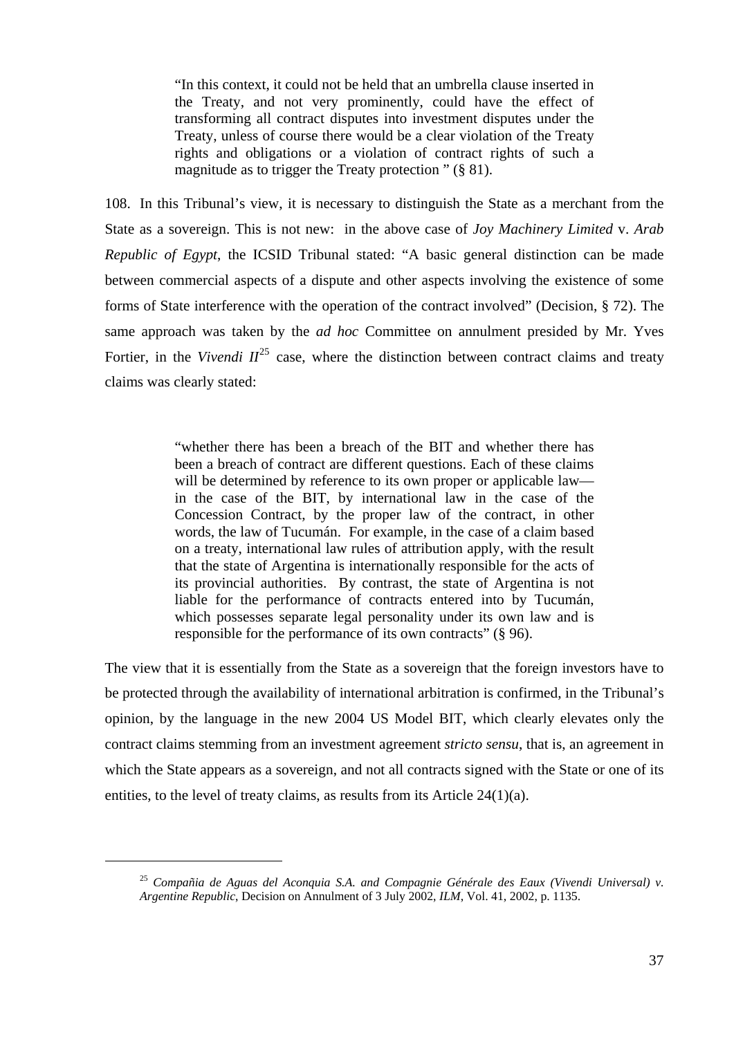> "In this context, it could not be held that an umbrella clause inserted in the Treaty, and not very prominently, could have the effect of transforming all contract disputes into investment disputes under the Treaty, unless of course there would be a clear violation of the Treaty rights and obligations or a violation of contract rights of such a magnitude as to trigger the Treaty protection " (§ 81).

108. In this Tribunal's view, it is necessary to distinguish the State as a merchant from the State as a sovereign. This is not new: in the above case of *Joy Machinery Limited* v. *Arab Republic of Egypt*, the ICSID Tribunal stated: "A basic general distinction can be made between commercial aspects of a dispute and other aspects involving the existence of some forms of State interference with the operation of the contract involved" (Decision, § 72). The same approach was taken by the *ad hoc* Committee on annulment presided by Mr. Yves Fortier, in the *Vivendi II*[25] case, where the distinction between contract claims and treaty claims was clearly stated:

> "whether there has been a breach of the BIT and whether there has been a breach of contract are different questions. Each of these claims will be determined by reference to its own proper or applicable law—in the case of the BIT, by international law in the case of the Concession Contract, by the proper law of the contract, in other words, the law of Tucumán. For example, in the case of a claim based on a treaty, international law rules of attribution apply, with the result that the state of Argentina is internationally responsible for the acts of its provincial authorities. By contrast, the state of Argentina is not liable for the performance of contracts entered into by Tucumán, which possesses separate legal personality under its own law and is responsible for the performance of its own contracts" (§ 96).

The view that it is essentially from the State as a sovereign that the foreign investors have to be protected through the availability of international arbitration is confirmed, in the Tribunal's opinion, by the language in the new 2004 US Model BIT, which clearly elevates only the contract claims stemming from an investment agreement *stricto sensu*, that is, an agreement in which the State appears as a sovereign, and not all contracts signed with the State or one of its entities, to the level of treaty claims, as results from its Article 24(1)(a).

---

[25] *Compañia de Aguas del Aconquia S.A. and Compagnie Générale des Eaux (Vivendi Universal) v. Argentine Republic*, Decision on Annulment of 3 July 2002, *ILM*, Vol. 41, 2002, p. 1135.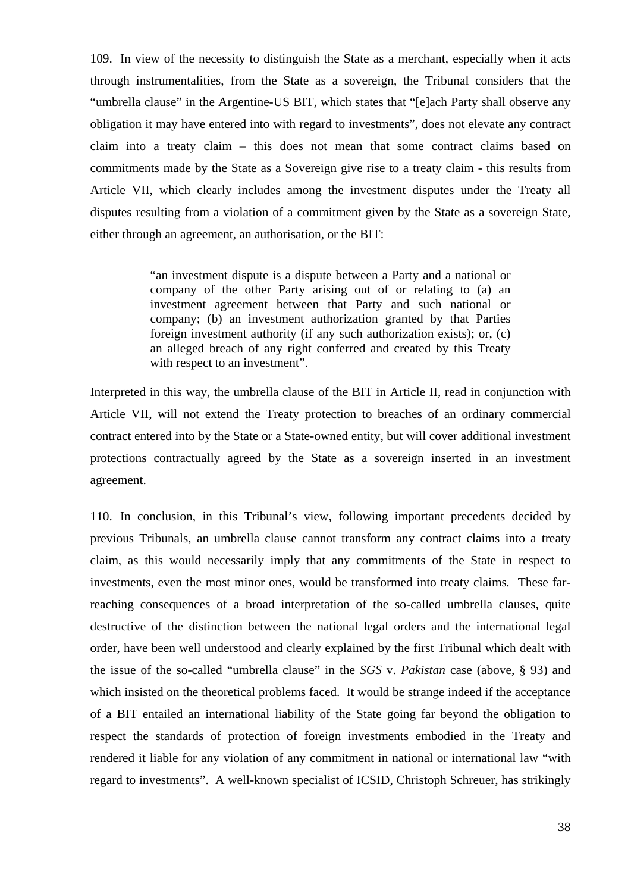109. In view of the necessity to distinguish the State as a merchant, especially when it acts through instrumentalities, from the State as a sovereign, the Tribunal considers that the "umbrella clause" in the Argentine-US BIT, which states that "[e]ach Party shall observe any obligation it may have entered into with regard to investments", does not elevate any contract claim into a treaty claim – this does not mean that some contract claims based on commitments made by the State as a Sovereign give rise to a treaty claim - this results from Article VII, which clearly includes among the investment disputes under the Treaty all disputes resulting from a violation of a commitment given by the State as a sovereign State, either through an agreement, an authorisation, or the BIT:

> "an investment dispute is a dispute between a Party and a national or company of the other Party arising out of or relating to (a) an investment agreement between that Party and such national or company; (b) an investment authorization granted by that Parties foreign investment authority (if any such authorization exists); or, (c) an alleged breach of any right conferred and created by this Treaty with respect to an investment".

Interpreted in this way, the umbrella clause of the BIT in Article II, read in conjunction with Article VII, will not extend the Treaty protection to breaches of an ordinary commercial contract entered into by the State or a State-owned entity, but will cover additional investment protections contractually agreed by the State as a sovereign inserted in an investment agreement.

110. In conclusion, in this Tribunal's view, following important precedents decided by previous Tribunals, an umbrella clause cannot transform any contract claims into a treaty claim, as this would necessarily imply that any commitments of the State in respect to investments, even the most minor ones, would be transformed into treaty claims. These far-reaching consequences of a broad interpretation of the so-called umbrella clauses, quite destructive of the distinction between the national legal orders and the international legal order, have been well understood and clearly explained by the first Tribunal which dealt with the issue of the so-called "umbrella clause" in the *SGS* v. *Pakistan* case (above, § 93) and which insisted on the theoretical problems faced. It would be strange indeed if the acceptance of a BIT entailed an international liability of the State going far beyond the obligation to respect the standards of protection of foreign investments embodied in the Treaty and rendered it liable for any violation of any commitment in national or international law "with regard to investments". A well-known specialist of ICSID, Christoph Schreuer, has strikingly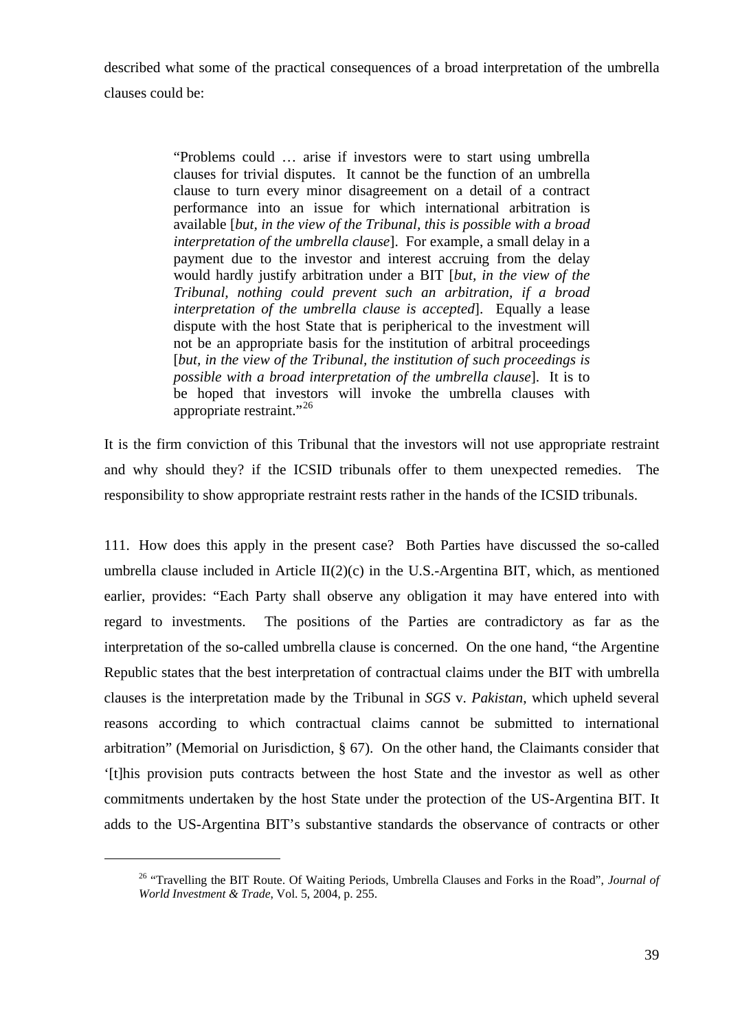described what some of the practical consequences of a broad interpretation of the umbrella clauses could be:

> "Problems could … arise if investors were to start using umbrella clauses for trivial disputes. It cannot be the function of an umbrella clause to turn every minor disagreement on a detail of a contract performance into an issue for which international arbitration is available [*but, in the view of the Tribunal, this is possible with a broad interpretation of the umbrella clause*]. For example, a small delay in a payment due to the investor and interest accruing from the delay would hardly justify arbitration under a BIT [*but, in the view of the Tribunal, nothing could prevent such an arbitration, if a broad interpretation of the umbrella clause is accepted*]. Equally a lease dispute with the host State that is peripherical to the investment will not be an appropriate basis for the institution of arbitral proceedings [*but, in the view of the Tribunal, the institution of such proceedings is possible with a broad interpretation of the umbrella clause*]. It is to be hoped that investors will invoke the umbrella clauses with appropriate restraint."[26]

It is the firm conviction of this Tribunal that the investors will not use appropriate restraint and why should they? if the ICSID tribunals offer to them unexpected remedies. The responsibility to show appropriate restraint rests rather in the hands of the ICSID tribunals.

111. How does this apply in the present case? Both Parties have discussed the so-called umbrella clause included in Article II(2)(c) in the U.S.-Argentina BIT, which, as mentioned earlier, provides: "Each Party shall observe any obligation it may have entered into with regard to investments. The positions of the Parties are contradictory as far as the interpretation of the so-called umbrella clause is concerned. On the one hand, "the Argentine Republic states that the best interpretation of contractual claims under the BIT with umbrella clauses is the interpretation made by the Tribunal in *SGS* v. *Pakistan*, which upheld several reasons according to which contractual claims cannot be submitted to international arbitration" (Memorial on Jurisdiction, § 67). On the other hand, the Claimants consider that '[t]his provision puts contracts between the host State and the investor as well as other commitments undertaken by the host State under the protection of the US-Argentina BIT. It adds to the US-Argentina BIT's substantive standards the observance of contracts or other

[26] "Travelling the BIT Route. Of Waiting Periods, Umbrella Clauses and Forks in the Road", *Journal of World Investment & Trade*, Vol. 5, 2004, p. 255.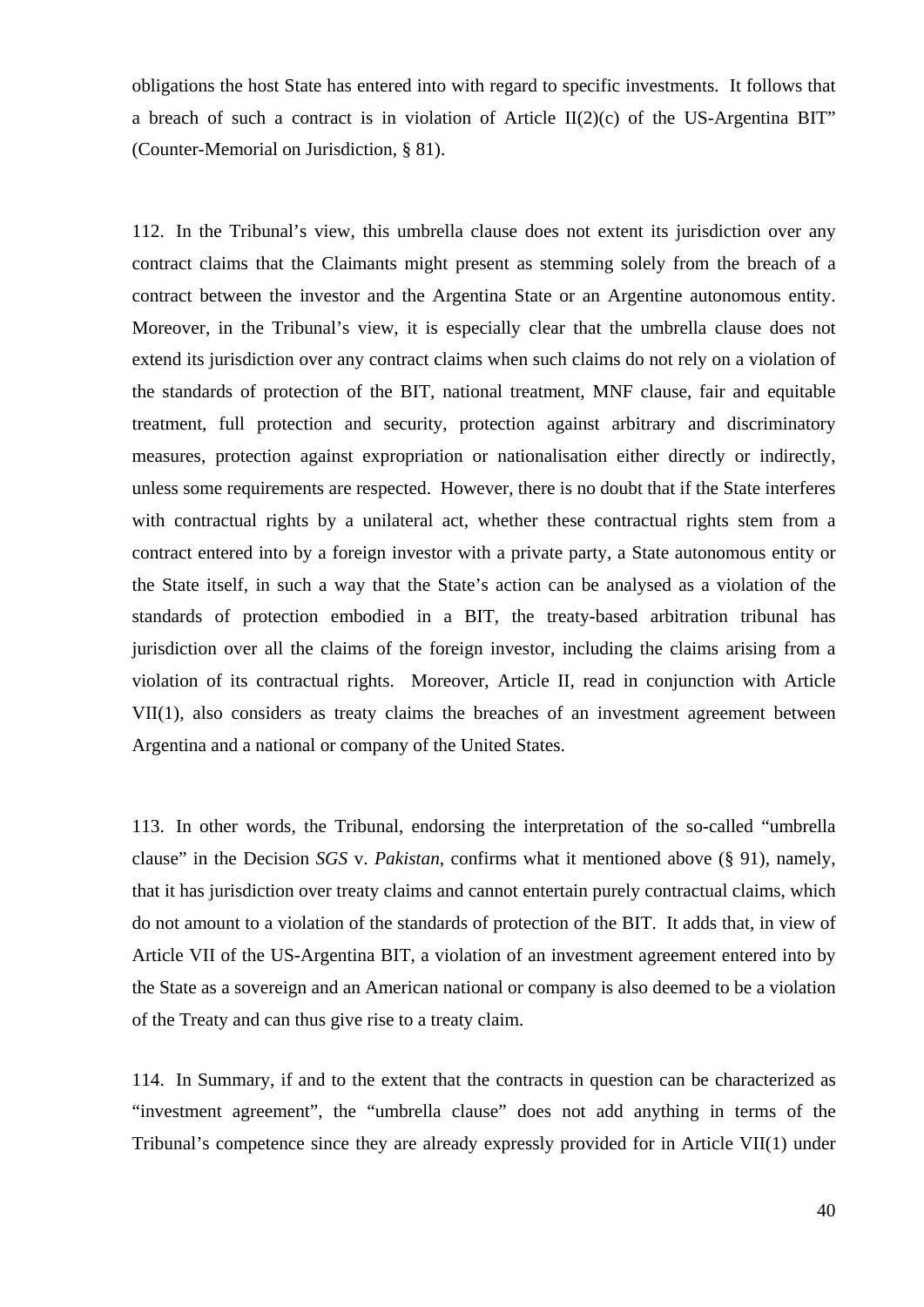obligations the host State has entered into with regard to specific investments. It follows that a breach of such a contract is in violation of Article II(2)(c) of the US-Argentina BIT" (Counter-Memorial on Jurisdiction, § 81).

112. In the Tribunal's view, this umbrella clause does not extent its jurisdiction over any contract claims that the Claimants might present as stemming solely from the breach of a contract between the investor and the Argentina State or an Argentine autonomous entity. Moreover, in the Tribunal's view, it is especially clear that the umbrella clause does not extend its jurisdiction over any contract claims when such claims do not rely on a violation of the standards of protection of the BIT, national treatment, MNF clause, fair and equitable treatment, full protection and security, protection against arbitrary and discriminatory measures, protection against expropriation or nationalisation either directly or indirectly, unless some requirements are respected. However, there is no doubt that if the State interferes with contractual rights by a unilateral act, whether these contractual rights stem from a contract entered into by a foreign investor with a private party, a State autonomous entity or the State itself, in such a way that the State's action can be analysed as a violation of the standards of protection embodied in a BIT, the treaty-based arbitration tribunal has jurisdiction over all the claims of the foreign investor, including the claims arising from a violation of its contractual rights. Moreover, Article II, read in conjunction with Article VII(1), also considers as treaty claims the breaches of an investment agreement between Argentina and a national or company of the United States.

113. In other words, the Tribunal, endorsing the interpretation of the so-called "umbrella clause" in the Decision *SGS* v. *Pakistan*, confirms what it mentioned above (§ 91), namely, that it has jurisdiction over treaty claims and cannot entertain purely contractual claims, which do not amount to a violation of the standards of protection of the BIT. It adds that, in view of Article VII of the US-Argentina BIT, a violation of an investment agreement entered into by the State as a sovereign and an American national or company is also deemed to be a violation of the Treaty and can thus give rise to a treaty claim.

114. In Summary, if and to the extent that the contracts in question can be characterized as "investment agreement", the "umbrella clause" does not add anything in terms of the Tribunal's competence since they are already expressly provided for in Article VII(1) under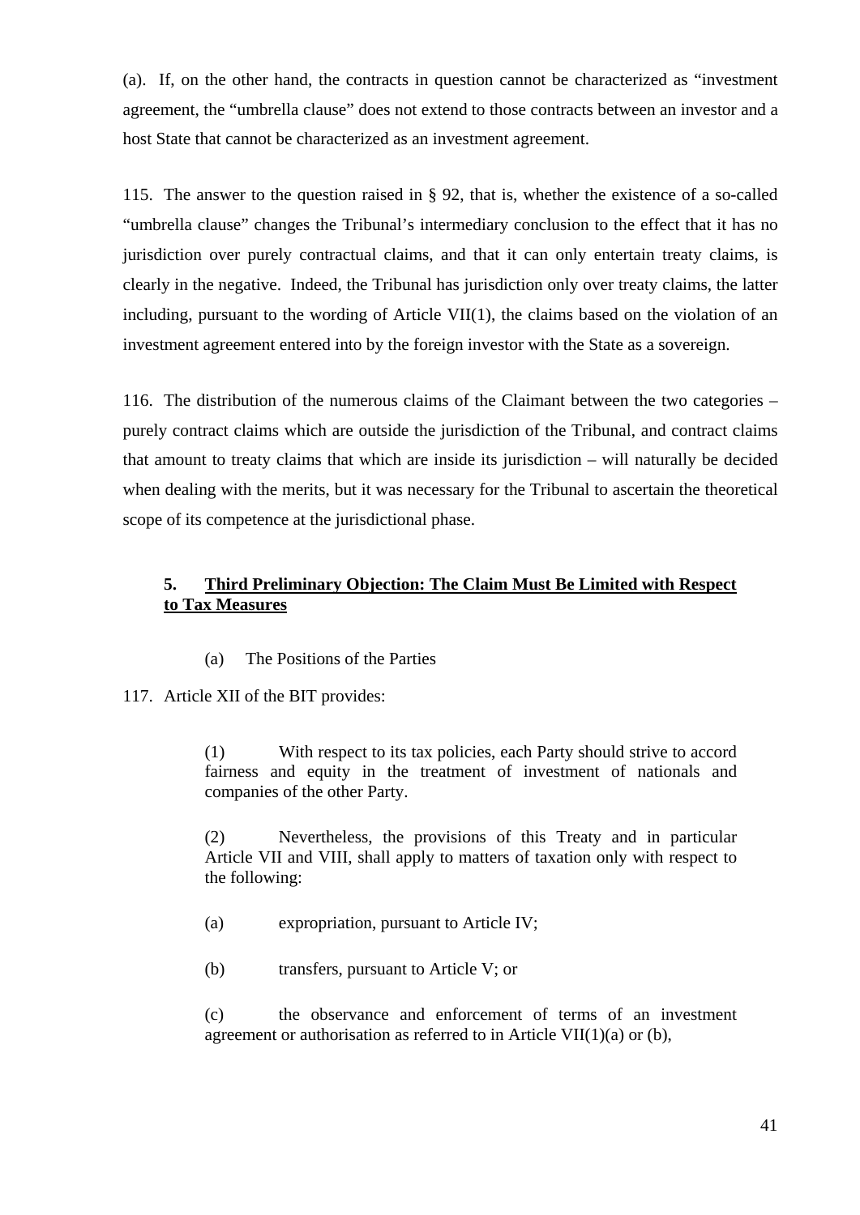(a). If, on the other hand, the contracts in question cannot be characterized as "investment agreement, the "umbrella clause" does not extend to those contracts between an investor and a host State that cannot be characterized as an investment agreement.

115. The answer to the question raised in § 92, that is, whether the existence of a so-called "umbrella clause" changes the Tribunal's intermediary conclusion to the effect that it has no jurisdiction over purely contractual claims, and that it can only entertain treaty claims, is clearly in the negative. Indeed, the Tribunal has jurisdiction only over treaty claims, the latter including, pursuant to the wording of Article VII(1), the claims based on the violation of an investment agreement entered into by the foreign investor with the State as a sovereign.

116. The distribution of the numerous claims of the Claimant between the two categories – purely contract claims which are outside the jurisdiction of the Tribunal, and contract claims that amount to treaty claims that which are inside its jurisdiction – will naturally be decided when dealing with the merits, but it was necessary for the Tribunal to ascertain the theoretical scope of its competence at the jurisdictional phase.

### 5. <u>Third Preliminary Objection: The Claim Must Be Limited with Respect to Tax Measures</u>

(a) The Positions of the Parties

117. Article XII of the BIT provides:

> (1) With respect to its tax policies, each Party should strive to accord fairness and equity in the treatment of investment of nationals and companies of the other Party.
>
> (2) Nevertheless, the provisions of this Treaty and in particular Article VII and VIII, shall apply to matters of taxation only with respect to the following:
>
> (a) expropriation, pursuant to Article IV;
>
> (b) transfers, pursuant to Article V; or
>
> (c) the observance and enforcement of terms of an investment agreement or authorisation as referred to in Article VII(1)(a) or (b),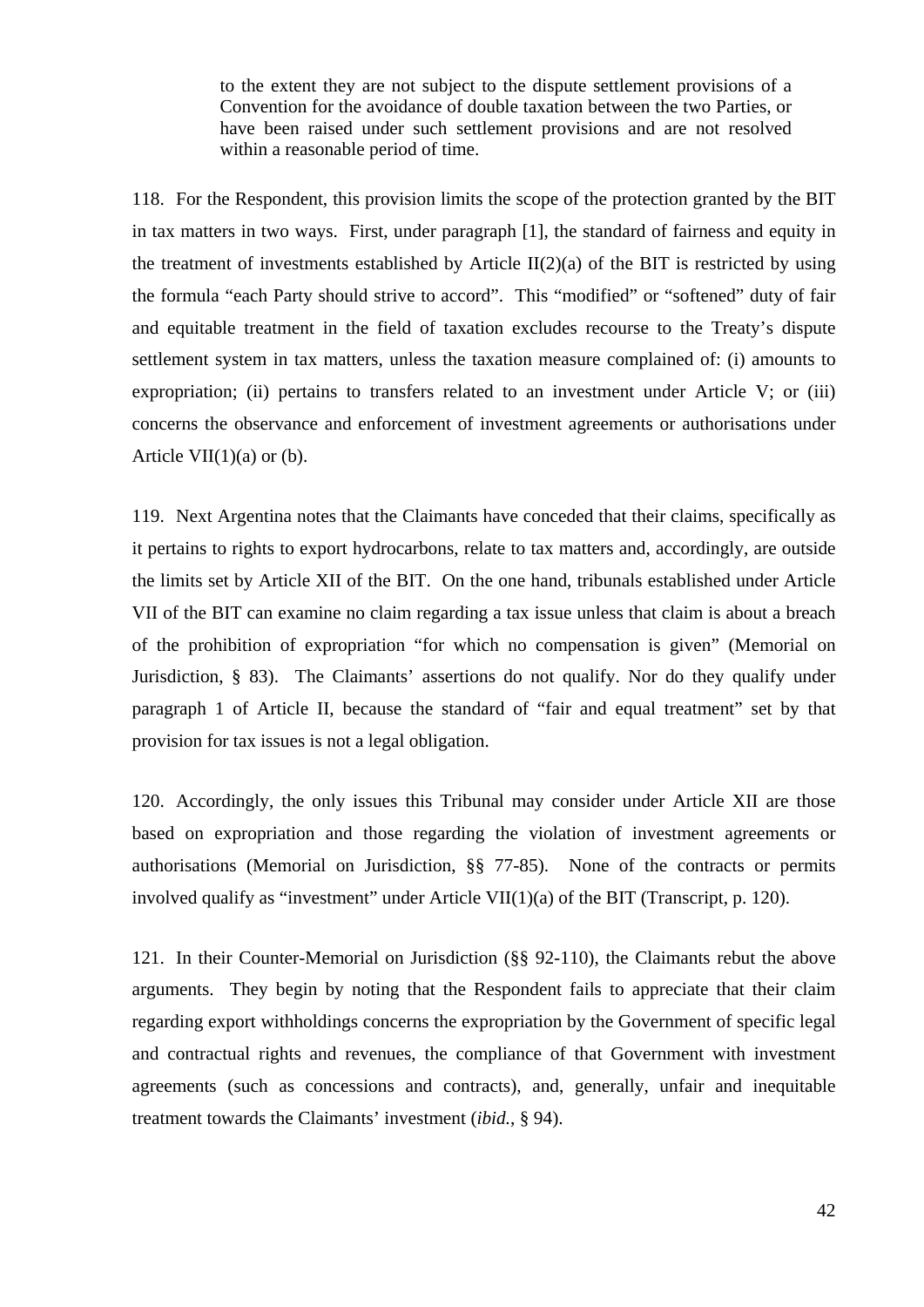> to the extent they are not subject to the dispute settlement provisions of a Convention for the avoidance of double taxation between the two Parties, or have been raised under such settlement provisions and are not resolved within a reasonable period of time.

118. For the Respondent, this provision limits the scope of the protection granted by the BIT in tax matters in two ways. First, under paragraph [1], the standard of fairness and equity in the treatment of investments established by Article II(2)(a) of the BIT is restricted by using the formula "each Party should strive to accord". This "modified" or "softened" duty of fair and equitable treatment in the field of taxation excludes recourse to the Treaty's dispute settlement system in tax matters, unless the taxation measure complained of: (i) amounts to expropriation; (ii) pertains to transfers related to an investment under Article V; or (iii) concerns the observance and enforcement of investment agreements or authorisations under Article VII(1)(a) or (b).

119. Next Argentina notes that the Claimants have conceded that their claims, specifically as it pertains to rights to export hydrocarbons, relate to tax matters and, accordingly, are outside the limits set by Article XII of the BIT. On the one hand, tribunals established under Article VII of the BIT can examine no claim regarding a tax issue unless that claim is about a breach of the prohibition of expropriation "for which no compensation is given" (Memorial on Jurisdiction, § 83). The Claimants' assertions do not qualify. Nor do they qualify under paragraph 1 of Article II, because the standard of "fair and equal treatment" set by that provision for tax issues is not a legal obligation.

120. Accordingly, the only issues this Tribunal may consider under Article XII are those based on expropriation and those regarding the violation of investment agreements or authorisations (Memorial on Jurisdiction, §§ 77-85). None of the contracts or permits involved qualify as "investment" under Article VII(1)(a) of the BIT (Transcript, p. 120).

121. In their Counter-Memorial on Jurisdiction (§§ 92-110), the Claimants rebut the above arguments. They begin by noting that the Respondent fails to appreciate that their claim regarding export withholdings concerns the expropriation by the Government of specific legal and contractual rights and revenues, the compliance of that Government with investment agreements (such as concessions and contracts), and, generally, unfair and inequitable treatment towards the Claimants' investment (*ibid.*, § 94).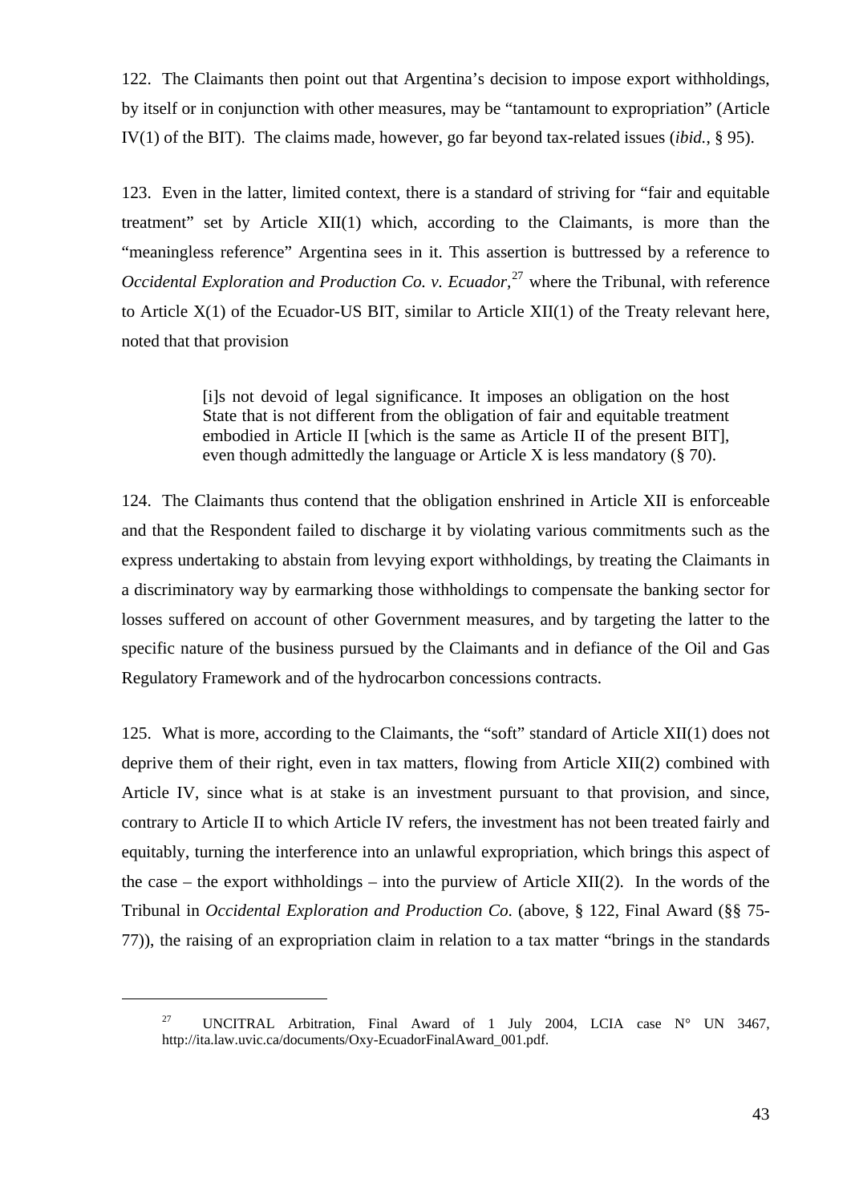122. The Claimants then point out that Argentina's decision to impose export withholdings, by itself or in conjunction with other measures, may be "tantamount to expropriation" (Article IV(1) of the BIT). The claims made, however, go far beyond tax-related issues (*ibid.*, § 95).

123. Even in the latter, limited context, there is a standard of striving for "fair and equitable treatment" set by Article XII(1) which, according to the Claimants, is more than the "meaningless reference" Argentina sees in it. This assertion is buttressed by a reference to *Occidental Exploration and Production Co. v. Ecuador*,[27] where the Tribunal, with reference to Article X(1) of the Ecuador-US BIT, similar to Article XII(1) of the Treaty relevant here, noted that that provision

> [i]s not devoid of legal significance. It imposes an obligation on the host State that is not different from the obligation of fair and equitable treatment embodied in Article II [which is the same as Article II of the present BIT], even though admittedly the language or Article X is less mandatory (§ 70).

124. The Claimants thus contend that the obligation enshrined in Article XII is enforceable and that the Respondent failed to discharge it by violating various commitments such as the express undertaking to abstain from levying export withholdings, by treating the Claimants in a discriminatory way by earmarking those withholdings to compensate the banking sector for losses suffered on account of other Government measures, and by targeting the latter to the specific nature of the business pursued by the Claimants and in defiance of the Oil and Gas Regulatory Framework and of the hydrocarbon concessions contracts.

125. What is more, according to the Claimants, the "soft" standard of Article XII(1) does not deprive them of their right, even in tax matters, flowing from Article XII(2) combined with Article IV, since what is at stake is an investment pursuant to that provision, and since, contrary to Article II to which Article IV refers, the investment has not been treated fairly and equitably, turning the interference into an unlawful expropriation, which brings this aspect of the case – the export withholdings – into the purview of Article XII(2). In the words of the Tribunal in *Occidental Exploration and Production Co.* (above, § 122, Final Award (§§ 75-77)), the raising of an expropriation claim in relation to a tax matter "brings in the standards

---

[27] UNCITRAL Arbitration, Final Award of 1 July 2004, LCIA case N° UN 3467, http://ita.law.uvic.ca/documents/Oxy-EcuadorFinalAward_001.pdf.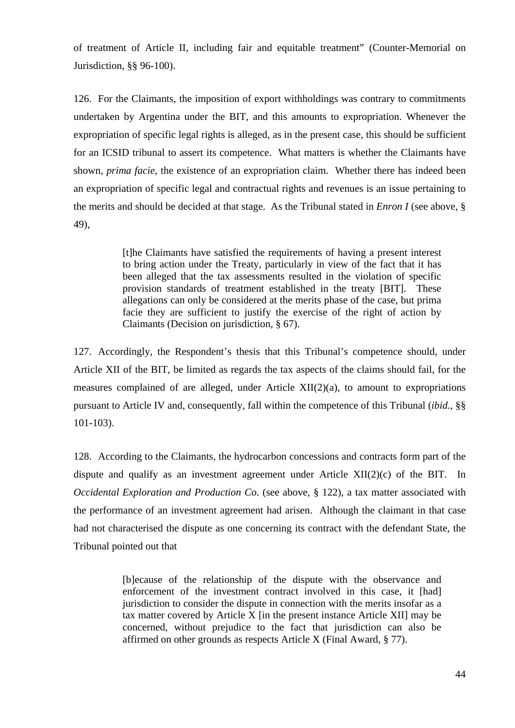of treatment of Article II, including fair and equitable treatment" (Counter-Memorial on Jurisdiction, §§ 96-100).

126. For the Claimants, the imposition of export withholdings was contrary to commitments undertaken by Argentina under the BIT, and this amounts to expropriation. Whenever the expropriation of specific legal rights is alleged, as in the present case, this should be sufficient for an ICSID tribunal to assert its competence. What matters is whether the Claimants have shown, *prima facie*, the existence of an expropriation claim. Whether there has indeed been an expropriation of specific legal and contractual rights and revenues is an issue pertaining to the merits and should be decided at that stage. As the Tribunal stated in *Enron I* (see above, § 49),

> [t]he Claimants have satisfied the requirements of having a present interest to bring action under the Treaty, particularly in view of the fact that it has been alleged that the tax assessments resulted in the violation of specific provision standards of treatment established in the treaty [BIT]. These allegations can only be considered at the merits phase of the case, but prima facie they are sufficient to justify the exercise of the right of action by Claimants (Decision on jurisdiction, § 67).

127. Accordingly, the Respondent's thesis that this Tribunal's competence should, under Article XII of the BIT, be limited as regards the tax aspects of the claims should fail, for the measures complained of are alleged, under Article XII(2)(a), to amount to expropriations pursuant to Article IV and, consequently, fall within the competence of this Tribunal (*ibid.*, §§ 101-103).

128. According to the Claimants, the hydrocarbon concessions and contracts form part of the dispute and qualify as an investment agreement under Article XII(2)(c) of the BIT. In *Occidental Exploration and Production Co*. (see above, § 122), a tax matter associated with the performance of an investment agreement had arisen. Although the claimant in that case had not characterised the dispute as one concerning its contract with the defendant State, the Tribunal pointed out that

> [b]ecause of the relationship of the dispute with the observance and enforcement of the investment contract involved in this case, it [had] jurisdiction to consider the dispute in connection with the merits insofar as a tax matter covered by Article X [in the present instance Article XII] may be concerned, without prejudice to the fact that jurisdiction can also be affirmed on other grounds as respects Article X (Final Award, § 77).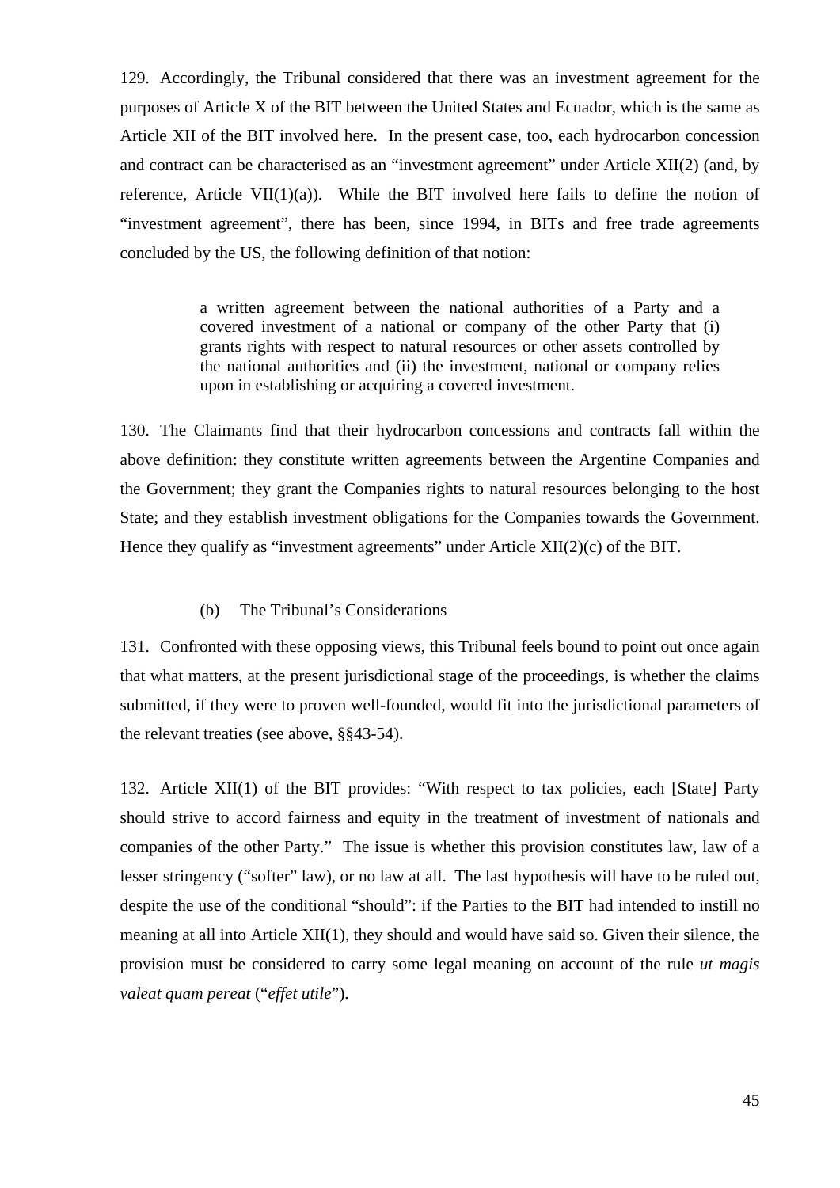129. Accordingly, the Tribunal considered that there was an investment agreement for the purposes of Article X of the BIT between the United States and Ecuador, which is the same as Article XII of the BIT involved here. In the present case, too, each hydrocarbon concession and contract can be characterised as an "investment agreement" under Article XII(2) (and, by reference, Article VII(1)(a)). While the BIT involved here fails to define the notion of "investment agreement", there has been, since 1994, in BITs and free trade agreements concluded by the US, the following definition of that notion:

> a written agreement between the national authorities of a Party and a covered investment of a national or company of the other Party that (i) grants rights with respect to natural resources or other assets controlled by the national authorities and (ii) the investment, national or company relies upon in establishing or acquiring a covered investment.

130. The Claimants find that their hydrocarbon concessions and contracts fall within the above definition: they constitute written agreements between the Argentine Companies and the Government; they grant the Companies rights to natural resources belonging to the host State; and they establish investment obligations for the Companies towards the Government. Hence they qualify as "investment agreements" under Article XII(2)(c) of the BIT.

### (b) The Tribunal's Considerations

131. Confronted with these opposing views, this Tribunal feels bound to point out once again that what matters, at the present jurisdictional stage of the proceedings, is whether the claims submitted, if they were to proven well-founded, would fit into the jurisdictional parameters of the relevant treaties (see above, §§43-54).

132. Article XII(1) of the BIT provides: "With respect to tax policies, each [State] Party should strive to accord fairness and equity in the treatment of investment of nationals and companies of the other Party." The issue is whether this provision constitutes law, law of a lesser stringency ("softer" law), or no law at all. The last hypothesis will have to be ruled out, despite the use of the conditional "should": if the Parties to the BIT had intended to instill no meaning at all into Article XII(1), they should and would have said so. Given their silence, the provision must be considered to carry some legal meaning on account of the rule *ut magis valeat quam pereat* ("*effet utile*").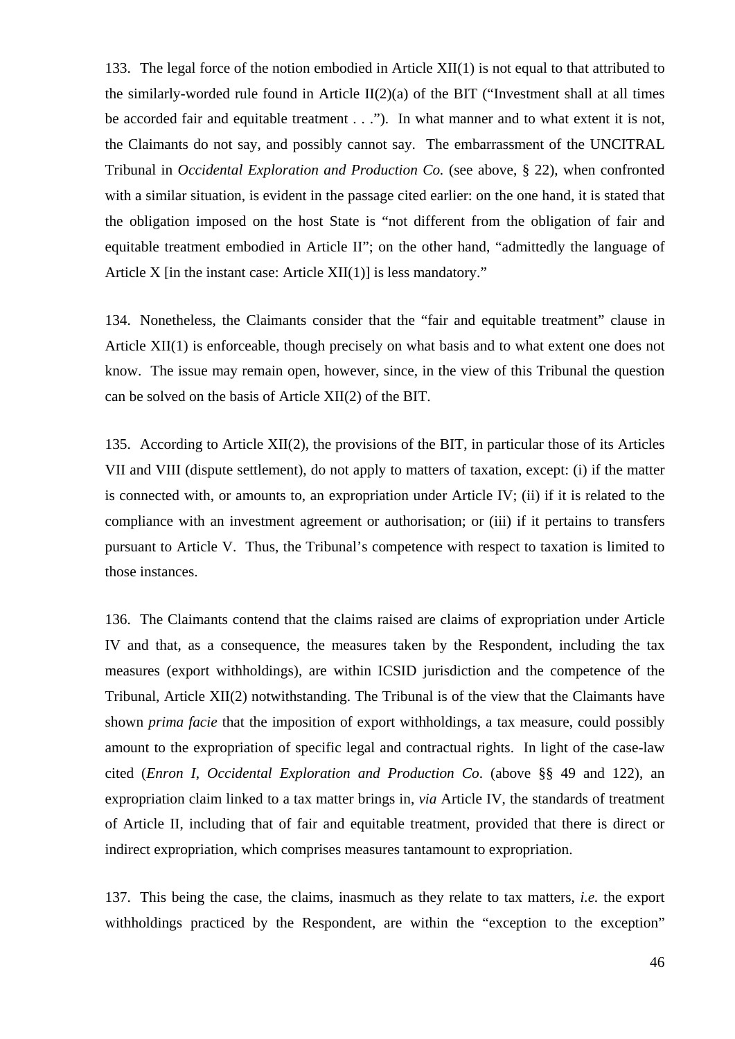133. The legal force of the notion embodied in Article XII(1) is not equal to that attributed to the similarly-worded rule found in Article II(2)(a) of the BIT ("Investment shall at all times be accorded fair and equitable treatment . . ."). In what manner and to what extent it is not, the Claimants do not say, and possibly cannot say. The embarrassment of the UNCITRAL Tribunal in *Occidental Exploration and Production Co.* (see above, § 22), when confronted with a similar situation, is evident in the passage cited earlier: on the one hand, it is stated that the obligation imposed on the host State is "not different from the obligation of fair and equitable treatment embodied in Article II"; on the other hand, "admittedly the language of Article X [in the instant case: Article XII(1)] is less mandatory."

134. Nonetheless, the Claimants consider that the "fair and equitable treatment" clause in Article XII(1) is enforceable, though precisely on what basis and to what extent one does not know. The issue may remain open, however, since, in the view of this Tribunal the question can be solved on the basis of Article XII(2) of the BIT.

135. According to Article XII(2), the provisions of the BIT, in particular those of its Articles VII and VIII (dispute settlement), do not apply to matters of taxation, except: (i) if the matter is connected with, or amounts to, an expropriation under Article IV; (ii) if it is related to the compliance with an investment agreement or authorisation; or (iii) if it pertains to transfers pursuant to Article V. Thus, the Tribunal's competence with respect to taxation is limited to those instances.

136. The Claimants contend that the claims raised are claims of expropriation under Article IV and that, as a consequence, the measures taken by the Respondent, including the tax measures (export withholdings), are within ICSID jurisdiction and the competence of the Tribunal, Article XII(2) notwithstanding. The Tribunal is of the view that the Claimants have shown *prima facie* that the imposition of export withholdings, a tax measure, could possibly amount to the expropriation of specific legal and contractual rights. In light of the case-law cited (*Enron I*, *Occidental Exploration and Production Co*. (above §§ 49 and 122), an expropriation claim linked to a tax matter brings in, *via* Article IV, the standards of treatment of Article II, including that of fair and equitable treatment, provided that there is direct or indirect expropriation, which comprises measures tantamount to expropriation.

137. This being the case, the claims, inasmuch as they relate to tax matters, *i.e.* the export withholdings practiced by the Respondent, are within the "exception to the exception"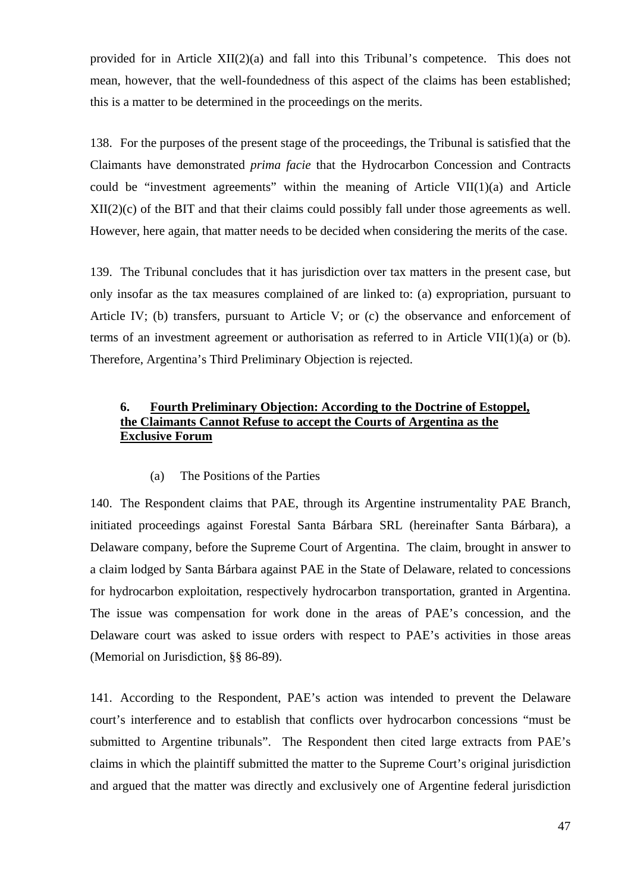provided for in Article XII(2)(a) and fall into this Tribunal's competence. This does not mean, however, that the well-foundedness of this aspect of the claims has been established; this is a matter to be determined in the proceedings on the merits.

138. For the purposes of the present stage of the proceedings, the Tribunal is satisfied that the Claimants have demonstrated *prima facie* that the Hydrocarbon Concession and Contracts could be "investment agreements" within the meaning of Article VII(1)(a) and Article XII(2)(c) of the BIT and that their claims could possibly fall under those agreements as well. However, here again, that matter needs to be decided when considering the merits of the case.

139. The Tribunal concludes that it has jurisdiction over tax matters in the present case, but only insofar as the tax measures complained of are linked to: (a) expropriation, pursuant to Article IV; (b) transfers, pursuant to Article V; or (c) the observance and enforcement of terms of an investment agreement or authorisation as referred to in Article VII(1)(a) or (b). Therefore, Argentina's Third Preliminary Objection is rejected.

### 6. <u>Fourth Preliminary Objection: According to the Doctrine of Estoppel, the Claimants Cannot Refuse to accept the Courts of Argentina as the Exclusive Forum</u>

(a) The Positions of the Parties

140. The Respondent claims that PAE, through its Argentine instrumentality PAE Branch, initiated proceedings against Forestal Santa Bárbara SRL (hereinafter Santa Bárbara), a Delaware company, before the Supreme Court of Argentina. The claim, brought in answer to a claim lodged by Santa Bárbara against PAE in the State of Delaware, related to concessions for hydrocarbon exploitation, respectively hydrocarbon transportation, granted in Argentina. The issue was compensation for work done in the areas of PAE's concession, and the Delaware court was asked to issue orders with respect to PAE's activities in those areas (Memorial on Jurisdiction, §§ 86-89).

141. According to the Respondent, PAE's action was intended to prevent the Delaware court's interference and to establish that conflicts over hydrocarbon concessions "must be submitted to Argentine tribunals". The Respondent then cited large extracts from PAE's claims in which the plaintiff submitted the matter to the Supreme Court's original jurisdiction and argued that the matter was directly and exclusively one of Argentine federal jurisdiction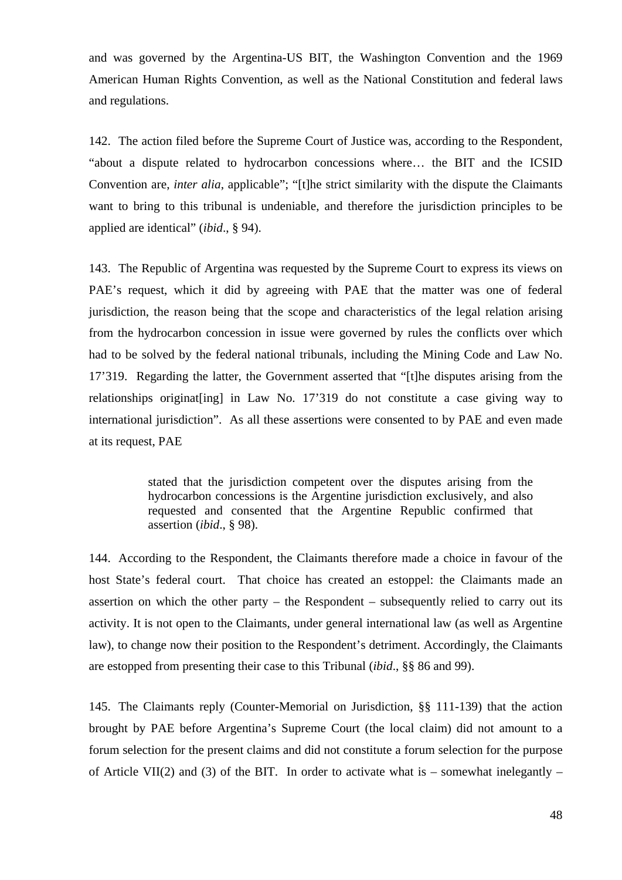and was governed by the Argentina-US BIT, the Washington Convention and the 1969 American Human Rights Convention, as well as the National Constitution and federal laws and regulations.

142. The action filed before the Supreme Court of Justice was, according to the Respondent, "about a dispute related to hydrocarbon concessions where… the BIT and the ICSID Convention are, *inter alia*, applicable"; "[t]he strict similarity with the dispute the Claimants want to bring to this tribunal is undeniable, and therefore the jurisdiction principles to be applied are identical" (*ibid*., § 94).

143. The Republic of Argentina was requested by the Supreme Court to express its views on PAE's request, which it did by agreeing with PAE that the matter was one of federal jurisdiction, the reason being that the scope and characteristics of the legal relation arising from the hydrocarbon concession in issue were governed by rules the conflicts over which had to be solved by the federal national tribunals, including the Mining Code and Law No. 17'319. Regarding the latter, the Government asserted that "[t]he disputes arising from the relationships originat[ing] in Law No. 17'319 do not constitute a case giving way to international jurisdiction". As all these assertions were consented to by PAE and even made at its request, PAE

> stated that the jurisdiction competent over the disputes arising from the hydrocarbon concessions is the Argentine jurisdiction exclusively, and also requested and consented that the Argentine Republic confirmed that assertion (*ibid*., § 98).

144. According to the Respondent, the Claimants therefore made a choice in favour of the host State's federal court. That choice has created an estoppel: the Claimants made an assertion on which the other party – the Respondent – subsequently relied to carry out its activity. It is not open to the Claimants, under general international law (as well as Argentine law), to change now their position to the Respondent's detriment. Accordingly, the Claimants are estopped from presenting their case to this Tribunal (*ibid*., §§ 86 and 99).

145. The Claimants reply (Counter-Memorial on Jurisdiction, §§ 111-139) that the action brought by PAE before Argentina's Supreme Court (the local claim) did not amount to a forum selection for the present claims and did not constitute a forum selection for the purpose of Article VII(2) and (3) of the BIT. In order to activate what is – somewhat inelegantly –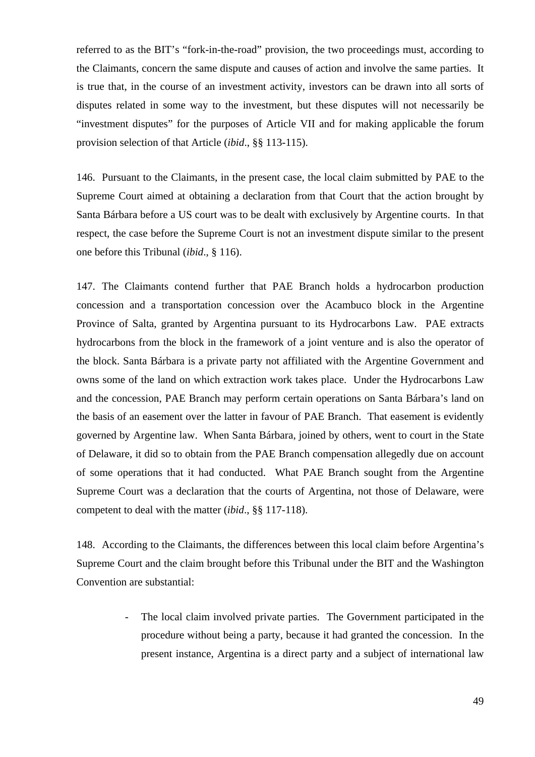referred to as the BIT's "fork-in-the-road" provision, the two proceedings must, according to the Claimants, concern the same dispute and causes of action and involve the same parties. It is true that, in the course of an investment activity, investors can be drawn into all sorts of disputes related in some way to the investment, but these disputes will not necessarily be "investment disputes" for the purposes of Article VII and for making applicable the forum provision selection of that Article (*ibid*., §§ 113-115).

146. Pursuant to the Claimants, in the present case, the local claim submitted by PAE to the Supreme Court aimed at obtaining a declaration from that Court that the action brought by Santa Bárbara before a US court was to be dealt with exclusively by Argentine courts. In that respect, the case before the Supreme Court is not an investment dispute similar to the present one before this Tribunal (*ibid*., § 116).

147. The Claimants contend further that PAE Branch holds a hydrocarbon production concession and a transportation concession over the Acambuco block in the Argentine Province of Salta, granted by Argentina pursuant to its Hydrocarbons Law. PAE extracts hydrocarbons from the block in the framework of a joint venture and is also the operator of the block. Santa Bárbara is a private party not affiliated with the Argentine Government and owns some of the land on which extraction work takes place. Under the Hydrocarbons Law and the concession, PAE Branch may perform certain operations on Santa Bárbara's land on the basis of an easement over the latter in favour of PAE Branch. That easement is evidently governed by Argentine law. When Santa Bárbara, joined by others, went to court in the State of Delaware, it did so to obtain from the PAE Branch compensation allegedly due on account of some operations that it had conducted. What PAE Branch sought from the Argentine Supreme Court was a declaration that the courts of Argentina, not those of Delaware, were competent to deal with the matter (*ibid*., §§ 117-118).

148. According to the Claimants, the differences between this local claim before Argentina's Supreme Court and the claim brought before this Tribunal under the BIT and the Washington Convention are substantial:

- The local claim involved private parties. The Government participated in the procedure without being a party, because it had granted the concession. In the present instance, Argentina is a direct party and a subject of international law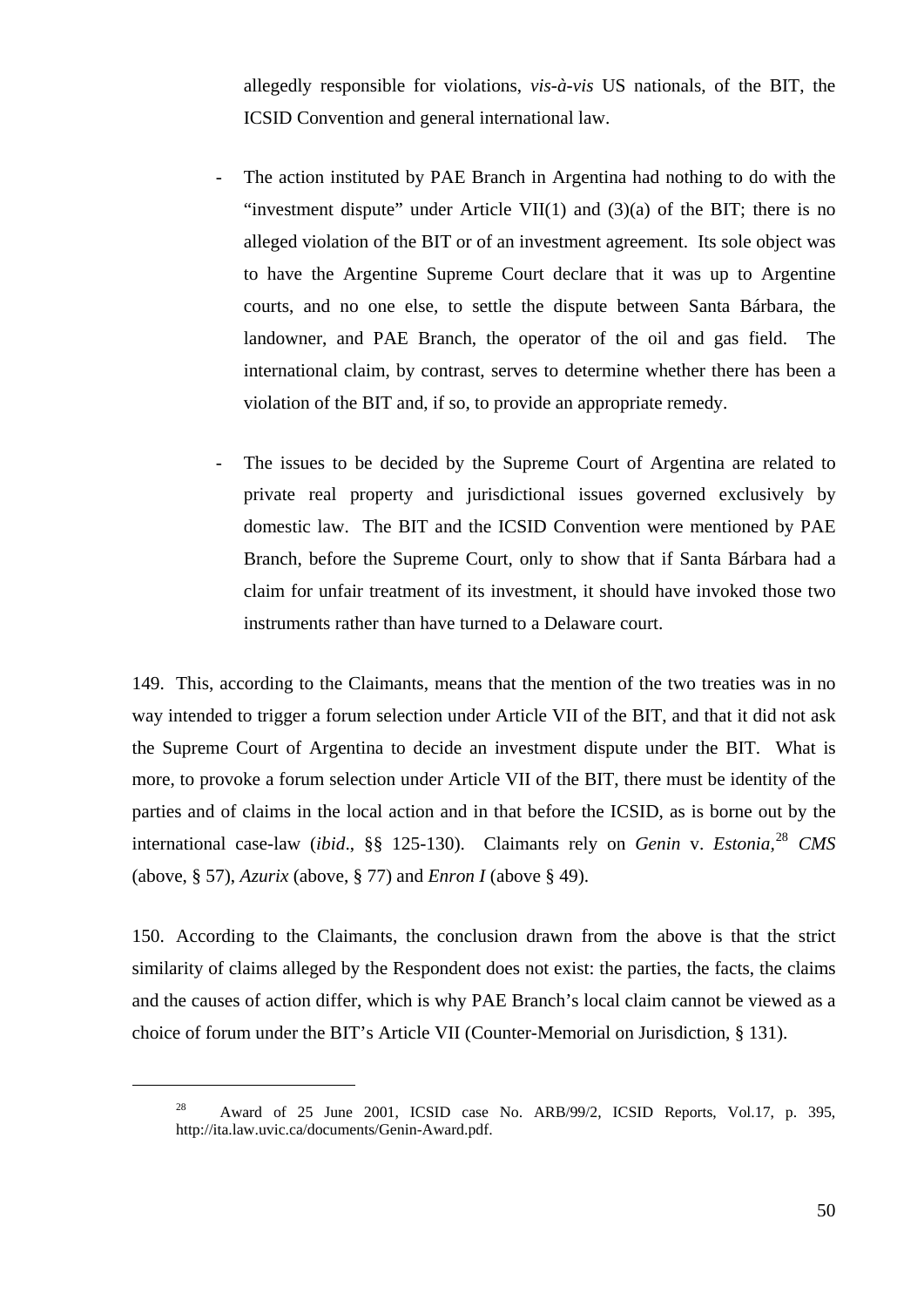allegedly responsible for violations, *vis-à-vis* US nationals, of the BIT, the ICSID Convention and general international law.

- The action instituted by PAE Branch in Argentina had nothing to do with the "investment dispute" under Article VII(1) and (3)(a) of the BIT; there is no alleged violation of the BIT or of an investment agreement. Its sole object was to have the Argentine Supreme Court declare that it was up to Argentine courts, and no one else, to settle the dispute between Santa Bárbara, the landowner, and PAE Branch, the operator of the oil and gas field. The international claim, by contrast, serves to determine whether there has been a violation of the BIT and, if so, to provide an appropriate remedy.

- The issues to be decided by the Supreme Court of Argentina are related to private real property and jurisdictional issues governed exclusively by domestic law. The BIT and the ICSID Convention were mentioned by PAE Branch, before the Supreme Court, only to show that if Santa Bárbara had a claim for unfair treatment of its investment, it should have invoked those two instruments rather than have turned to a Delaware court.

149. This, according to the Claimants, means that the mention of the two treaties was in no way intended to trigger a forum selection under Article VII of the BIT, and that it did not ask the Supreme Court of Argentina to decide an investment dispute under the BIT. What is more, to provoke a forum selection under Article VII of the BIT, there must be identity of the parties and of claims in the local action and in that before the ICSID, as is borne out by the international case-law (*ibid*., §§ 125-130). Claimants rely on *Genin* v. *Estonia,*[28] *CMS* (above, § 57), *Azurix* (above, § 77) and *Enron I* (above § 49).

150. According to the Claimants, the conclusion drawn from the above is that the strict similarity of claims alleged by the Respondent does not exist: the parties, the facts, the claims and the causes of action differ, which is why PAE Branch's local claim cannot be viewed as a choice of forum under the BIT's Article VII (Counter-Memorial on Jurisdiction, § 131).

---

[28] Award of 25 June 2001, ICSID case No. ARB/99/2, ICSID Reports, Vol.17, p. 395, http://ita.law.uvic.ca/documents/Genin-Award.pdf.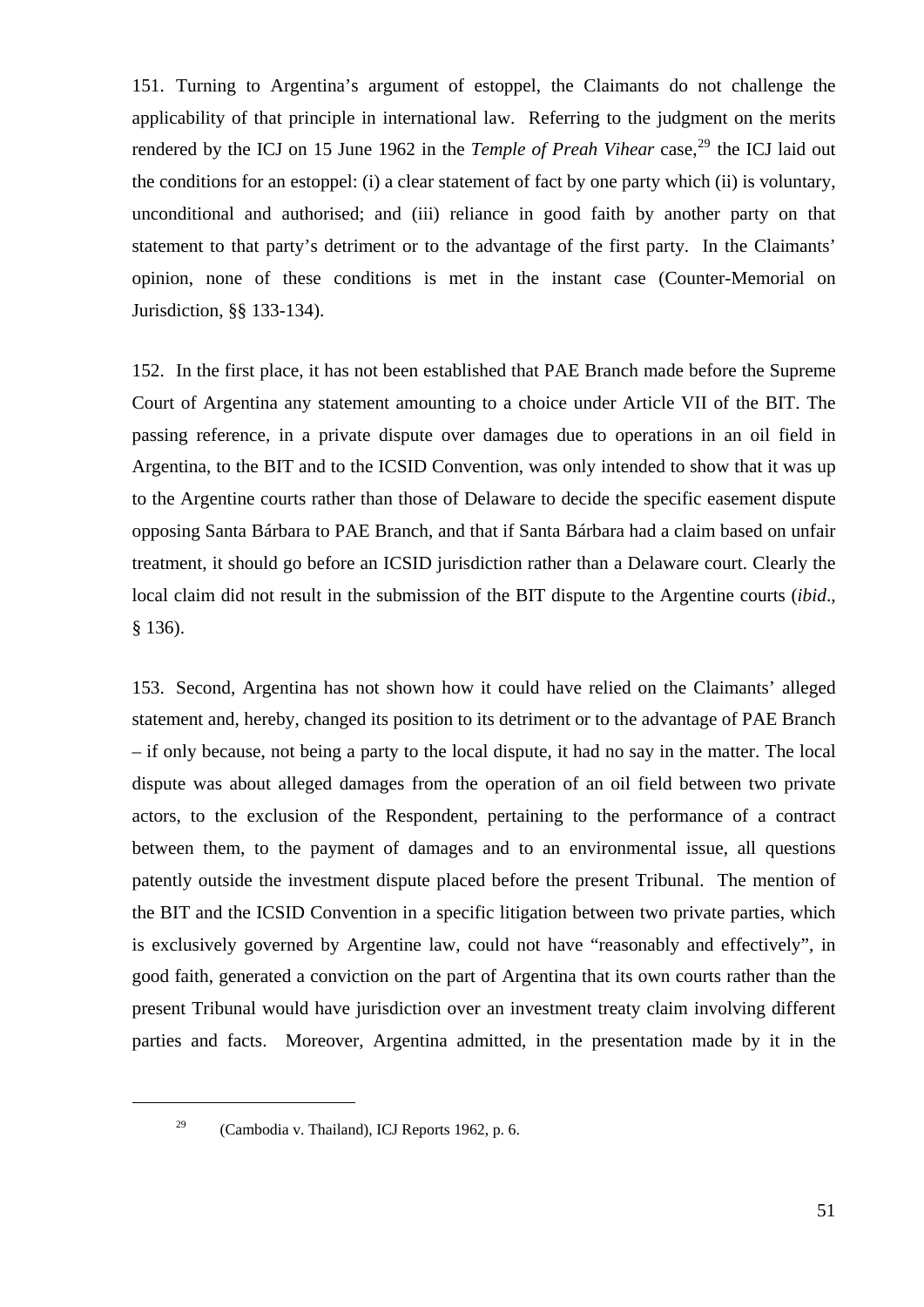151. Turning to Argentina's argument of estoppel, the Claimants do not challenge the applicability of that principle in international law. Referring to the judgment on the merits rendered by the ICJ on 15 June 1962 in the *Temple of Preah Vihear* case,[29] the ICJ laid out the conditions for an estoppel: (i) a clear statement of fact by one party which (ii) is voluntary, unconditional and authorised; and (iii) reliance in good faith by another party on that statement to that party's detriment or to the advantage of the first party. In the Claimants' opinion, none of these conditions is met in the instant case (Counter-Memorial on Jurisdiction, §§ 133-134).

152. In the first place, it has not been established that PAE Branch made before the Supreme Court of Argentina any statement amounting to a choice under Article VII of the BIT. The passing reference, in a private dispute over damages due to operations in an oil field in Argentina, to the BIT and to the ICSID Convention, was only intended to show that it was up to the Argentine courts rather than those of Delaware to decide the specific easement dispute opposing Santa Bárbara to PAE Branch, and that if Santa Bárbara had a claim based on unfair treatment, it should go before an ICSID jurisdiction rather than a Delaware court. Clearly the local claim did not result in the submission of the BIT dispute to the Argentine courts (*ibid*., § 136).

153. Second, Argentina has not shown how it could have relied on the Claimants' alleged statement and, hereby, changed its position to its detriment or to the advantage of PAE Branch – if only because, not being a party to the local dispute, it had no say in the matter. The local dispute was about alleged damages from the operation of an oil field between two private actors, to the exclusion of the Respondent, pertaining to the performance of a contract between them, to the payment of damages and to an environmental issue, all questions patently outside the investment dispute placed before the present Tribunal. The mention of the BIT and the ICSID Convention in a specific litigation between two private parties, which is exclusively governed by Argentine law, could not have "reasonably and effectively", in good faith, generated a conviction on the part of Argentina that its own courts rather than the present Tribunal would have jurisdiction over an investment treaty claim involving different parties and facts. Moreover, Argentina admitted, in the presentation made by it in the

[29] (Cambodia v. Thailand), ICJ Reports 1962, p. 6.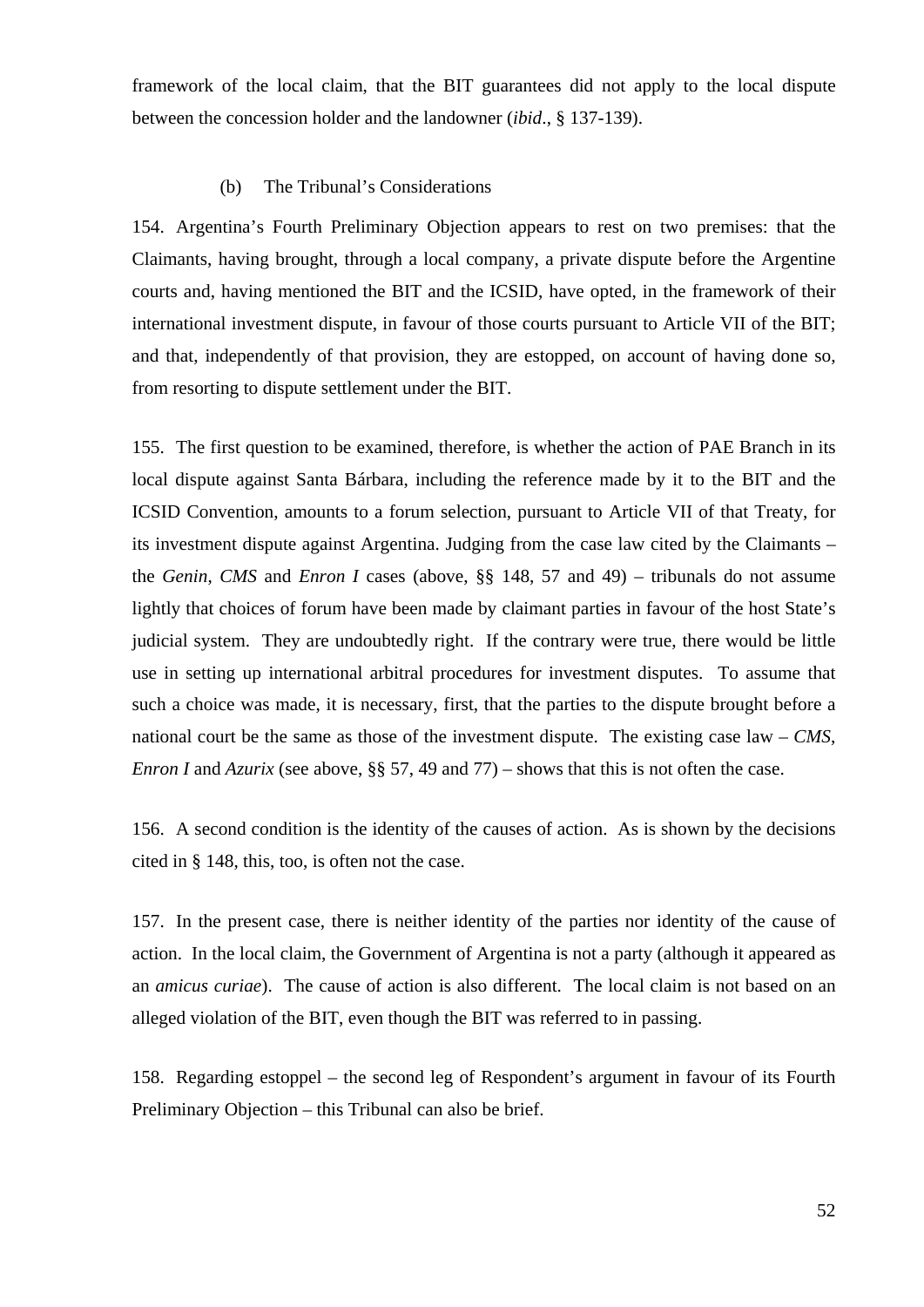framework of the local claim, that the BIT guarantees did not apply to the local dispute between the concession holder and the landowner (*ibid*., § 137-139).

(b) The Tribunal's Considerations

154. Argentina's Fourth Preliminary Objection appears to rest on two premises: that the Claimants, having brought, through a local company, a private dispute before the Argentine courts and, having mentioned the BIT and the ICSID, have opted, in the framework of their international investment dispute, in favour of those courts pursuant to Article VII of the BIT; and that, independently of that provision, they are estopped, on account of having done so, from resorting to dispute settlement under the BIT.

155. The first question to be examined, therefore, is whether the action of PAE Branch in its local dispute against Santa Bárbara, including the reference made by it to the BIT and the ICSID Convention, amounts to a forum selection, pursuant to Article VII of that Treaty, for its investment dispute against Argentina. Judging from the case law cited by the Claimants – the *Genin*, *CMS* and *Enron I* cases (above, §§ 148, 57 and 49) – tribunals do not assume lightly that choices of forum have been made by claimant parties in favour of the host State's judicial system. They are undoubtedly right. If the contrary were true, there would be little use in setting up international arbitral procedures for investment disputes. To assume that such a choice was made, it is necessary, first, that the parties to the dispute brought before a national court be the same as those of the investment dispute. The existing case law – *CMS*, *Enron I* and *Azurix* (see above, §§ 57, 49 and 77) – shows that this is not often the case.

156. A second condition is the identity of the causes of action. As is shown by the decisions cited in § 148, this, too, is often not the case.

157. In the present case, there is neither identity of the parties nor identity of the cause of action. In the local claim, the Government of Argentina is not a party (although it appeared as an *amicus curiae*). The cause of action is also different. The local claim is not based on an alleged violation of the BIT, even though the BIT was referred to in passing.

158. Regarding estoppel – the second leg of Respondent's argument in favour of its Fourth Preliminary Objection – this Tribunal can also be brief.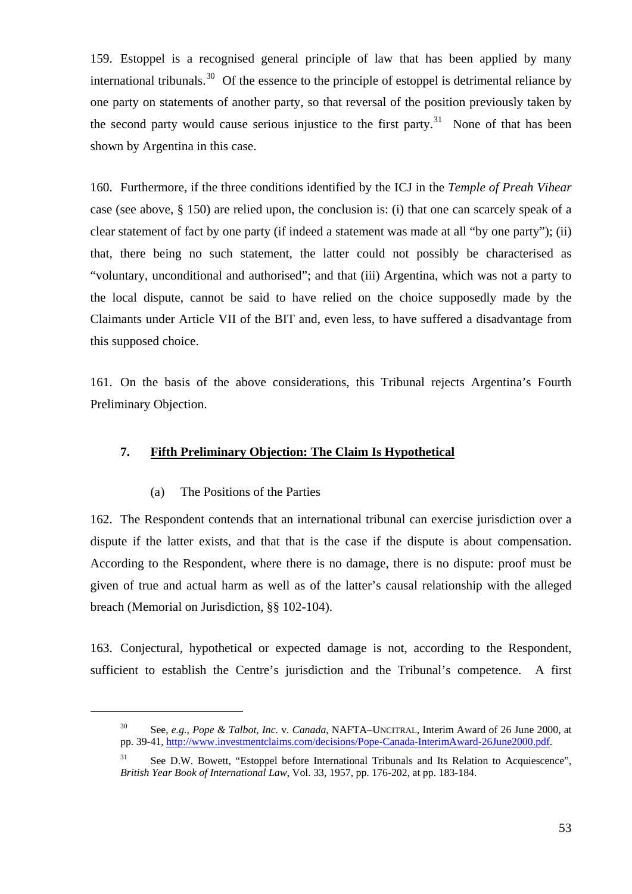159. Estoppel is a recognised general principle of law that has been applied by many international tribunals.[30] Of the essence to the principle of estoppel is detrimental reliance by one party on statements of another party, so that reversal of the position previously taken by the second party would cause serious injustice to the first party.[31] None of that has been shown by Argentina in this case.

160. Furthermore, if the three conditions identified by the ICJ in the *Temple of Preah Vihear* case (see above, § 150) are relied upon, the conclusion is: (i) that one can scarcely speak of a clear statement of fact by one party (if indeed a statement was made at all "by one party"); (ii) that, there being no such statement, the latter could not possibly be characterised as "voluntary, unconditional and authorised"; and that (iii) Argentina, which was not a party to the local dispute, cannot be said to have relied on the choice supposedly made by the Claimants under Article VII of the BIT and, even less, to have suffered a disadvantage from this supposed choice.

161. On the basis of the above considerations, this Tribunal rejects Argentina's Fourth Preliminary Objection.

### 7. Fifth Preliminary Objection: The Claim Is Hypothetical

#### (a) The Positions of the Parties

162. The Respondent contends that an international tribunal can exercise jurisdiction over a dispute if the latter exists, and that that is the case if the dispute is about compensation. According to the Respondent, where there is no damage, there is no dispute: proof must be given of true and actual harm as well as of the latter's causal relationship with the alleged breach (Memorial on Jurisdiction, §§ 102-104).

163. Conjectural, hypothetical or expected damage is not, according to the Respondent, sufficient to establish the Centre's jurisdiction and the Tribunal's competence. A first

---

[30] See, *e.g.*, *Pope & Talbot, Inc.* v. *Canada*, NAFTA–UNCITRAL, Interim Award of 26 June 2000, at pp. 39-41, http://www.investmentclaims.com/decisions/Pope-Canada-InterimAward-26June2000.pdf.

[31] See D.W. Bowett, "Estoppel before International Tribunals and Its Relation to Acquiescence", *British Year Book of International Law*, Vol. 33, 1957, pp. 176-202, at pp. 183-184.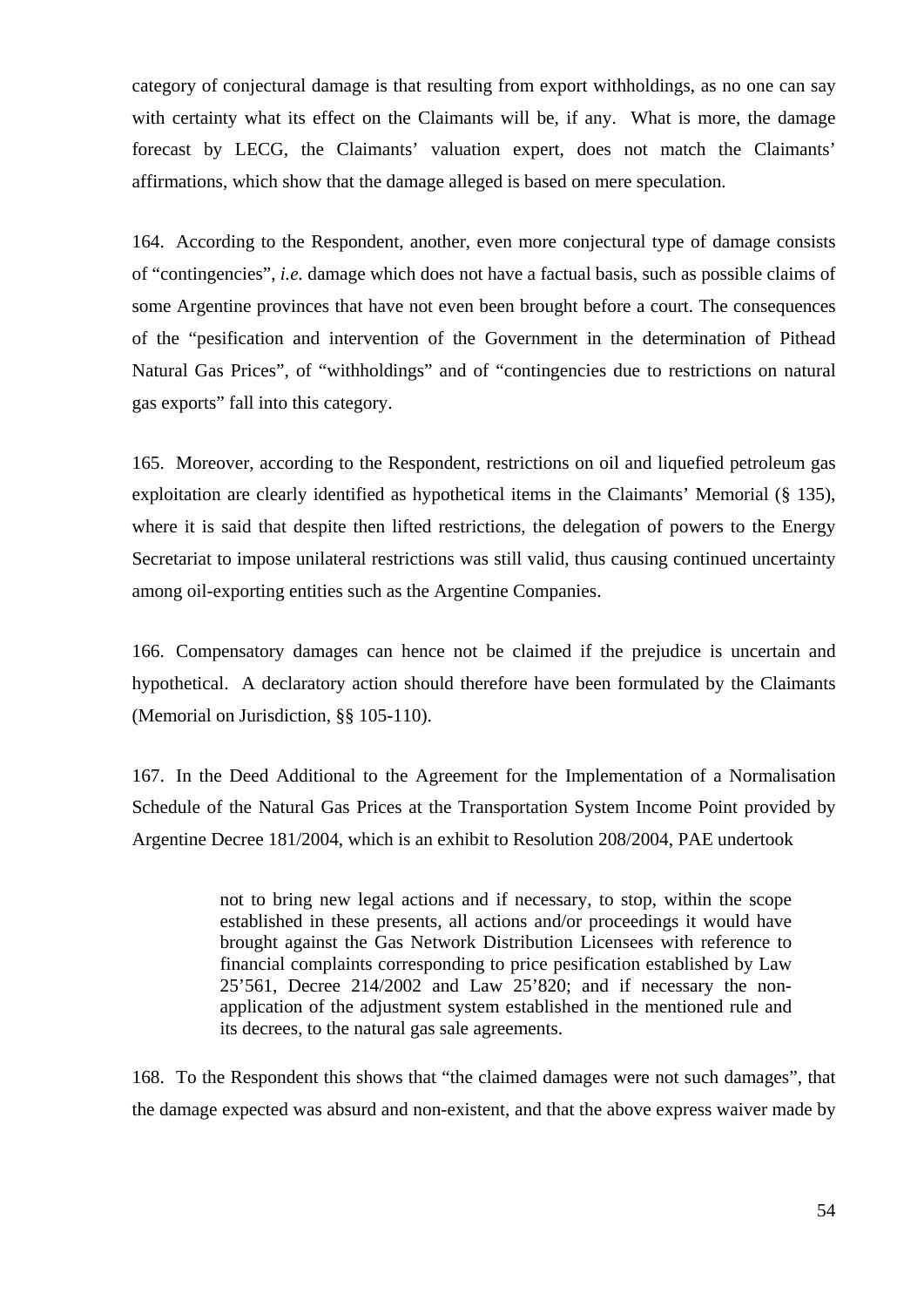category of conjectural damage is that resulting from export withholdings, as no one can say with certainty what its effect on the Claimants will be, if any. What is more, the damage forecast by LECG, the Claimants' valuation expert, does not match the Claimants' affirmations, which show that the damage alleged is based on mere speculation.

164. According to the Respondent, another, even more conjectural type of damage consists of "contingencies", *i.e.* damage which does not have a factual basis, such as possible claims of some Argentine provinces that have not even been brought before a court. The consequences of the "pesification and intervention of the Government in the determination of Pithead Natural Gas Prices", of "withholdings" and of "contingencies due to restrictions on natural gas exports" fall into this category.

165. Moreover, according to the Respondent, restrictions on oil and liquefied petroleum gas exploitation are clearly identified as hypothetical items in the Claimants' Memorial (§ 135), where it is said that despite then lifted restrictions, the delegation of powers to the Energy Secretariat to impose unilateral restrictions was still valid, thus causing continued uncertainty among oil-exporting entities such as the Argentine Companies.

166. Compensatory damages can hence not be claimed if the prejudice is uncertain and hypothetical. A declaratory action should therefore have been formulated by the Claimants (Memorial on Jurisdiction, §§ 105-110).

167. In the Deed Additional to the Agreement for the Implementation of a Normalisation Schedule of the Natural Gas Prices at the Transportation System Income Point provided by Argentine Decree 181/2004, which is an exhibit to Resolution 208/2004, PAE undertook

> not to bring new legal actions and if necessary, to stop, within the scope established in these presents, all actions and/or proceedings it would have brought against the Gas Network Distribution Licensees with reference to financial complaints corresponding to price pesification established by Law 25'561, Decree 214/2002 and Law 25'820; and if necessary the non-application of the adjustment system established in the mentioned rule and its decrees, to the natural gas sale agreements.

168. To the Respondent this shows that "the claimed damages were not such damages", that the damage expected was absurd and non-existent, and that the above express waiver made by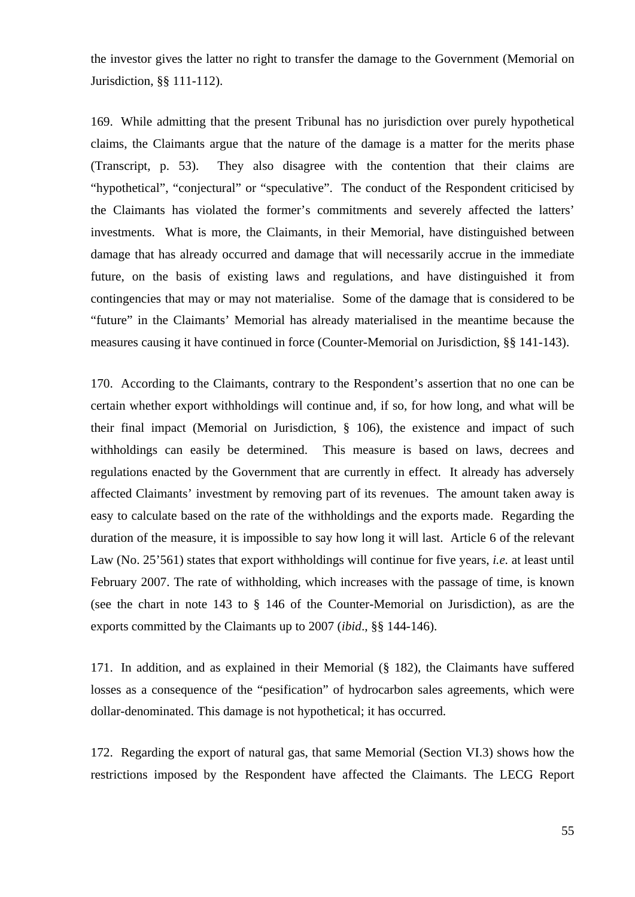the investor gives the latter no right to transfer the damage to the Government (Memorial on Jurisdiction, §§ 111-112).

169. While admitting that the present Tribunal has no jurisdiction over purely hypothetical claims, the Claimants argue that the nature of the damage is a matter for the merits phase (Transcript, p. 53). They also disagree with the contention that their claims are "hypothetical", "conjectural" or "speculative". The conduct of the Respondent criticised by the Claimants has violated the former's commitments and severely affected the latters' investments. What is more, the Claimants, in their Memorial, have distinguished between damage that has already occurred and damage that will necessarily accrue in the immediate future, on the basis of existing laws and regulations, and have distinguished it from contingencies that may or may not materialise. Some of the damage that is considered to be "future" in the Claimants' Memorial has already materialised in the meantime because the measures causing it have continued in force (Counter-Memorial on Jurisdiction, §§ 141-143).

170. According to the Claimants, contrary to the Respondent's assertion that no one can be certain whether export withholdings will continue and, if so, for how long, and what will be their final impact (Memorial on Jurisdiction, § 106), the existence and impact of such withholdings can easily be determined. This measure is based on laws, decrees and regulations enacted by the Government that are currently in effect. It already has adversely affected Claimants' investment by removing part of its revenues. The amount taken away is easy to calculate based on the rate of the withholdings and the exports made. Regarding the duration of the measure, it is impossible to say how long it will last. Article 6 of the relevant Law (No. 25'561) states that export withholdings will continue for five years, *i.e.* at least until February 2007. The rate of withholding, which increases with the passage of time, is known (see the chart in note 143 to § 146 of the Counter-Memorial on Jurisdiction), as are the exports committed by the Claimants up to 2007 (*ibid*., §§ 144-146).

171. In addition, and as explained in their Memorial (§ 182), the Claimants have suffered losses as a consequence of the "pesification" of hydrocarbon sales agreements, which were dollar-denominated. This damage is not hypothetical; it has occurred.

172. Regarding the export of natural gas, that same Memorial (Section VI.3) shows how the restrictions imposed by the Respondent have affected the Claimants. The LECG Report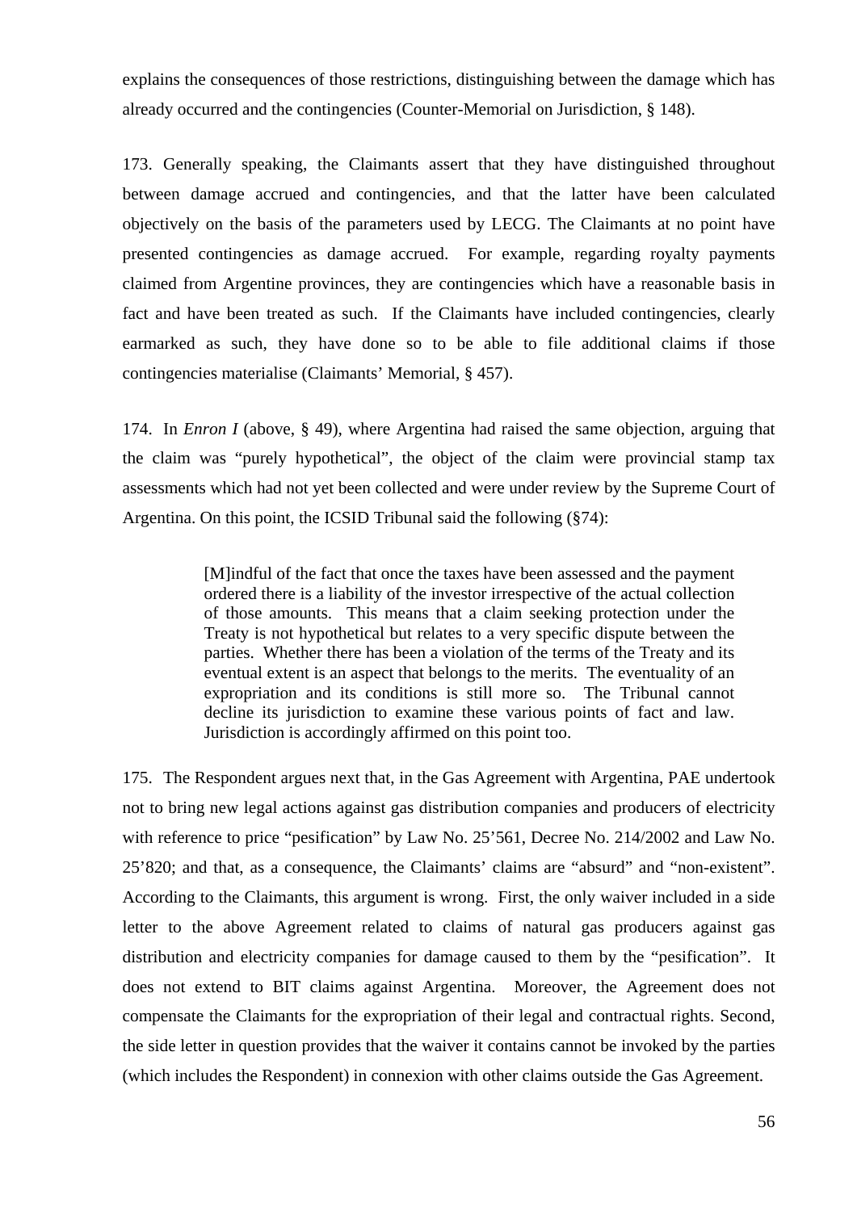explains the consequences of those restrictions, distinguishing between the damage which has already occurred and the contingencies (Counter-Memorial on Jurisdiction, § 148).

173. Generally speaking, the Claimants assert that they have distinguished throughout between damage accrued and contingencies, and that the latter have been calculated objectively on the basis of the parameters used by LECG. The Claimants at no point have presented contingencies as damage accrued. For example, regarding royalty payments claimed from Argentine provinces, they are contingencies which have a reasonable basis in fact and have been treated as such. If the Claimants have included contingencies, clearly earmarked as such, they have done so to be able to file additional claims if those contingencies materialise (Claimants' Memorial, § 457).

174. In *Enron I* (above, § 49), where Argentina had raised the same objection, arguing that the claim was "purely hypothetical", the object of the claim were provincial stamp tax assessments which had not yet been collected and were under review by the Supreme Court of Argentina. On this point, the ICSID Tribunal said the following (§74):

> [M]indful of the fact that once the taxes have been assessed and the payment ordered there is a liability of the investor irrespective of the actual collection of those amounts. This means that a claim seeking protection under the Treaty is not hypothetical but relates to a very specific dispute between the parties. Whether there has been a violation of the terms of the Treaty and its eventual extent is an aspect that belongs to the merits. The eventuality of an expropriation and its conditions is still more so. The Tribunal cannot decline its jurisdiction to examine these various points of fact and law. Jurisdiction is accordingly affirmed on this point too.

175. The Respondent argues next that, in the Gas Agreement with Argentina, PAE undertook not to bring new legal actions against gas distribution companies and producers of electricity with reference to price "pesification" by Law No. 25'561, Decree No. 214/2002 and Law No. 25'820; and that, as a consequence, the Claimants' claims are "absurd" and "non-existent". According to the Claimants, this argument is wrong. First, the only waiver included in a side letter to the above Agreement related to claims of natural gas producers against gas distribution and electricity companies for damage caused to them by the "pesification". It does not extend to BIT claims against Argentina. Moreover, the Agreement does not compensate the Claimants for the expropriation of their legal and contractual rights. Second, the side letter in question provides that the waiver it contains cannot be invoked by the parties (which includes the Respondent) in connexion with other claims outside the Gas Agreement.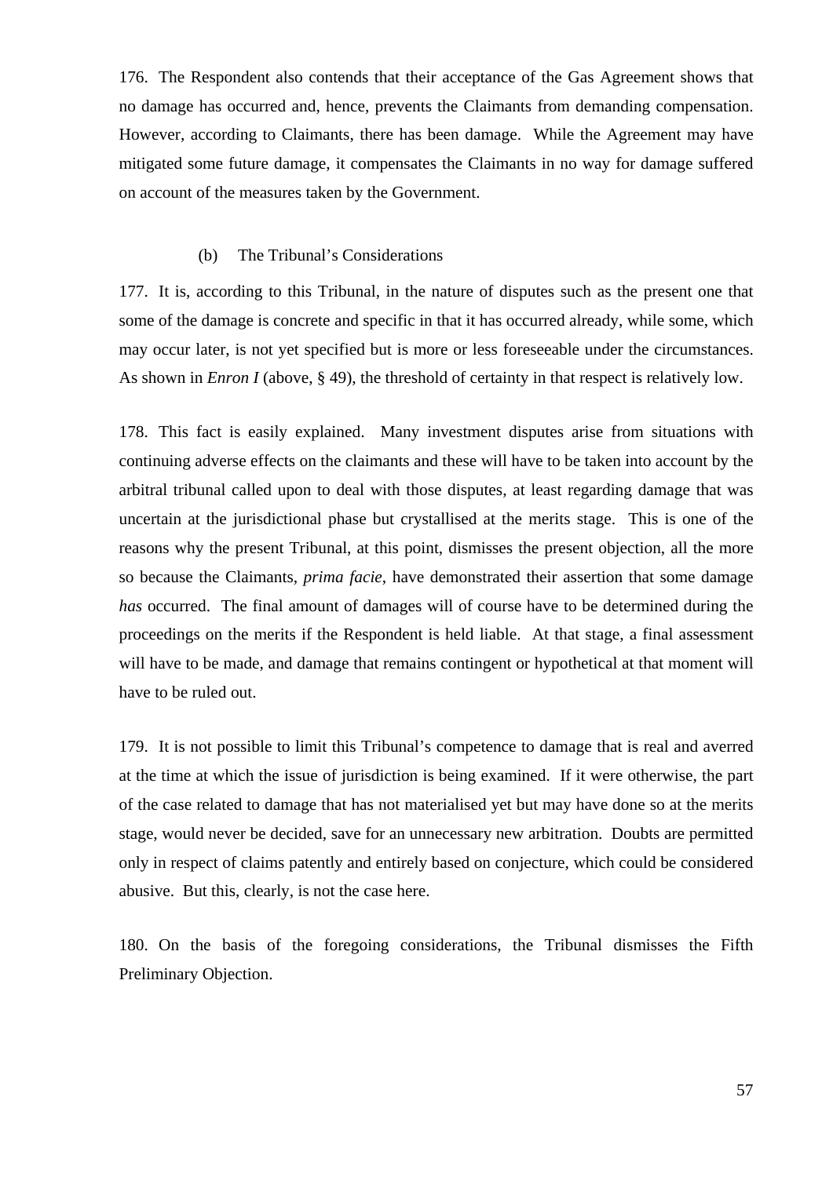176. The Respondent also contends that their acceptance of the Gas Agreement shows that no damage has occurred and, hence, prevents the Claimants from demanding compensation. However, according to Claimants, there has been damage. While the Agreement may have mitigated some future damage, it compensates the Claimants in no way for damage suffered on account of the measures taken by the Government.

### (b) The Tribunal's Considerations

177. It is, according to this Tribunal, in the nature of disputes such as the present one that some of the damage is concrete and specific in that it has occurred already, while some, which may occur later, is not yet specified but is more or less foreseeable under the circumstances. As shown in *Enron I* (above, § 49), the threshold of certainty in that respect is relatively low.

178. This fact is easily explained. Many investment disputes arise from situations with continuing adverse effects on the claimants and these will have to be taken into account by the arbitral tribunal called upon to deal with those disputes, at least regarding damage that was uncertain at the jurisdictional phase but crystallised at the merits stage. This is one of the reasons why the present Tribunal, at this point, dismisses the present objection, all the more so because the Claimants, *prima facie*, have demonstrated their assertion that some damage *has* occurred. The final amount of damages will of course have to be determined during the proceedings on the merits if the Respondent is held liable. At that stage, a final assessment will have to be made, and damage that remains contingent or hypothetical at that moment will have to be ruled out.

179. It is not possible to limit this Tribunal's competence to damage that is real and averred at the time at which the issue of jurisdiction is being examined. If it were otherwise, the part of the case related to damage that has not materialised yet but may have done so at the merits stage, would never be decided, save for an unnecessary new arbitration. Doubts are permitted only in respect of claims patently and entirely based on conjecture, which could be considered abusive. But this, clearly, is not the case here.

180. On the basis of the foregoing considerations, the Tribunal dismisses the Fifth Preliminary Objection.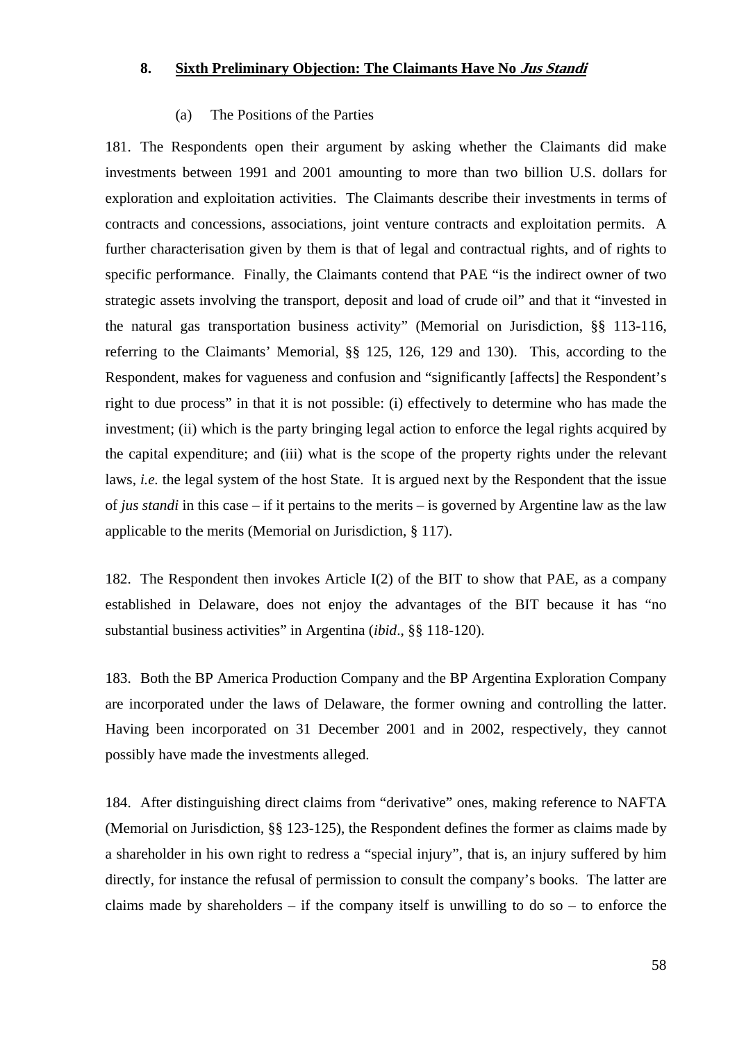## 8. Sixth Preliminary Objection: The Claimants Have No *Jus Standi*

### (a) The Positions of the Parties

181. The Respondents open their argument by asking whether the Claimants did make investments between 1991 and 2001 amounting to more than two billion U.S. dollars for exploration and exploitation activities. The Claimants describe their investments in terms of contracts and concessions, associations, joint venture contracts and exploitation permits. A further characterisation given by them is that of legal and contractual rights, and of rights to specific performance. Finally, the Claimants contend that PAE "is the indirect owner of two strategic assets involving the transport, deposit and load of crude oil" and that it "invested in the natural gas transportation business activity" (Memorial on Jurisdiction, §§ 113-116, referring to the Claimants' Memorial, §§ 125, 126, 129 and 130). This, according to the Respondent, makes for vagueness and confusion and "significantly [affects] the Respondent's right to due process" in that it is not possible: (i) effectively to determine who has made the investment; (ii) which is the party bringing legal action to enforce the legal rights acquired by the capital expenditure; and (iii) what is the scope of the property rights under the relevant laws, *i.e.* the legal system of the host State. It is argued next by the Respondent that the issue of *jus standi* in this case – if it pertains to the merits – is governed by Argentine law as the law applicable to the merits (Memorial on Jurisdiction, § 117).

182. The Respondent then invokes Article I(2) of the BIT to show that PAE, as a company established in Delaware, does not enjoy the advantages of the BIT because it has "no substantial business activities" in Argentina (*ibid*., §§ 118-120).

183. Both the BP America Production Company and the BP Argentina Exploration Company are incorporated under the laws of Delaware, the former owning and controlling the latter. Having been incorporated on 31 December 2001 and in 2002, respectively, they cannot possibly have made the investments alleged.

184. After distinguishing direct claims from "derivative" ones, making reference to NAFTA (Memorial on Jurisdiction, §§ 123-125), the Respondent defines the former as claims made by a shareholder in his own right to redress a "special injury", that is, an injury suffered by him directly, for instance the refusal of permission to consult the company's books. The latter are claims made by shareholders – if the company itself is unwilling to do so – to enforce the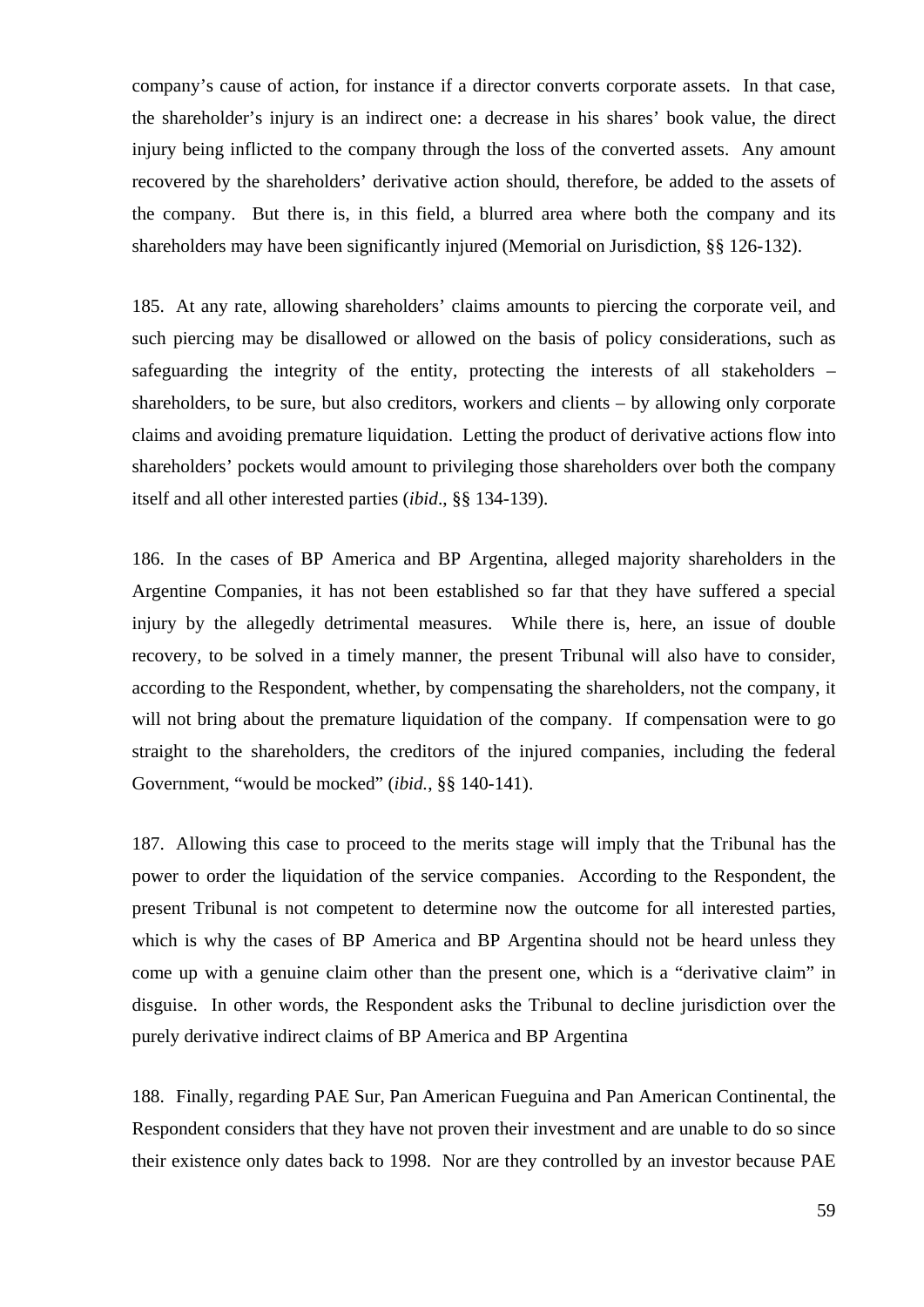company's cause of action, for instance if a director converts corporate assets. In that case, the shareholder's injury is an indirect one: a decrease in his shares' book value, the direct injury being inflicted to the company through the loss of the converted assets. Any amount recovered by the shareholders' derivative action should, therefore, be added to the assets of the company. But there is, in this field, a blurred area where both the company and its shareholders may have been significantly injured (Memorial on Jurisdiction, §§ 126-132).

185. At any rate, allowing shareholders' claims amounts to piercing the corporate veil, and such piercing may be disallowed or allowed on the basis of policy considerations, such as safeguarding the integrity of the entity, protecting the interests of all stakeholders – shareholders, to be sure, but also creditors, workers and clients – by allowing only corporate claims and avoiding premature liquidation. Letting the product of derivative actions flow into shareholders' pockets would amount to privileging those shareholders over both the company itself and all other interested parties (*ibid*., §§ 134-139).

186. In the cases of BP America and BP Argentina, alleged majority shareholders in the Argentine Companies, it has not been established so far that they have suffered a special injury by the allegedly detrimental measures. While there is, here, an issue of double recovery, to be solved in a timely manner, the present Tribunal will also have to consider, according to the Respondent, whether, by compensating the shareholders, not the company, it will not bring about the premature liquidation of the company. If compensation were to go straight to the shareholders, the creditors of the injured companies, including the federal Government, "would be mocked" (*ibid.*, §§ 140-141).

187. Allowing this case to proceed to the merits stage will imply that the Tribunal has the power to order the liquidation of the service companies. According to the Respondent, the present Tribunal is not competent to determine now the outcome for all interested parties, which is why the cases of BP America and BP Argentina should not be heard unless they come up with a genuine claim other than the present one, which is a "derivative claim" in disguise. In other words, the Respondent asks the Tribunal to decline jurisdiction over the purely derivative indirect claims of BP America and BP Argentina

188. Finally, regarding PAE Sur, Pan American Fueguina and Pan American Continental, the Respondent considers that they have not proven their investment and are unable to do so since their existence only dates back to 1998. Nor are they controlled by an investor because PAE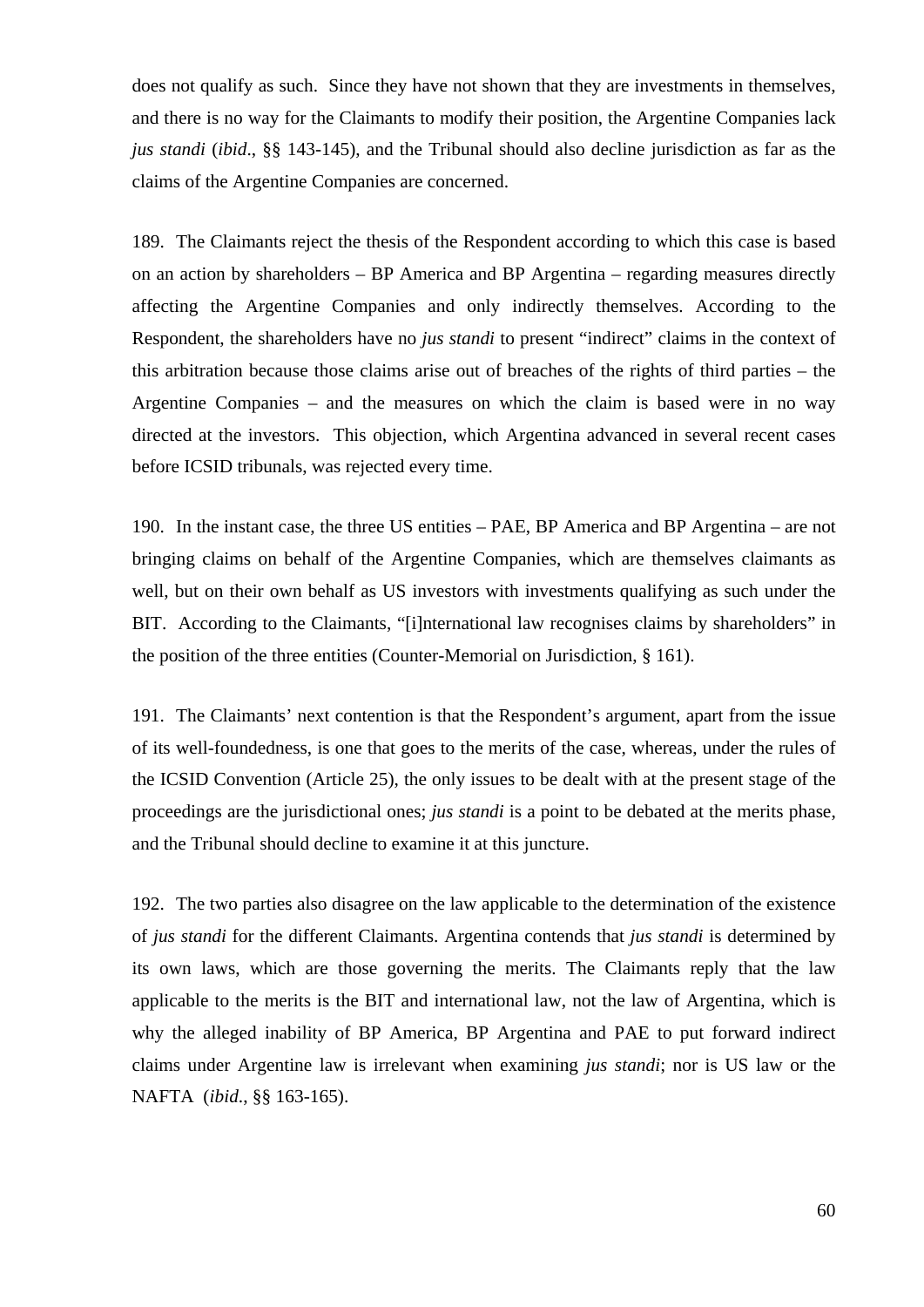does not qualify as such. Since they have not shown that they are investments in themselves, and there is no way for the Claimants to modify their position, the Argentine Companies lack *jus standi* (*ibid*., §§ 143-145), and the Tribunal should also decline jurisdiction as far as the claims of the Argentine Companies are concerned.

189. The Claimants reject the thesis of the Respondent according to which this case is based on an action by shareholders – BP America and BP Argentina – regarding measures directly affecting the Argentine Companies and only indirectly themselves. According to the Respondent, the shareholders have no *jus standi* to present "indirect" claims in the context of this arbitration because those claims arise out of breaches of the rights of third parties – the Argentine Companies – and the measures on which the claim is based were in no way directed at the investors. This objection, which Argentina advanced in several recent cases before ICSID tribunals, was rejected every time.

190. In the instant case, the three US entities – PAE, BP America and BP Argentina – are not bringing claims on behalf of the Argentine Companies, which are themselves claimants as well, but on their own behalf as US investors with investments qualifying as such under the BIT. According to the Claimants, "[i]nternational law recognises claims by shareholders" in the position of the three entities (Counter-Memorial on Jurisdiction, § 161).

191. The Claimants' next contention is that the Respondent's argument, apart from the issue of its well-foundedness, is one that goes to the merits of the case, whereas, under the rules of the ICSID Convention (Article 25), the only issues to be dealt with at the present stage of the proceedings are the jurisdictional ones; *jus standi* is a point to be debated at the merits phase, and the Tribunal should decline to examine it at this juncture.

192. The two parties also disagree on the law applicable to the determination of the existence of *jus standi* for the different Claimants. Argentina contends that *jus standi* is determined by its own laws, which are those governing the merits. The Claimants reply that the law applicable to the merits is the BIT and international law, not the law of Argentina, which is why the alleged inability of BP America, BP Argentina and PAE to put forward indirect claims under Argentine law is irrelevant when examining *jus standi*; nor is US law or the NAFTA (*ibid*., §§ 163-165).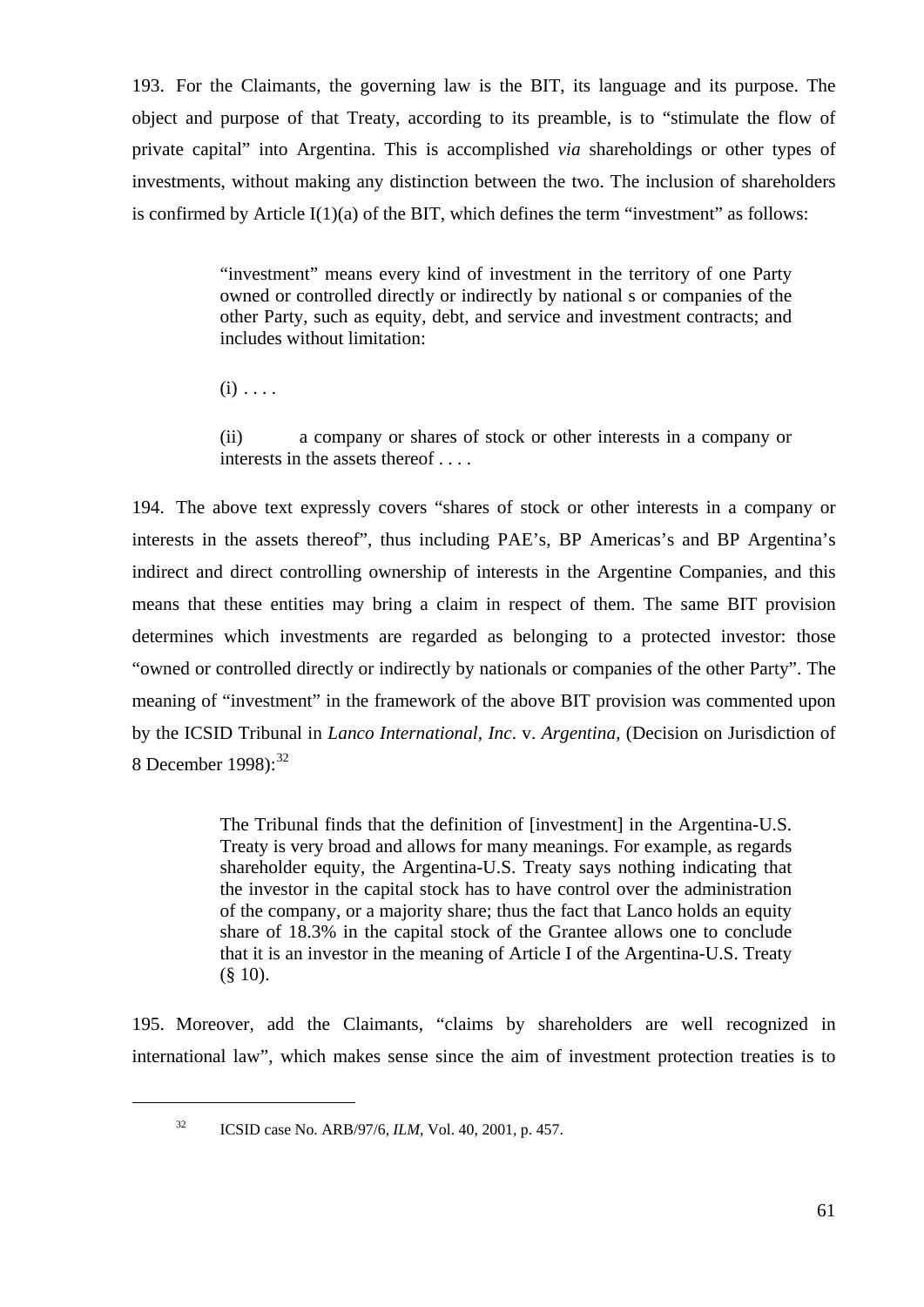193. For the Claimants, the governing law is the BIT, its language and its purpose. The object and purpose of that Treaty, according to its preamble, is to "stimulate the flow of private capital" into Argentina. This is accomplished *via* shareholdings or other types of investments, without making any distinction between the two. The inclusion of shareholders is confirmed by Article I(1)(a) of the BIT, which defines the term "investment" as follows:

> "investment" means every kind of investment in the territory of one Party owned or controlled directly or indirectly by national s or companies of the other Party, such as equity, debt, and service and investment contracts; and includes without limitation:
>
> (i) . . . .
>
> (ii) a company or shares of stock or other interests in a company or interests in the assets thereof . . . .

194. The above text expressly covers "shares of stock or other interests in a company or interests in the assets thereof", thus including PAE's, BP Americas's and BP Argentina's indirect and direct controlling ownership of interests in the Argentine Companies, and this means that these entities may bring a claim in respect of them. The same BIT provision determines which investments are regarded as belonging to a protected investor: those "owned or controlled directly or indirectly by nationals or companies of the other Party". The meaning of "investment" in the framework of the above BIT provision was commented upon by the ICSID Tribunal in *Lanco International, Inc*. v. *Argentina*, (Decision on Jurisdiction of 8 December 1998):[32]

> The Tribunal finds that the definition of [investment] in the Argentina-U.S. Treaty is very broad and allows for many meanings. For example, as regards shareholder equity, the Argentina-U.S. Treaty says nothing indicating that the investor in the capital stock has to have control over the administration of the company, or a majority share; thus the fact that Lanco holds an equity share of 18.3% in the capital stock of the Grantee allows one to conclude that it is an investor in the meaning of Article I of the Argentina-U.S. Treaty (§ 10).

195. Moreover, add the Claimants, "claims by shareholders are well recognized in international law", which makes sense since the aim of investment protection treaties is to

---

[32] ICSID case No. ARB/97/6, *ILM*, Vol. 40, 2001, p. 457.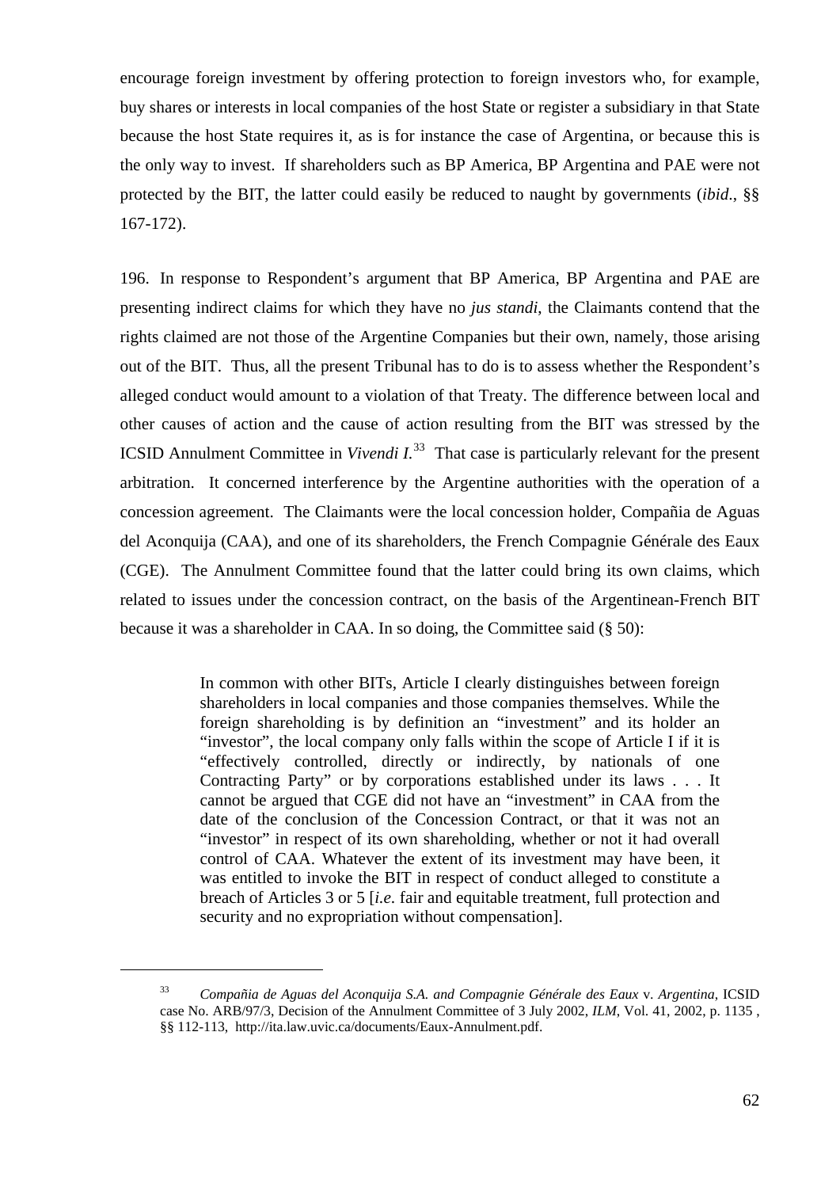encourage foreign investment by offering protection to foreign investors who, for example, buy shares or interests in local companies of the host State or register a subsidiary in that State because the host State requires it, as is for instance the case of Argentina, or because this is the only way to invest. If shareholders such as BP America, BP Argentina and PAE were not protected by the BIT, the latter could easily be reduced to naught by governments (*ibid*., §§ 167-172).

196. In response to Respondent's argument that BP America, BP Argentina and PAE are presenting indirect claims for which they have no *jus standi*, the Claimants contend that the rights claimed are not those of the Argentine Companies but their own, namely, those arising out of the BIT. Thus, all the present Tribunal has to do is to assess whether the Respondent's alleged conduct would amount to a violation of that Treaty. The difference between local and other causes of action and the cause of action resulting from the BIT was stressed by the ICSID Annulment Committee in *Vivendi I.*[33] That case is particularly relevant for the present arbitration. It concerned interference by the Argentine authorities with the operation of a concession agreement. The Claimants were the local concession holder, Compañia de Aguas del Aconquija (CAA), and one of its shareholders, the French Compagnie Générale des Eaux (CGE). The Annulment Committee found that the latter could bring its own claims, which related to issues under the concession contract, on the basis of the Argentinean-French BIT because it was a shareholder in CAA. In so doing, the Committee said (§ 50):

> In common with other BITs, Article I clearly distinguishes between foreign shareholders in local companies and those companies themselves. While the foreign shareholding is by definition an "investment" and its holder an "investor", the local company only falls within the scope of Article I if it is "effectively controlled, directly or indirectly, by nationals of one Contracting Party" or by corporations established under its laws . . . It cannot be argued that CGE did not have an "investment" in CAA from the date of the conclusion of the Concession Contract, or that it was not an "investor" in respect of its own shareholding, whether or not it had overall control of CAA. Whatever the extent of its investment may have been, it was entitled to invoke the BIT in respect of conduct alleged to constitute a breach of Articles 3 or 5 [*i.e.* fair and equitable treatment, full protection and security and no expropriation without compensation].

---

[33] *Compañia de Aguas del Aconquija S.A. and Compagnie Générale des Eaux* v. *Argentina*, ICSID case No. ARB/97/3, Decision of the Annulment Committee of 3 July 2002, *ILM*, Vol. 41, 2002, p. 1135 , §§ 112-113, http://ita.law.uvic.ca/documents/Eaux-Annulment.pdf.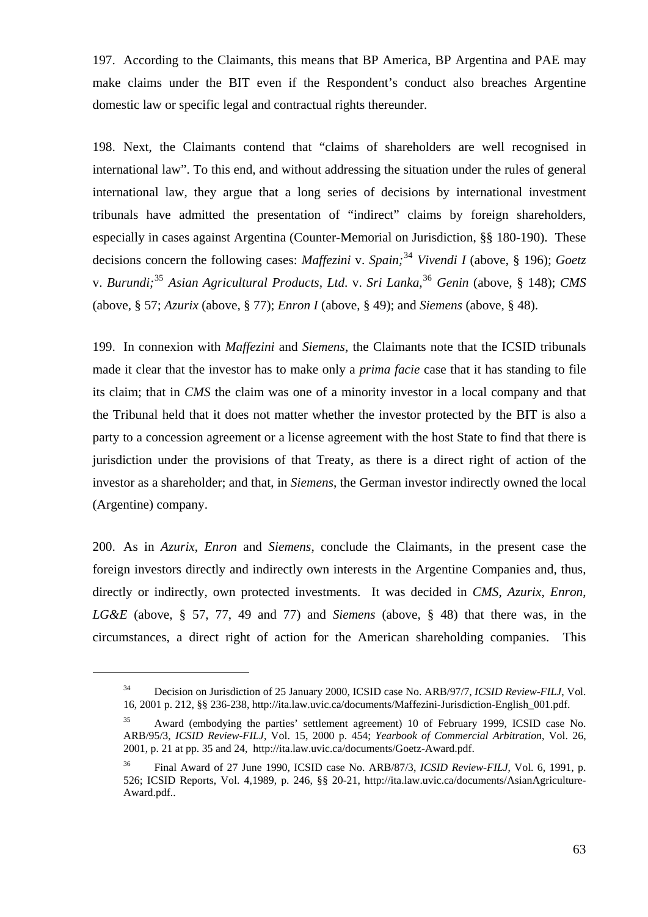197. According to the Claimants, this means that BP America, BP Argentina and PAE may make claims under the BIT even if the Respondent's conduct also breaches Argentine domestic law or specific legal and contractual rights thereunder.

198. Next, the Claimants contend that "claims of shareholders are well recognised in international law". To this end, and without addressing the situation under the rules of general international law, they argue that a long series of decisions by international investment tribunals have admitted the presentation of "indirect" claims by foreign shareholders, especially in cases against Argentina (Counter-Memorial on Jurisdiction, §§ 180-190). These decisions concern the following cases: *Maffezini* v. *Spain;*[34] *Vivendi I* (above, § 196); *Goetz* v. *Burundi;*[35] *Asian Agricultural Products, Ltd.* v. *Sri Lanka,*[36] *Genin* (above, § 148); *CMS* (above, § 57; *Azurix* (above, § 77); *Enron I* (above, § 49); and *Siemens* (above, § 48).

199. In connexion with *Maffezini* and *Siemens*, the Claimants note that the ICSID tribunals made it clear that the investor has to make only a *prima facie* case that it has standing to file its claim; that in *CMS* the claim was one of a minority investor in a local company and that the Tribunal held that it does not matter whether the investor protected by the BIT is also a party to a concession agreement or a license agreement with the host State to find that there is jurisdiction under the provisions of that Treaty, as there is a direct right of action of the investor as a shareholder; and that, in *Siemens*, the German investor indirectly owned the local (Argentine) company.

200. As in *Azurix*, *Enron* and *Siemens*, conclude the Claimants, in the present case the foreign investors directly and indirectly own interests in the Argentine Companies and, thus, directly or indirectly, own protected investments. It was decided in *CMS*, *Azurix*, *Enron*, *LG&E* (above, § 57, 77, 49 and 77) and *Siemens* (above, § 48) that there was, in the circumstances, a direct right of action for the American shareholding companies. This

---

[34] Decision on Jurisdiction of 25 January 2000, ICSID case No. ARB/97/7, *ICSID Review-FILJ*, Vol. 16, 2001 p. 212, §§ 236-238, http://ita.law.uvic.ca/documents/Maffezini-Jurisdiction-English_001.pdf.

[35] Award (embodying the parties' settlement agreement) 10 of February 1999, ICSID case No. ARB/95/3, *ICSID Review-FILJ*, Vol. 15, 2000 p. 454; *Yearbook of Commercial Arbitration*, Vol. 26, 2001, p. 21 at pp. 35 and 24, http://ita.law.uvic.ca/documents/Goetz-Award.pdf.

[36] Final Award of 27 June 1990, ICSID case No. ARB/87/3, *ICSID Review-FILJ*, Vol. 6, 1991, p. 526; ICSID Reports, Vol. 4,1989, p. 246, §§ 20-21, http://ita.law.uvic.ca/documents/AsianAgriculture-Award.pdf..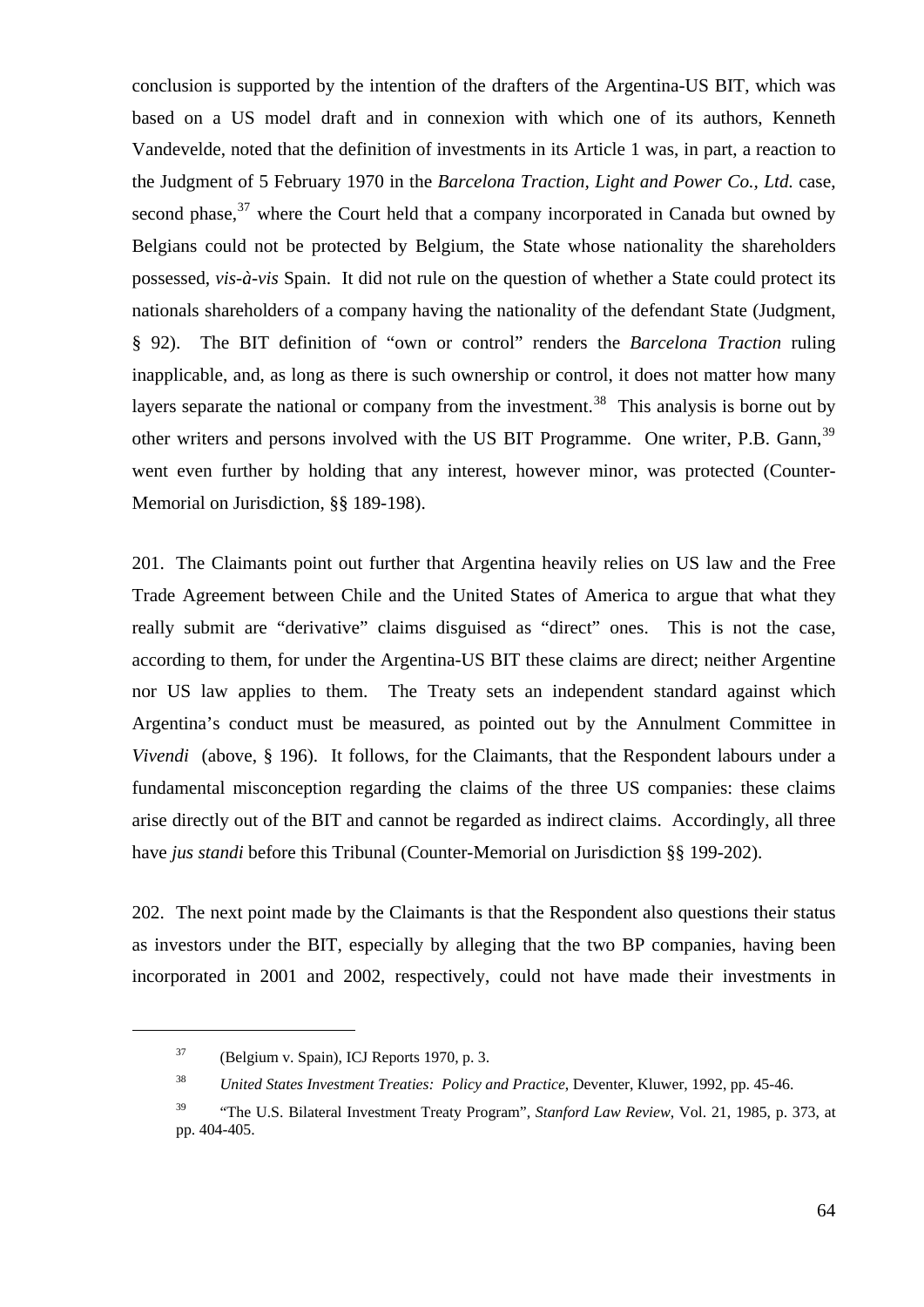conclusion is supported by the intention of the drafters of the Argentina-US BIT, which was based on a US model draft and in connexion with which one of its authors, Kenneth Vandevelde, noted that the definition of investments in its Article 1 was, in part, a reaction to the Judgment of 5 February 1970 in the *Barcelona Traction, Light and Power Co., Ltd.* case, second phase,[37] where the Court held that a company incorporated in Canada but owned by Belgians could not be protected by Belgium, the State whose nationality the shareholders possessed, *vis-à-vis* Spain. It did not rule on the question of whether a State could protect its nationals shareholders of a company having the nationality of the defendant State (Judgment, § 92). The BIT definition of "own or control" renders the *Barcelona Traction* ruling inapplicable, and, as long as there is such ownership or control, it does not matter how many layers separate the national or company from the investment.[38] This analysis is borne out by other writers and persons involved with the US BIT Programme. One writer, P.B. Gann,[39] went even further by holding that any interest, however minor, was protected (Counter-Memorial on Jurisdiction, §§ 189-198).

201. The Claimants point out further that Argentina heavily relies on US law and the Free Trade Agreement between Chile and the United States of America to argue that what they really submit are "derivative" claims disguised as "direct" ones. This is not the case, according to them, for under the Argentina-US BIT these claims are direct; neither Argentine nor US law applies to them. The Treaty sets an independent standard against which Argentina's conduct must be measured, as pointed out by the Annulment Committee in *Vivendi* (above, § 196). It follows, for the Claimants, that the Respondent labours under a fundamental misconception regarding the claims of the three US companies: these claims arise directly out of the BIT and cannot be regarded as indirect claims. Accordingly, all three have *jus standi* before this Tribunal (Counter-Memorial on Jurisdiction §§ 199-202).

202. The next point made by the Claimants is that the Respondent also questions their status as investors under the BIT, especially by alleging that the two BP companies, having been incorporated in 2001 and 2002, respectively, could not have made their investments in

---

[37] (Belgium v. Spain), ICJ Reports 1970, p. 3.

[38] *United States Investment Treaties: Policy and Practice*, Deventer, Kluwer, 1992, pp. 45-46.

[39] "The U.S. Bilateral Investment Treaty Program", *Stanford Law Review*, Vol. 21, 1985, p. 373, at pp. 404-405.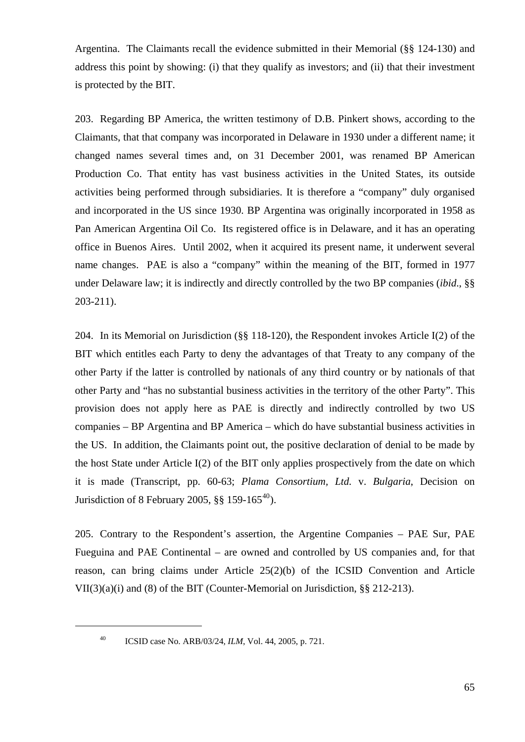Argentina. The Claimants recall the evidence submitted in their Memorial (§§ 124-130) and address this point by showing: (i) that they qualify as investors; and (ii) that their investment is protected by the BIT.

203. Regarding BP America, the written testimony of D.B. Pinkert shows, according to the Claimants, that that company was incorporated in Delaware in 1930 under a different name; it changed names several times and, on 31 December 2001, was renamed BP American Production Co. That entity has vast business activities in the United States, its outside activities being performed through subsidiaries. It is therefore a "company" duly organised and incorporated in the US since 1930. BP Argentina was originally incorporated in 1958 as Pan American Argentina Oil Co. Its registered office is in Delaware, and it has an operating office in Buenos Aires. Until 2002, when it acquired its present name, it underwent several name changes. PAE is also a "company" within the meaning of the BIT, formed in 1977 under Delaware law; it is indirectly and directly controlled by the two BP companies (*ibid*., §§ 203-211).

204. In its Memorial on Jurisdiction (§§ 118-120), the Respondent invokes Article I(2) of the BIT which entitles each Party to deny the advantages of that Treaty to any company of the other Party if the latter is controlled by nationals of any third country or by nationals of that other Party and "has no substantial business activities in the territory of the other Party". This provision does not apply here as PAE is directly and indirectly controlled by two US companies – BP Argentina and BP America – which do have substantial business activities in the US. In addition, the Claimants point out, the positive declaration of denial to be made by the host State under Article I(2) of the BIT only applies prospectively from the date on which it is made (Transcript, pp. 60-63; *Plama Consortium, Ltd.* v. *Bulgaria*, Decision on Jurisdiction of 8 February 2005, §§ 159-165[40]).

205. Contrary to the Respondent's assertion, the Argentine Companies – PAE Sur, PAE Fueguina and PAE Continental – are owned and controlled by US companies and, for that reason, can bring claims under Article 25(2)(b) of the ICSID Convention and Article VII(3)(a)(i) and (8) of the BIT (Counter-Memorial on Jurisdiction, §§ 212-213).

---

[40] ICSID case No. ARB/03/24, *ILM*, Vol. 44, 2005, p. 721.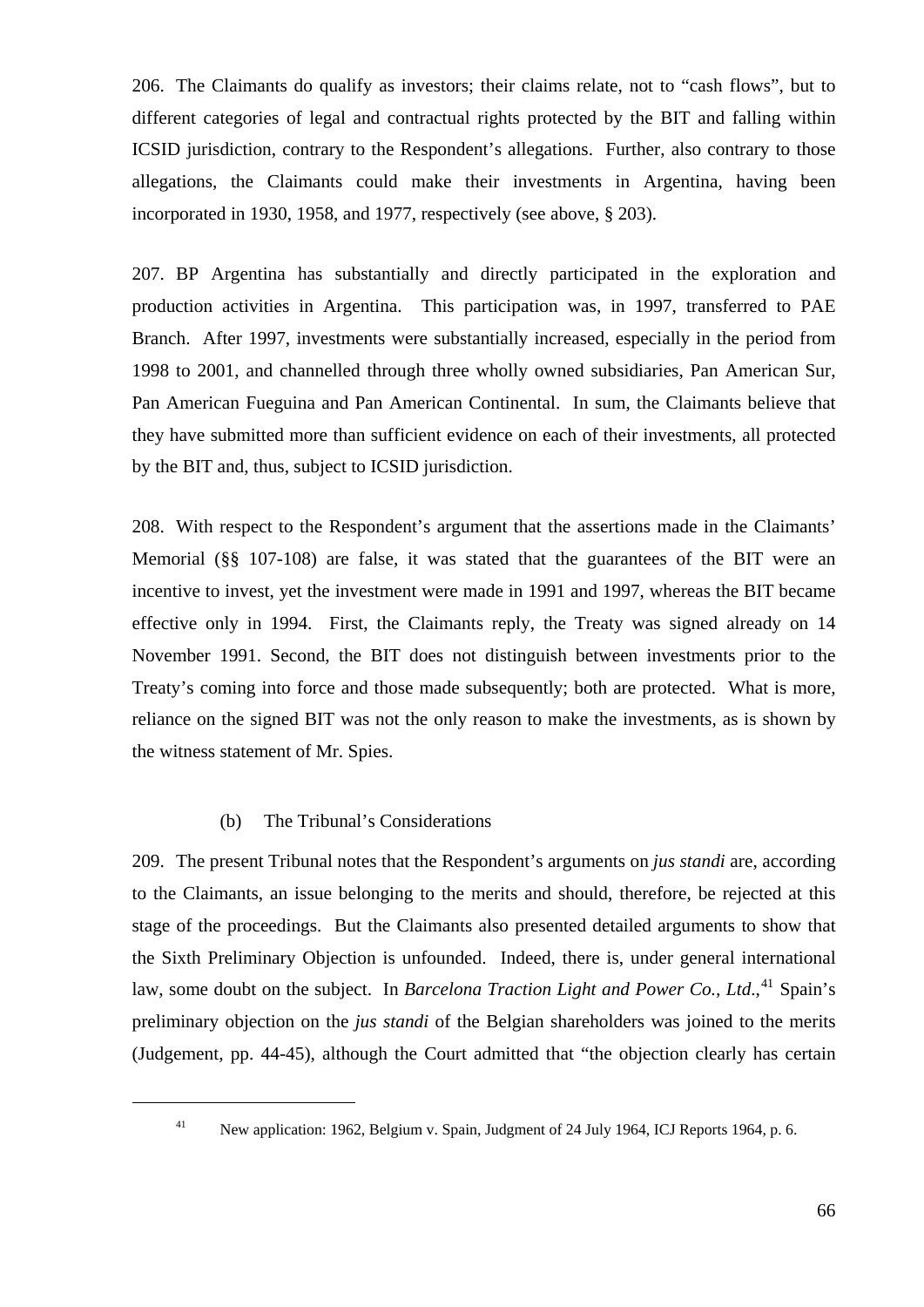206. The Claimants do qualify as investors; their claims relate, not to "cash flows", but to different categories of legal and contractual rights protected by the BIT and falling within ICSID jurisdiction, contrary to the Respondent's allegations. Further, also contrary to those allegations, the Claimants could make their investments in Argentina, having been incorporated in 1930, 1958, and 1977, respectively (see above, § 203).

207. BP Argentina has substantially and directly participated in the exploration and production activities in Argentina. This participation was, in 1997, transferred to PAE Branch. After 1997, investments were substantially increased, especially in the period from 1998 to 2001, and channelled through three wholly owned subsidiaries, Pan American Sur, Pan American Fueguina and Pan American Continental. In sum, the Claimants believe that they have submitted more than sufficient evidence on each of their investments, all protected by the BIT and, thus, subject to ICSID jurisdiction.

208. With respect to the Respondent's argument that the assertions made in the Claimants' Memorial (§§ 107-108) are false, it was stated that the guarantees of the BIT were an incentive to invest, yet the investment were made in 1991 and 1997, whereas the BIT became effective only in 1994. First, the Claimants reply, the Treaty was signed already on 14 November 1991. Second, the BIT does not distinguish between investments prior to the Treaty's coming into force and those made subsequently; both are protected. What is more, reliance on the signed BIT was not the only reason to make the investments, as is shown by the witness statement of Mr. Spies.

### (b) The Tribunal's Considerations

209. The present Tribunal notes that the Respondent's arguments on *jus standi* are, according to the Claimants, an issue belonging to the merits and should, therefore, be rejected at this stage of the proceedings. But the Claimants also presented detailed arguments to show that the Sixth Preliminary Objection is unfounded. Indeed, there is, under general international law, some doubt on the subject. In *Barcelona Traction Light and Power Co., Ltd.*,[41] Spain's preliminary objection on the *jus standi* of the Belgian shareholders was joined to the merits (Judgement, pp. 44-45), although the Court admitted that "the objection clearly has certain

[41] New application: 1962, Belgium v. Spain, Judgment of 24 July 1964, ICJ Reports 1964, p. 6.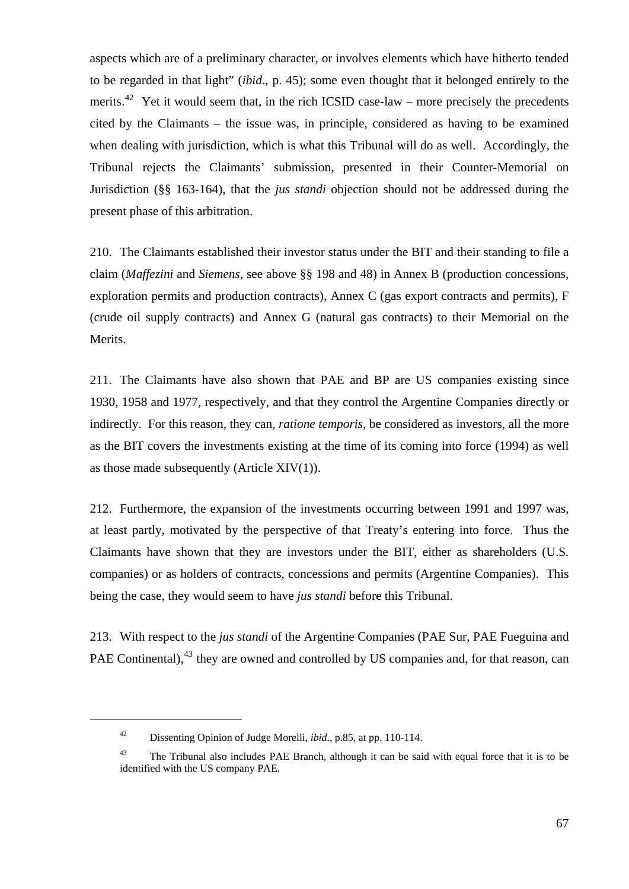aspects which are of a preliminary character, or involves elements which have hitherto tended to be regarded in that light" (*ibid*., p. 45); some even thought that it belonged entirely to the merits.[42] Yet it would seem that, in the rich ICSID case-law – more precisely the precedents cited by the Claimants – the issue was, in principle, considered as having to be examined when dealing with jurisdiction, which is what this Tribunal will do as well. Accordingly, the Tribunal rejects the Claimants' submission, presented in their Counter-Memorial on Jurisdiction (§§ 163-164), that the *jus standi* objection should not be addressed during the present phase of this arbitration.

210. The Claimants established their investor status under the BIT and their standing to file a claim (*Maffezini* and *Siemens*, see above §§ 198 and 48) in Annex B (production concessions, exploration permits and production contracts), Annex C (gas export contracts and permits), F (crude oil supply contracts) and Annex G (natural gas contracts) to their Memorial on the Merits.

211. The Claimants have also shown that PAE and BP are US companies existing since 1930, 1958 and 1977, respectively, and that they control the Argentine Companies directly or indirectly. For this reason, they can, *ratione temporis*, be considered as investors, all the more as the BIT covers the investments existing at the time of its coming into force (1994) as well as those made subsequently (Article XIV(1)).

212. Furthermore, the expansion of the investments occurring between 1991 and 1997 was, at least partly, motivated by the perspective of that Treaty's entering into force. Thus the Claimants have shown that they are investors under the BIT, either as shareholders (U.S. companies) or as holders of contracts, concessions and permits (Argentine Companies). This being the case, they would seem to have *jus standi* before this Tribunal.

213. With respect to the *jus standi* of the Argentine Companies (PAE Sur, PAE Fueguina and PAE Continental),[43] they are owned and controlled by US companies and, for that reason, can

---

[42] Dissenting Opinion of Judge Morelli, *ibid*., p.85, at pp. 110-114.

[43] The Tribunal also includes PAE Branch, although it can be said with equal force that it is to be identified with the US company PAE.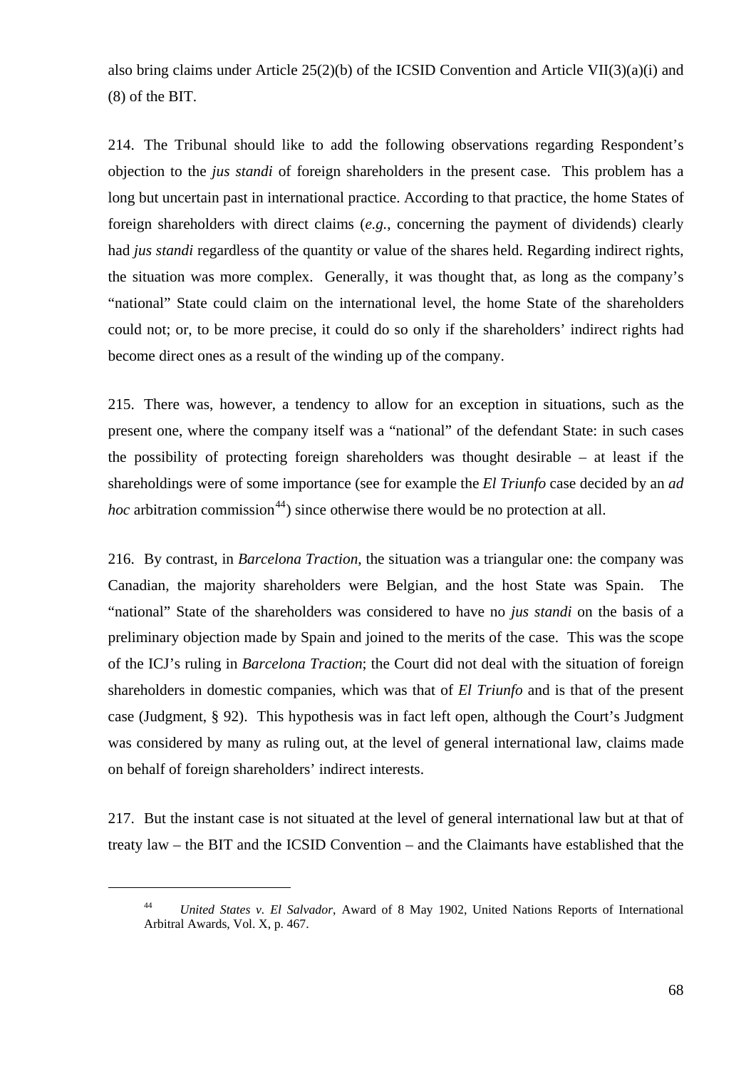also bring claims under Article 25(2)(b) of the ICSID Convention and Article VII(3)(a)(i) and (8) of the BIT.

214. The Tribunal should like to add the following observations regarding Respondent's objection to the *jus standi* of foreign shareholders in the present case. This problem has a long but uncertain past in international practice. According to that practice, the home States of foreign shareholders with direct claims (*e.g.*, concerning the payment of dividends) clearly had *jus standi* regardless of the quantity or value of the shares held. Regarding indirect rights, the situation was more complex. Generally, it was thought that, as long as the company's "national" State could claim on the international level, the home State of the shareholders could not; or, to be more precise, it could do so only if the shareholders' indirect rights had become direct ones as a result of the winding up of the company.

215. There was, however, a tendency to allow for an exception in situations, such as the present one, where the company itself was a "national" of the defendant State: in such cases the possibility of protecting foreign shareholders was thought desirable – at least if the shareholdings were of some importance (see for example the *El Triunfo* case decided by an *ad hoc* arbitration commission[44]) since otherwise there would be no protection at all.

216. By contrast, in *Barcelona Traction*, the situation was a triangular one: the company was Canadian, the majority shareholders were Belgian, and the host State was Spain. The "national" State of the shareholders was considered to have no *jus standi* on the basis of a preliminary objection made by Spain and joined to the merits of the case. This was the scope of the ICJ's ruling in *Barcelona Traction*; the Court did not deal with the situation of foreign shareholders in domestic companies, which was that of *El Triunfo* and is that of the present case (Judgment, § 92). This hypothesis was in fact left open, although the Court's Judgment was considered by many as ruling out, at the level of general international law, claims made on behalf of foreign shareholders' indirect interests.

217. But the instant case is not situated at the level of general international law but at that of treaty law – the BIT and the ICSID Convention – and the Claimants have established that the

---

[44] *United States v. El Salvador*, Award of 8 May 1902, United Nations Reports of International Arbitral Awards, Vol. X, p. 467.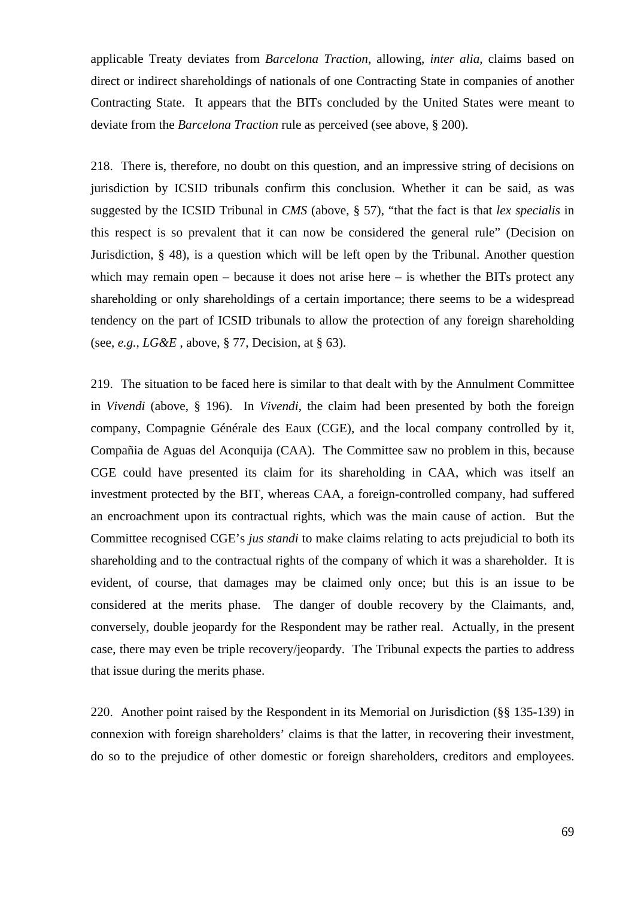applicable Treaty deviates from *Barcelona Traction*, allowing, *inter alia*, claims based on direct or indirect shareholdings of nationals of one Contracting State in companies of another Contracting State. It appears that the BITs concluded by the United States were meant to deviate from the *Barcelona Traction* rule as perceived (see above, § 200).

218. There is, therefore, no doubt on this question, and an impressive string of decisions on jurisdiction by ICSID tribunals confirm this conclusion. Whether it can be said, as was suggested by the ICSID Tribunal in *CMS* (above, § 57), "that the fact is that *lex specialis* in this respect is so prevalent that it can now be considered the general rule" (Decision on Jurisdiction, § 48), is a question which will be left open by the Tribunal. Another question which may remain open – because it does not arise here – is whether the BITs protect any shareholding or only shareholdings of a certain importance; there seems to be a widespread tendency on the part of ICSID tribunals to allow the protection of any foreign shareholding (see, *e.g.*, *LG&E* , above, § 77, Decision, at § 63).

219. The situation to be faced here is similar to that dealt with by the Annulment Committee in *Vivendi* (above, § 196). In *Vivendi*, the claim had been presented by both the foreign company, Compagnie Générale des Eaux (CGE), and the local company controlled by it, Compañia de Aguas del Aconquija (CAA). The Committee saw no problem in this, because CGE could have presented its claim for its shareholding in CAA, which was itself an investment protected by the BIT, whereas CAA, a foreign-controlled company, had suffered an encroachment upon its contractual rights, which was the main cause of action. But the Committee recognised CGE's *jus standi* to make claims relating to acts prejudicial to both its shareholding and to the contractual rights of the company of which it was a shareholder. It is evident, of course, that damages may be claimed only once; but this is an issue to be considered at the merits phase. The danger of double recovery by the Claimants, and, conversely, double jeopardy for the Respondent may be rather real. Actually, in the present case, there may even be triple recovery/jeopardy. The Tribunal expects the parties to address that issue during the merits phase.

220. Another point raised by the Respondent in its Memorial on Jurisdiction (§§ 135-139) in connexion with foreign shareholders' claims is that the latter, in recovering their investment, do so to the prejudice of other domestic or foreign shareholders, creditors and employees.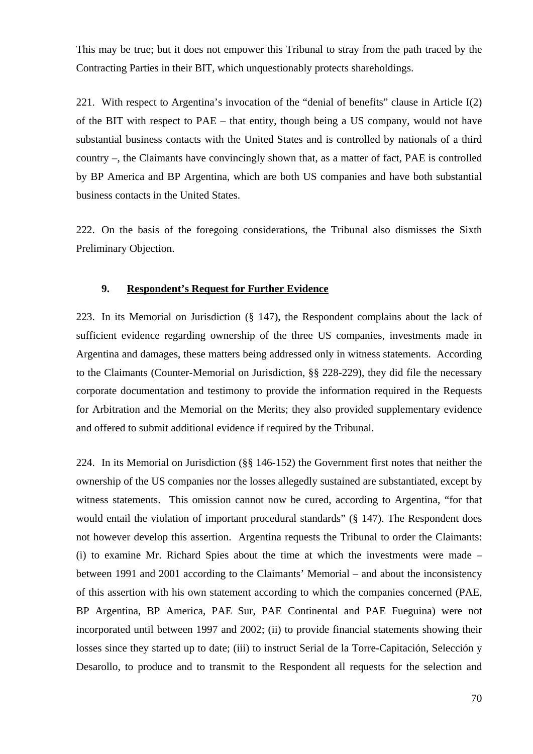This may be true; but it does not empower this Tribunal to stray from the path traced by the Contracting Parties in their BIT, which unquestionably protects shareholdings.

221. With respect to Argentina's invocation of the "denial of benefits" clause in Article I(2) of the BIT with respect to PAE – that entity, though being a US company, would not have substantial business contacts with the United States and is controlled by nationals of a third country –, the Claimants have convincingly shown that, as a matter of fact, PAE is controlled by BP America and BP Argentina, which are both US companies and have both substantial business contacts in the United States.

222. On the basis of the foregoing considerations, the Tribunal also dismisses the Sixth Preliminary Objection.

### 9. Respondent's Request for Further Evidence

223. In its Memorial on Jurisdiction (§ 147), the Respondent complains about the lack of sufficient evidence regarding ownership of the three US companies, investments made in Argentina and damages, these matters being addressed only in witness statements. According to the Claimants (Counter-Memorial on Jurisdiction, §§ 228-229), they did file the necessary corporate documentation and testimony to provide the information required in the Requests for Arbitration and the Memorial on the Merits; they also provided supplementary evidence and offered to submit additional evidence if required by the Tribunal.

224. In its Memorial on Jurisdiction (§§ 146-152) the Government first notes that neither the ownership of the US companies nor the losses allegedly sustained are substantiated, except by witness statements. This omission cannot now be cured, according to Argentina, "for that would entail the violation of important procedural standards" (§ 147). The Respondent does not however develop this assertion. Argentina requests the Tribunal to order the Claimants: (i) to examine Mr. Richard Spies about the time at which the investments were made – between 1991 and 2001 according to the Claimants' Memorial – and about the inconsistency of this assertion with his own statement according to which the companies concerned (PAE, BP Argentina, BP America, PAE Sur, PAE Continental and PAE Fueguina) were not incorporated until between 1997 and 2002; (ii) to provide financial statements showing their losses since they started up to date; (iii) to instruct Serial de la Torre-Capitación, Selección y Desarollo, to produce and to transmit to the Respondent all requests for the selection and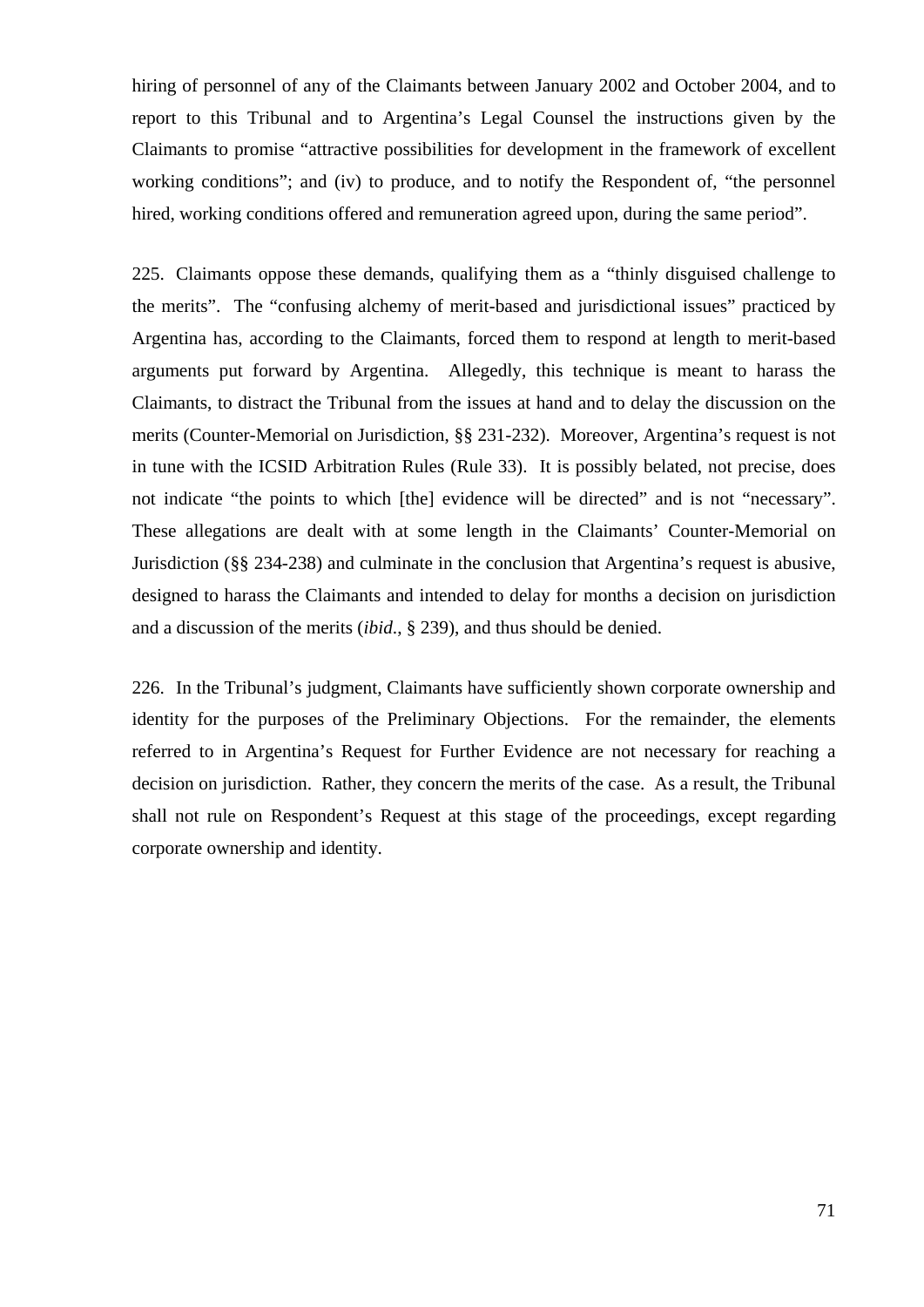hiring of personnel of any of the Claimants between January 2002 and October 2004, and to report to this Tribunal and to Argentina's Legal Counsel the instructions given by the Claimants to promise "attractive possibilities for development in the framework of excellent working conditions"; and (iv) to produce, and to notify the Respondent of, "the personnel hired, working conditions offered and remuneration agreed upon, during the same period".

225. Claimants oppose these demands, qualifying them as a "thinly disguised challenge to the merits". The "confusing alchemy of merit-based and jurisdictional issues" practiced by Argentina has, according to the Claimants, forced them to respond at length to merit-based arguments put forward by Argentina. Allegedly, this technique is meant to harass the Claimants, to distract the Tribunal from the issues at hand and to delay the discussion on the merits (Counter-Memorial on Jurisdiction, §§ 231-232). Moreover, Argentina's request is not in tune with the ICSID Arbitration Rules (Rule 33). It is possibly belated, not precise, does not indicate "the points to which [the] evidence will be directed" and is not "necessary". These allegations are dealt with at some length in the Claimants' Counter-Memorial on Jurisdiction (§§ 234-238) and culminate in the conclusion that Argentina's request is abusive, designed to harass the Claimants and intended to delay for months a decision on jurisdiction and a discussion of the merits (*ibid.*, § 239), and thus should be denied.

226. In the Tribunal's judgment, Claimants have sufficiently shown corporate ownership and identity for the purposes of the Preliminary Objections. For the remainder, the elements referred to in Argentina's Request for Further Evidence are not necessary for reaching a decision on jurisdiction. Rather, they concern the merits of the case. As a result, the Tribunal shall not rule on Respondent's Request at this stage of the proceedings, except regarding corporate ownership and identity.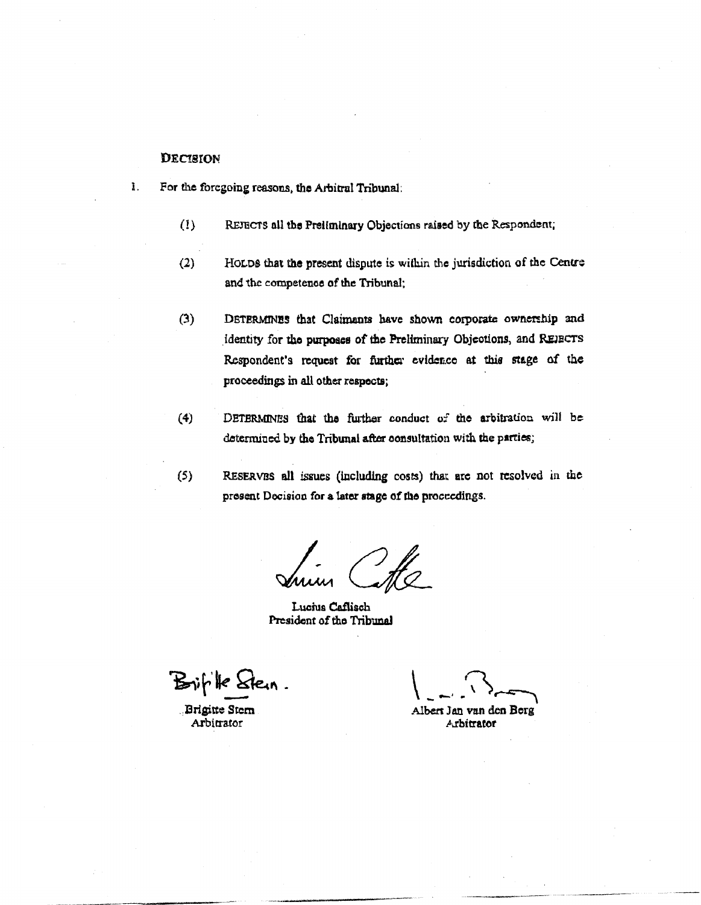## DECISION

1. For the foregoing reasons, the Arbitral Tribunal:

   (1) REJECTS all the Preliminary Objections raised by the Respondent;

   (2) HOLDS that the present dispute is within the jurisdiction of the Centre and the competence of the Tribunal;

   (3) DETERMINES that Claimants have shown corporate ownership and identity for the purposes of the Preliminary Objections, and REJECTS Respondent's request for further evidence at this stage of the proceedings in all other respects;

   (4) DETERMINES that the further conduct of the arbitration will be determined by the Tribunal after consultation with the parties;

   (5) RESERVES all issues (including costs) that are not resolved in the present Decision for a later stage of the proceedings.

Lucius Caflisch
President of the Tribunal

Brigitte Stern
Arbitrator

Albert Jan van den Berg
Arbitrator